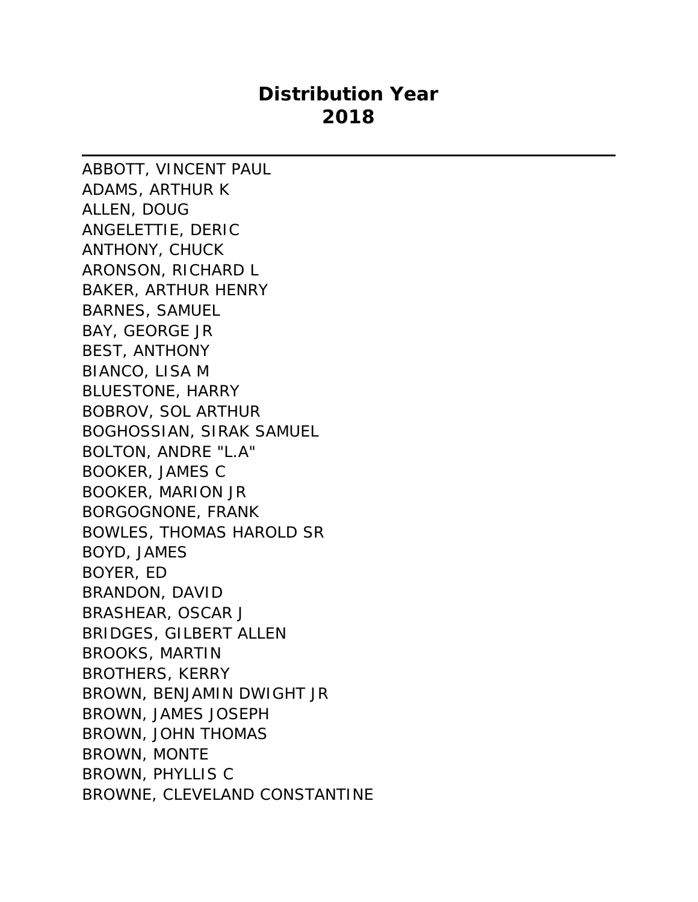# Distribution Year
# 2018

---

ABBOTT, VINCENT PAUL
ADAMS, ARTHUR K
ALLEN, DOUG
ANGELETTIE, DERIC
ANTHONY, CHUCK
ARONSON, RICHARD L
BAKER, ARTHUR HENRY
BARNES, SAMUEL
BAY, GEORGE JR
BEST, ANTHONY
BIANCO, LISA M
BLUESTONE, HARRY
BOBROV, SOL ARTHUR
BOGHOSSIAN, SIRAK SAMUEL
BOLTON, ANDRE "L.A"
BOOKER, JAMES C
BOOKER, MARION JR
BORGOGNONE, FRANK
BOWLES, THOMAS HAROLD SR
BOYD, JAMES
BOYER, ED
BRANDON, DAVID
BRASHEAR, OSCAR J
BRIDGES, GILBERT ALLEN
BROOKS, MARTIN
BROTHERS, KERRY
BROWN, BENJAMIN DWIGHT JR
BROWN, JAMES JOSEPH
BROWN, JOHN THOMAS
BROWN, MONTE
BROWN, PHYLLIS C
BROWNE, CLEVELAND CONSTANTINE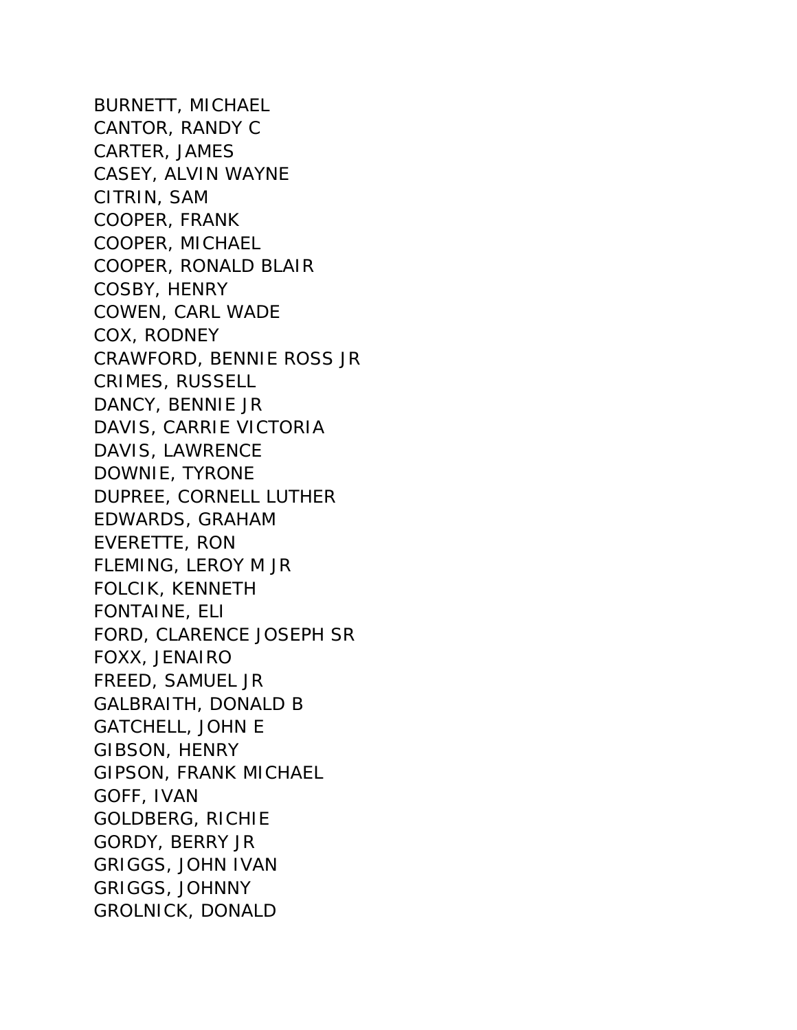BURNETT, MICHAEL
CANTOR, RANDY C
CARTER, JAMES
CASEY, ALVIN WAYNE
CITRIN, SAM
COOPER, FRANK
COOPER, MICHAEL
COOPER, RONALD BLAIR
COSBY, HENRY
COWEN, CARL WADE
COX, RODNEY
CRAWFORD, BENNIE ROSS JR
CRIMES, RUSSELL
DANCY, BENNIE JR
DAVIS, CARRIE VICTORIA
DAVIS, LAWRENCE
DOWNIE, TYRONE
DUPREE, CORNELL LUTHER
EDWARDS, GRAHAM
EVERETTE, RON
FLEMING, LEROY M JR
FOLCIK, KENNETH
FONTAINE, ELI
FORD, CLARENCE JOSEPH SR
FOXX, JENAIRO
FREED, SAMUEL JR
GALBRAITH, DONALD B
GATCHELL, JOHN E
GIBSON, HENRY
GIPSON, FRANK MICHAEL
GOFF, IVAN
GOLDBERG, RICHIE
GORDY, BERRY JR
GRIGGS, JOHN IVAN
GRIGGS, JOHNNY
GROLNICK, DONALD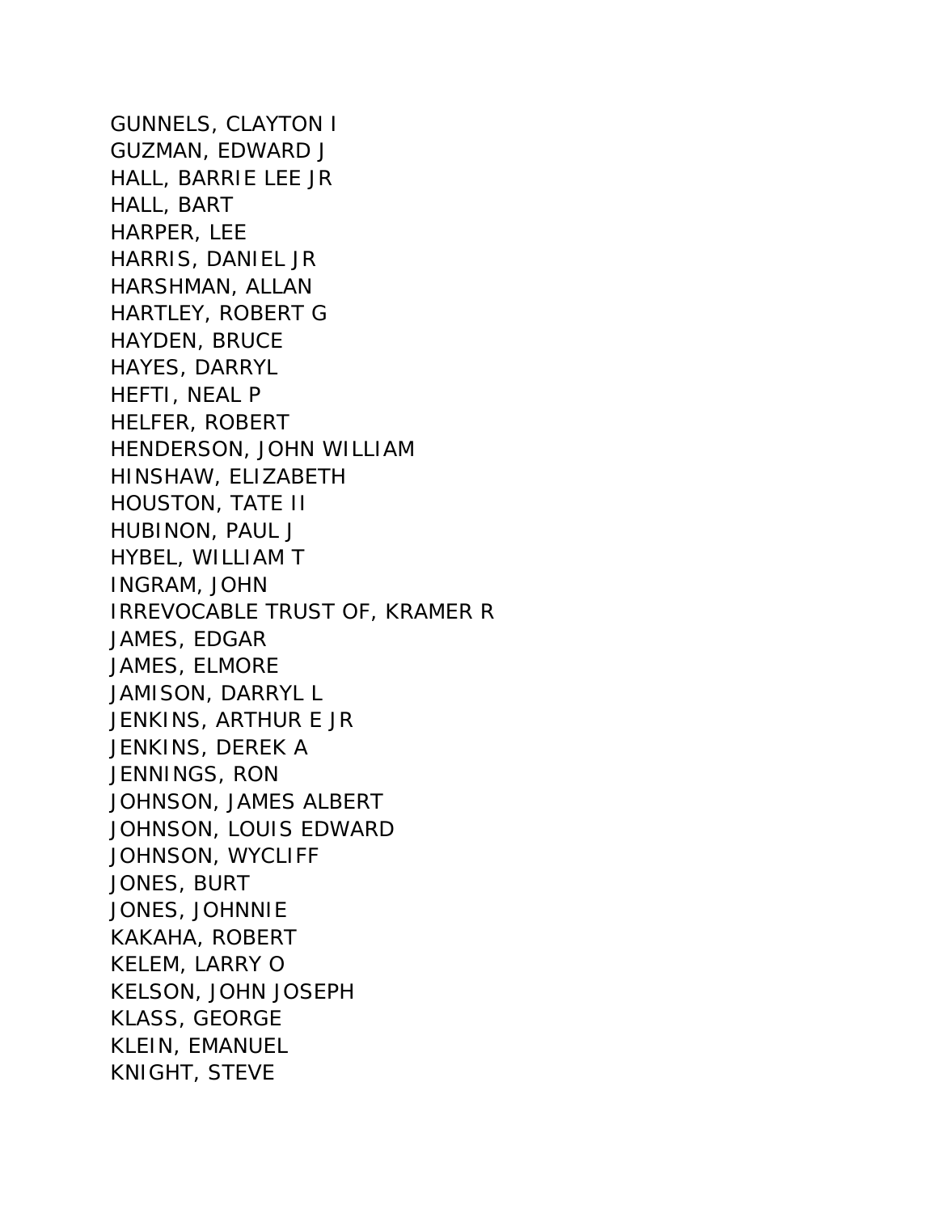GUNNELS, CLAYTON I
GUZMAN, EDWARD J
HALL, BARRIE LEE JR
HALL, BART
HARPER, LEE
HARRIS, DANIEL JR
HARSHMAN, ALLAN
HARTLEY, ROBERT G
HAYDEN, BRUCE
HAYES, DARRYL
HEFTI, NEAL P
HELFER, ROBERT
HENDERSON, JOHN WILLIAM
HINSHAW, ELIZABETH
HOUSTON, TATE II
HUBINON, PAUL J
HYBEL, WILLIAM T
INGRAM, JOHN
IRREVOCABLE TRUST OF, KRAMER R
JAMES, EDGAR
JAMES, ELMORE
JAMISON, DARRYL L
JENKINS, ARTHUR E JR
JENKINS, DEREK A
JENNINGS, RON
JOHNSON, JAMES ALBERT
JOHNSON, LOUIS EDWARD
JOHNSON, WYCLIFF
JONES, BURT
JONES, JOHNNIE
KAKAHA, ROBERT
KELEM, LARRY O
KELSON, JOHN JOSEPH
KLASS, GEORGE
KLEIN, EMANUEL
KNIGHT, STEVE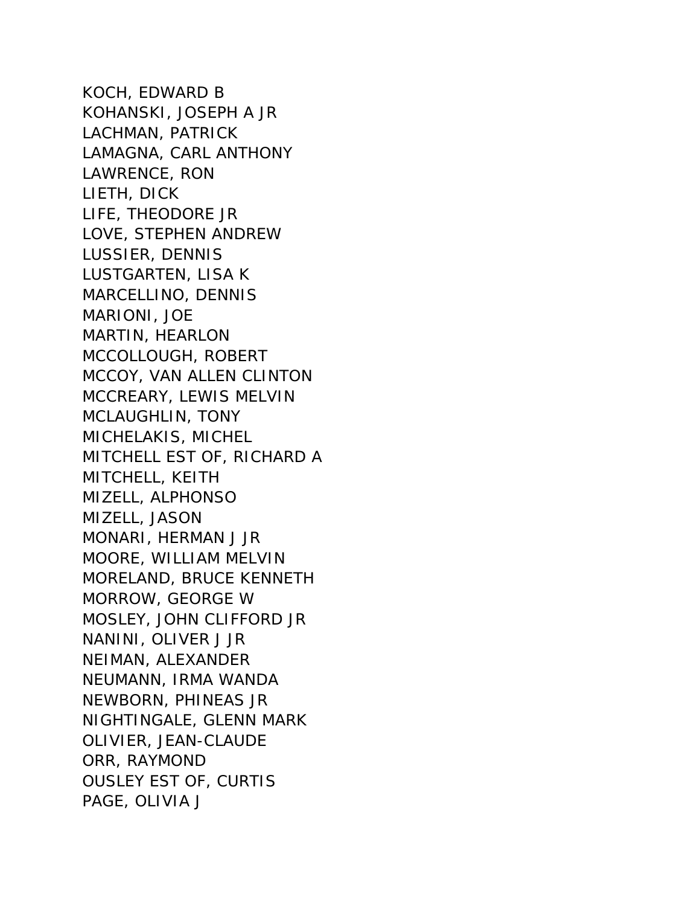KOCH, EDWARD B
KOHANSKI, JOSEPH A JR
LACHMAN, PATRICK
LAMAGNA, CARL ANTHONY
LAWRENCE, RON
LIETH, DICK
LIFE, THEODORE JR
LOVE, STEPHEN ANDREW
LUSSIER, DENNIS
LUSTGARTEN, LISA K
MARCELLINO, DENNIS
MARIONI, JOE
MARTIN, HEARLON
MCCOLLOUGH, ROBERT
MCCOY, VAN ALLEN CLINTON
MCCREARY, LEWIS MELVIN
MCLAUGHLIN, TONY
MICHELAKIS, MICHEL
MITCHELL EST OF, RICHARD A
MITCHELL, KEITH
MIZELL, ALPHONSO
MIZELL, JASON
MONARI, HERMAN J JR
MOORE, WILLIAM MELVIN
MORELAND, BRUCE KENNETH
MORROW, GEORGE W
MOSLEY, JOHN CLIFFORD JR
NANINI, OLIVER J JR
NEIMAN, ALEXANDER
NEUMANN, IRMA WANDA
NEWBORN, PHINEAS JR
NIGHTINGALE, GLENN MARK
OLIVIER, JEAN-CLAUDE
ORR, RAYMOND
OUSLEY EST OF, CURTIS
PAGE, OLIVIA J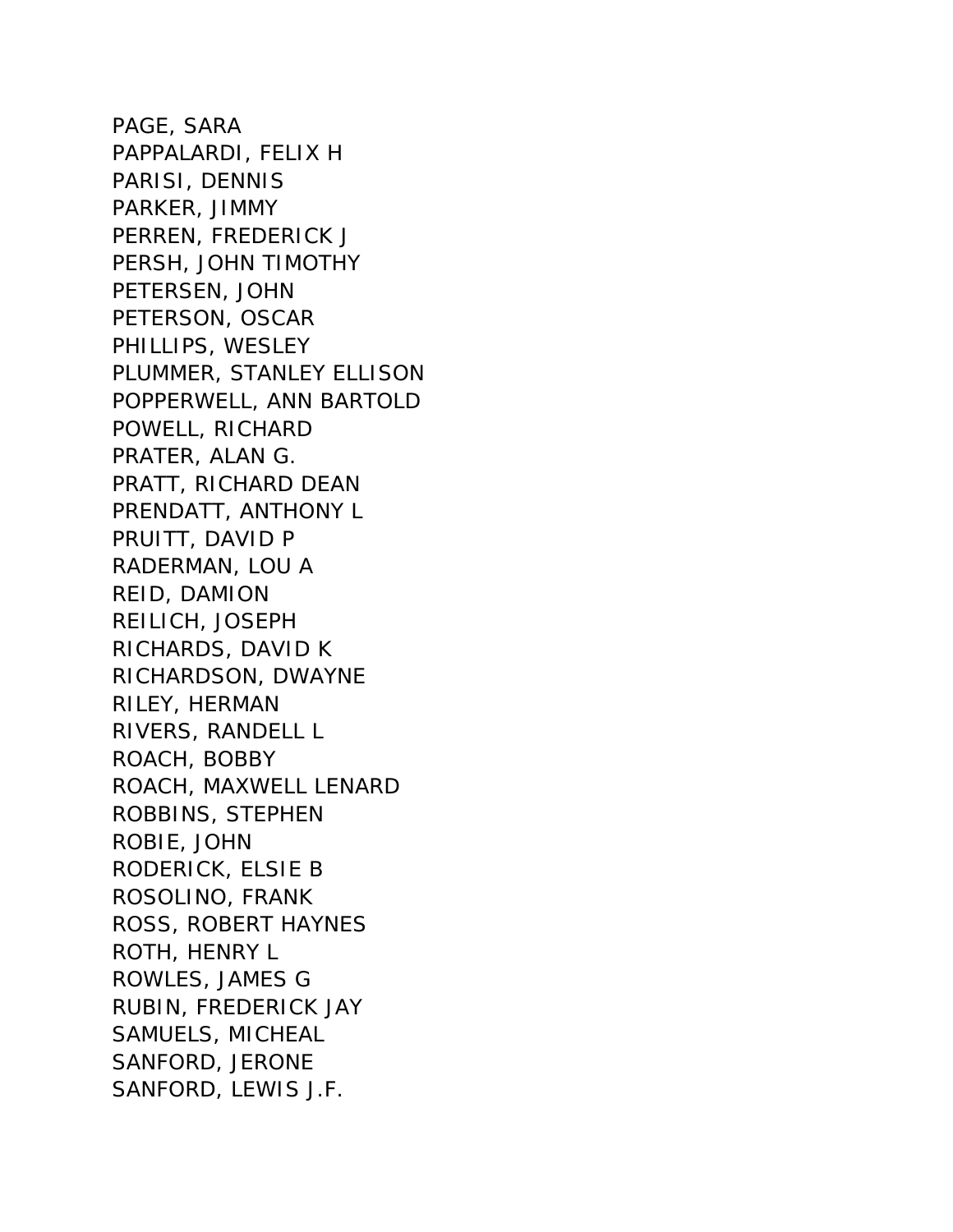PAGE, SARA
PAPPALARDI, FELIX H
PARISI, DENNIS
PARKER, JIMMY
PERREN, FREDERICK J
PERSH, JOHN TIMOTHY
PETERSEN, JOHN
PETERSON, OSCAR
PHILLIPS, WESLEY
PLUMMER, STANLEY ELLISON
POPPERWELL, ANN BARTOLD
POWELL, RICHARD
PRATER, ALAN G.
PRATT, RICHARD DEAN
PRENDATT, ANTHONY L
PRUITT, DAVID P
RADERMAN, LOU A
REID, DAMION
REILICH, JOSEPH
RICHARDS, DAVID K
RICHARDSON, DWAYNE
RILEY, HERMAN
RIVERS, RANDELL L
ROACH, BOBBY
ROACH, MAXWELL LENARD
ROBBINS, STEPHEN
ROBIE, JOHN
RODERICK, ELSIE B
ROSOLINO, FRANK
ROSS, ROBERT HAYNES
ROTH, HENRY L
ROWLES, JAMES G
RUBIN, FREDERICK JAY
SAMUELS, MICHEAL
SANFORD, JERONE
SANFORD, LEWIS J.F.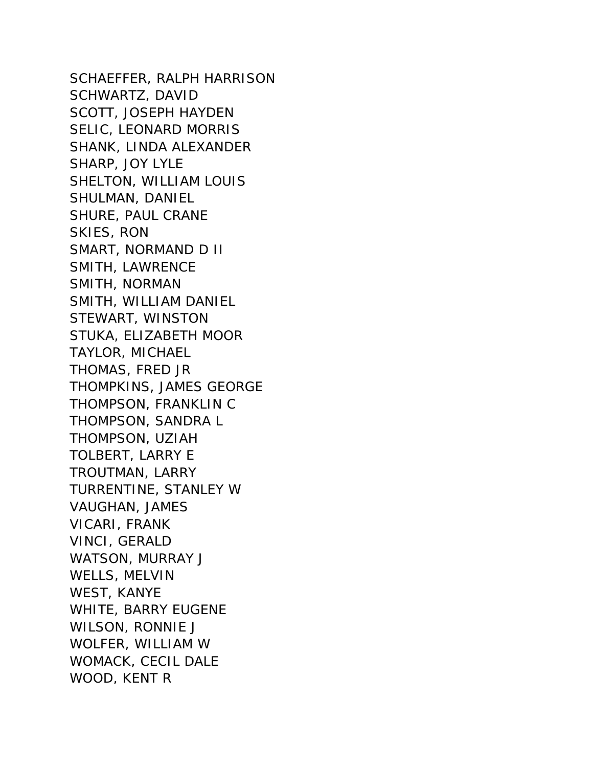SCHAEFFER, RALPH HARRISON
SCHWARTZ, DAVID
SCOTT, JOSEPH HAYDEN
SELIC, LEONARD MORRIS
SHANK, LINDA ALEXANDER
SHARP, JOY LYLE
SHELTON, WILLIAM LOUIS
SHULMAN, DANIEL
SHURE, PAUL CRANE
SKIES, RON
SMART, NORMAND D II
SMITH, LAWRENCE
SMITH, NORMAN
SMITH, WILLIAM DANIEL
STEWART, WINSTON
STUKA, ELIZABETH MOOR
TAYLOR, MICHAEL
THOMAS, FRED JR
THOMPKINS, JAMES GEORGE
THOMPSON, FRANKLIN C
THOMPSON, SANDRA L
THOMPSON, UZIAH
TOLBERT, LARRY E
TROUTMAN, LARRY
TURRENTINE, STANLEY W
VAUGHAN, JAMES
VICARI, FRANK
VINCI, GERALD
WATSON, MURRAY J
WELLS, MELVIN
WEST, KANYE
WHITE, BARRY EUGENE
WILSON, RONNIE J
WOLFER, WILLIAM W
WOMACK, CECIL DALE
WOOD, KENT R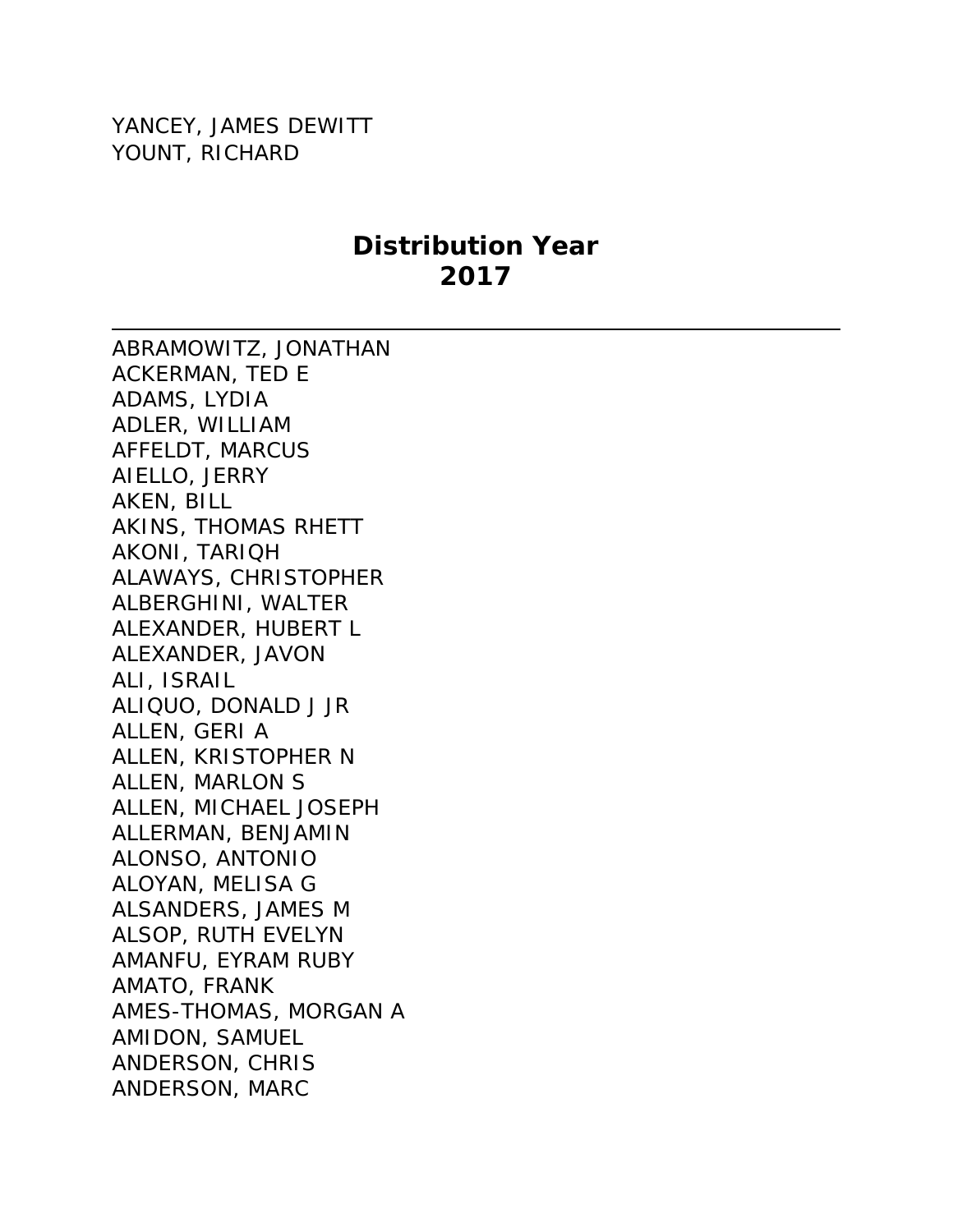YANCEY, JAMES DEWITT
YOUNT, RICHARD

## Distribution Year
## 2017

---

ABRAMOWITZ, JONATHAN
ACKERMAN, TED E
ADAMS, LYDIA
ADLER, WILLIAM
AFFELDT, MARCUS
AIELLO, JERRY
AKEN, BILL
AKINS, THOMAS RHETT
AKONI, TARIQH
ALAWAYS, CHRISTOPHER
ALBERGHINI, WALTER
ALEXANDER, HUBERT L
ALEXANDER, JAVON
ALI, ISRAIL
ALIQUO, DONALD J JR
ALLEN, GERI A
ALLEN, KRISTOPHER N
ALLEN, MARLON S
ALLEN, MICHAEL JOSEPH
ALLERMAN, BENJAMIN
ALONSO, ANTONIO
ALOYAN, MELISA G
ALSANDERS, JAMES M
ALSOP, RUTH EVELYN
AMANFU, EYRAM RUBY
AMATO, FRANK
AMES-THOMAS, MORGAN A
AMIDON, SAMUEL
ANDERSON, CHRIS
ANDERSON, MARC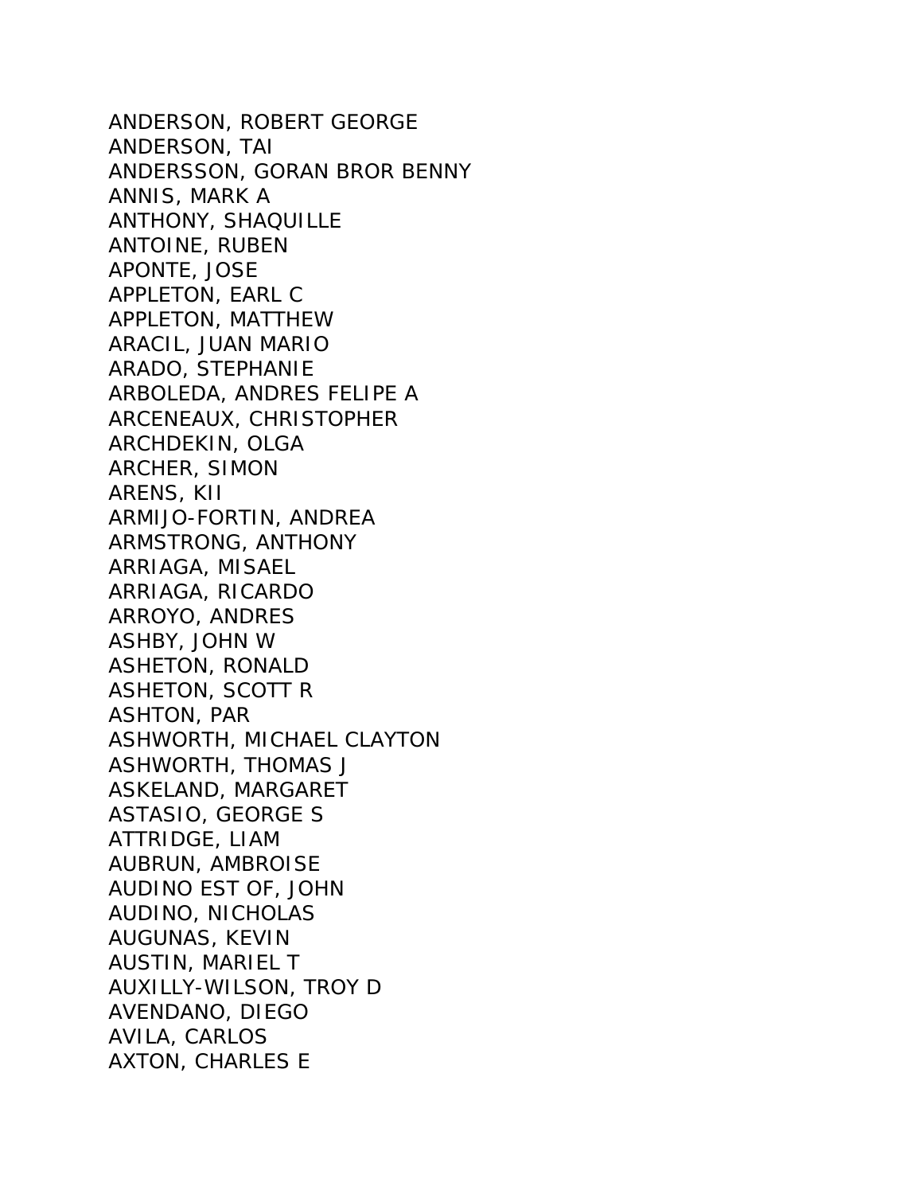ANDERSON, ROBERT GEORGE
ANDERSON, TAI
ANDERSSON, GORAN BROR BENNY
ANNIS, MARK A
ANTHONY, SHAQUILLE
ANTOINE, RUBEN
APONTE, JOSE
APPLETON, EARL C
APPLETON, MATTHEW
ARACIL, JUAN MARIO
ARADO, STEPHANIE
ARBOLEDA, ANDRES FELIPE A
ARCENEAUX, CHRISTOPHER
ARCHDEKIN, OLGA
ARCHER, SIMON
ARENS, KII
ARMIJO-FORTIN, ANDREA
ARMSTRONG, ANTHONY
ARRIAGA, MISAEL
ARRIAGA, RICARDO
ARROYO, ANDRES
ASHBY, JOHN W
ASHETON, RONALD
ASHETON, SCOTT R
ASHTON, PAR
ASHWORTH, MICHAEL CLAYTON
ASHWORTH, THOMAS J
ASKELAND, MARGARET
ASTASIO, GEORGE S
ATTRIDGE, LIAM
AUBRUN, AMBROISE
AUDINO EST OF, JOHN
AUDINO, NICHOLAS
AUGUNAS, KEVIN
AUSTIN, MARIEL T
AUXILLY-WILSON, TROY D
AVENDANO, DIEGO
AVILA, CARLOS
AXTON, CHARLES E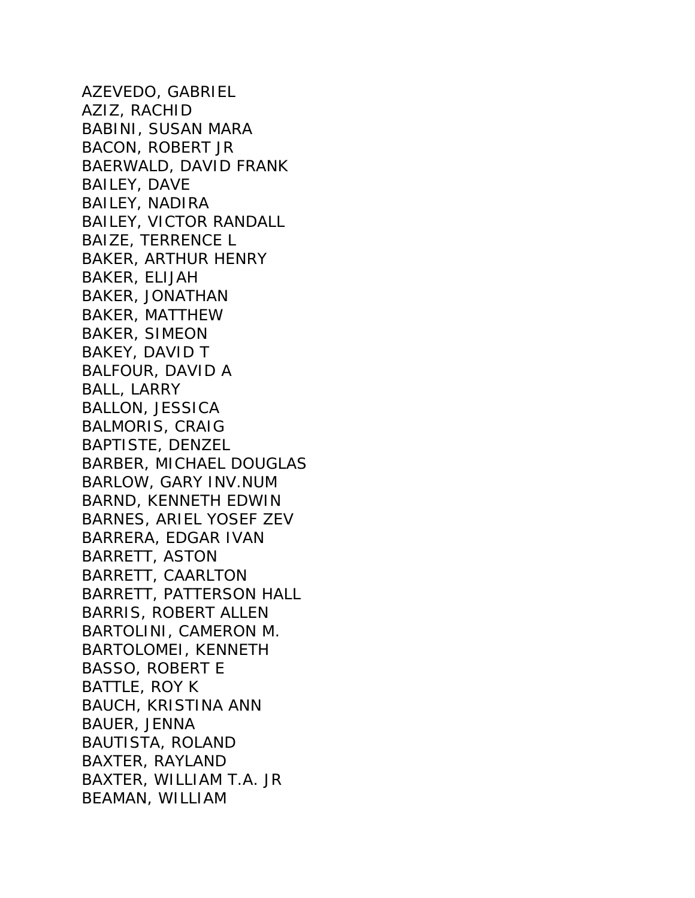AZEVEDO, GABRIEL
AZIZ, RACHID
BABINI, SUSAN MARA
BACON, ROBERT JR
BAERWALD, DAVID FRANK
BAILEY, DAVE
BAILEY, NADIRA
BAILEY, VICTOR RANDALL
BAIZE, TERRENCE L
BAKER, ARTHUR HENRY
BAKER, ELIJAH
BAKER, JONATHAN
BAKER, MATTHEW
BAKER, SIMEON
BAKEY, DAVID T
BALFOUR, DAVID A
BALL, LARRY
BALLON, JESSICA
BALMORIS, CRAIG
BAPTISTE, DENZEL
BARBER, MICHAEL DOUGLAS
BARLOW, GARY INV.NUM
BARND, KENNETH EDWIN
BARNES, ARIEL YOSEF ZEV
BARRERA, EDGAR IVAN
BARRETT, ASTON
BARRETT, CAARLTON
BARRETT, PATTERSON HALL
BARRIS, ROBERT ALLEN
BARTOLINI, CAMERON M.
BARTOLOMEI, KENNETH
BASSO, ROBERT E
BATTLE, ROY K
BAUCH, KRISTINA ANN
BAUER, JENNA
BAUTISTA, ROLAND
BAXTER, RAYLAND
BAXTER, WILLIAM T.A. JR
BEAMAN, WILLIAM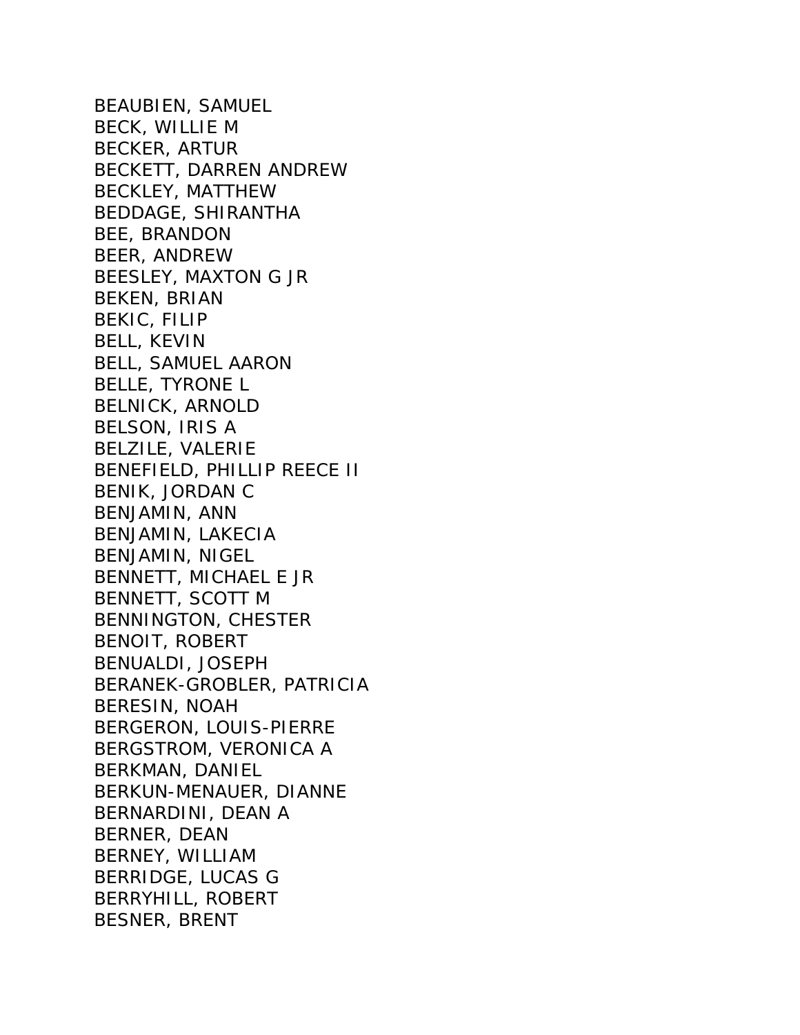BEAUBIEN, SAMUEL
BECK, WILLIE M
BECKER, ARTUR
BECKETT, DARREN ANDREW
BECKLEY, MATTHEW
BEDDAGE, SHIRANTHA
BEE, BRANDON
BEER, ANDREW
BEESLEY, MAXTON G JR
BEKEN, BRIAN
BEKIC, FILIP
BELL, KEVIN
BELL, SAMUEL AARON
BELLE, TYRONE L
BELNICK, ARNOLD
BELSON, IRIS A
BELZILE, VALERIE
BENEFIELD, PHILLIP REECE II
BENIK, JORDAN C
BENJAMIN, ANN
BENJAMIN, LAKECIA
BENJAMIN, NIGEL
BENNETT, MICHAEL E JR
BENNETT, SCOTT M
BENNINGTON, CHESTER
BENOIT, ROBERT
BENUALDI, JOSEPH
BERANEK-GROBLER, PATRICIA
BERESIN, NOAH
BERGERON, LOUIS-PIERRE
BERGSTROM, VERONICA A
BERKMAN, DANIEL
BERKUN-MENAUER, DIANNE
BERNARDINI, DEAN A
BERNER, DEAN
BERNEY, WILLIAM
BERRIDGE, LUCAS G
BERRYHILL, ROBERT
BESNER, BRENT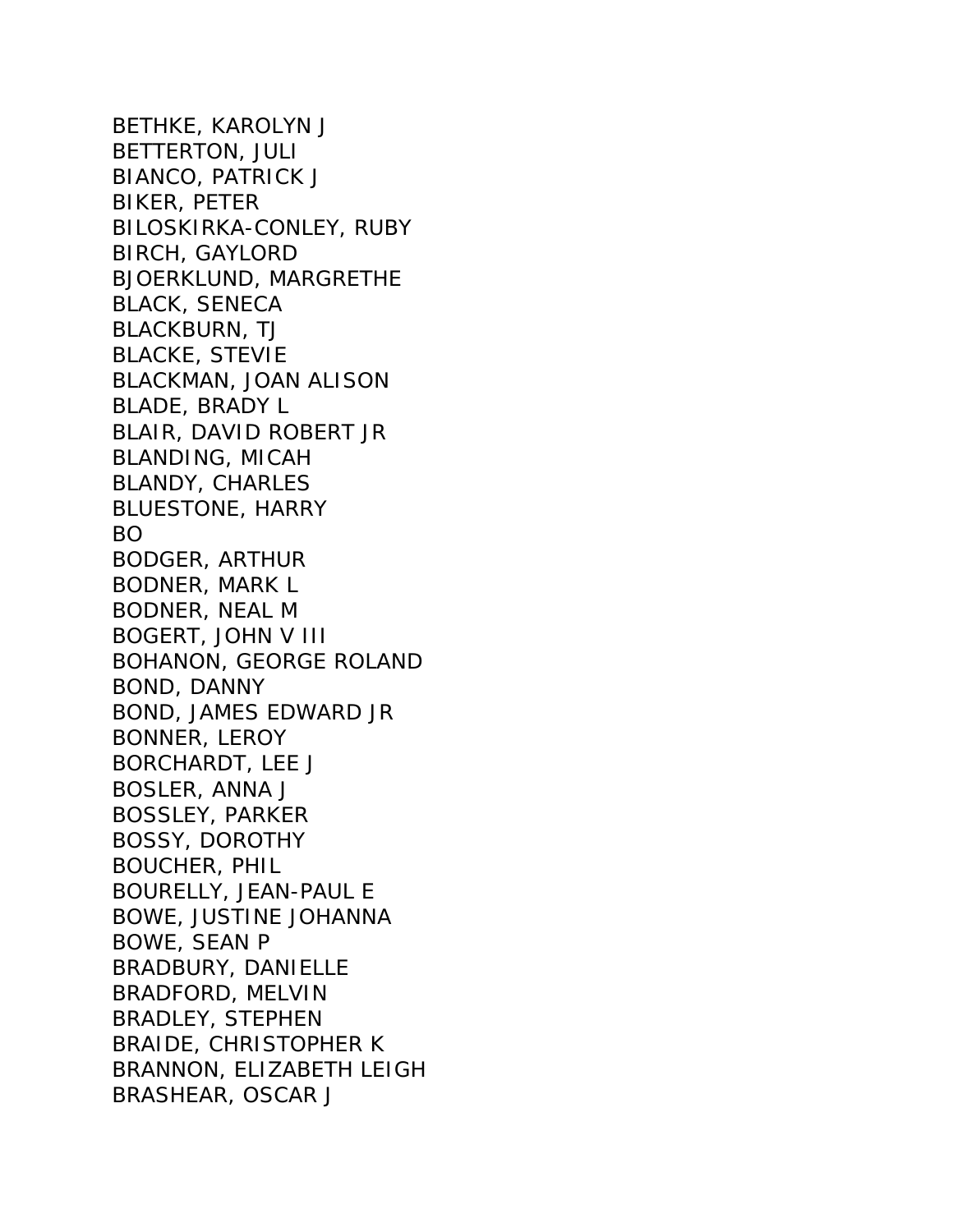BETHKE, KAROLYN J
BETTERTON, JULI
BIANCO, PATRICK J
BIKER, PETER
BILOSKIRKA-CONLEY, RUBY
BIRCH, GAYLORD
BJOERKLUND, MARGRETHE
BLACK, SENECA
BLACKBURN, TJ
BLACKE, STEVIE
BLACKMAN, JOAN ALISON
BLADE, BRADY L
BLAIR, DAVID ROBERT JR
BLANDING, MICAH
BLANDY, CHARLES
BLUESTONE, HARRY
BO
BODGER, ARTHUR
BODNER, MARK L
BODNER, NEAL M
BOGERT, JOHN V III
BOHANON, GEORGE ROLAND
BOND, DANNY
BOND, JAMES EDWARD JR
BONNER, LEROY
BORCHARDT, LEE J
BOSLER, ANNA J
BOSSLEY, PARKER
BOSSY, DOROTHY
BOUCHER, PHIL
BOURELLY, JEAN-PAUL E
BOWE, JUSTINE JOHANNA
BOWE, SEAN P
BRADBURY, DANIELLE
BRADFORD, MELVIN
BRADLEY, STEPHEN
BRAIDE, CHRISTOPHER K
BRANNON, ELIZABETH LEIGH
BRASHEAR, OSCAR J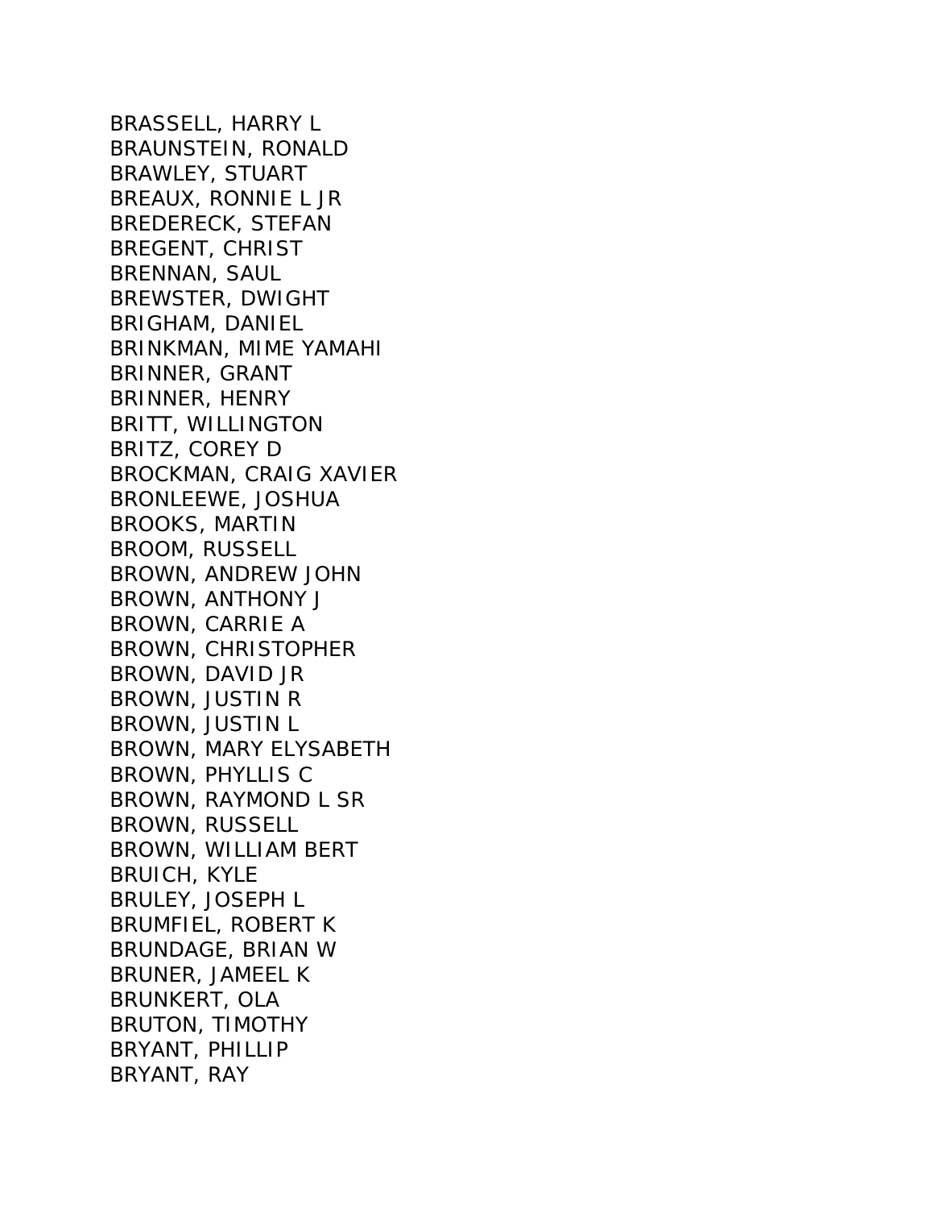BRASSELL, HARRY L
BRAUNSTEIN, RONALD
BRAWLEY, STUART
BREAUX, RONNIE L JR
BREDERECK, STEFAN
BREGENT, CHRIST
BRENNAN, SAUL
BREWSTER, DWIGHT
BRIGHAM, DANIEL
BRINKMAN, MIME YAMAHI
BRINNER, GRANT
BRINNER, HENRY
BRITT, WILLINGTON
BRITZ, COREY D
BROCKMAN, CRAIG XAVIER
BRONLEEWE, JOSHUA
BROOKS, MARTIN
BROOM, RUSSELL
BROWN, ANDREW JOHN
BROWN, ANTHONY J
BROWN, CARRIE A
BROWN, CHRISTOPHER
BROWN, DAVID JR
BROWN, JUSTIN R
BROWN, JUSTIN L
BROWN, MARY ELYSABETH
BROWN, PHYLLIS C
BROWN, RAYMOND L SR
BROWN, RUSSELL
BROWN, WILLIAM BERT
BRUICH, KYLE
BRULEY, JOSEPH L
BRUMFIEL, ROBERT K
BRUNDAGE, BRIAN W
BRUNER, JAMEEL K
BRUNKERT, OLA
BRUTON, TIMOTHY
BRYANT, PHILLIP
BRYANT, RAY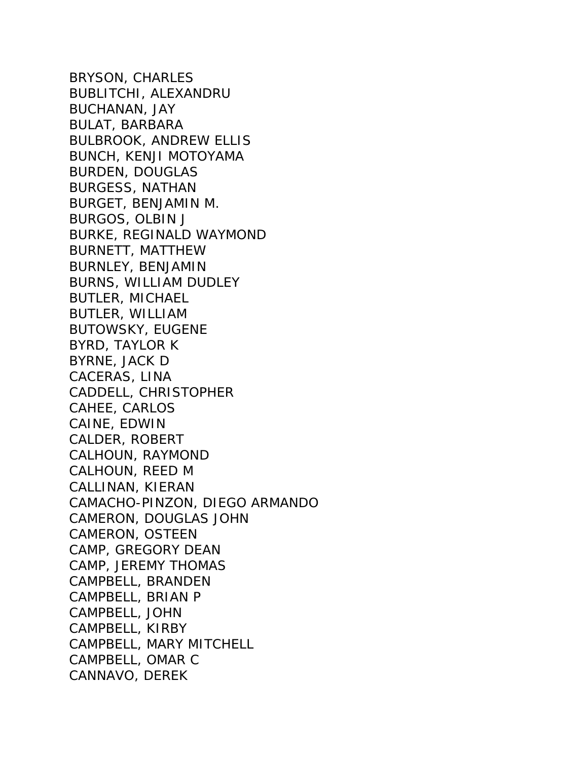BRYSON, CHARLES
BUBLITCHI, ALEXANDRU
BUCHANAN, JAY
BULAT, BARBARA
BULBROOK, ANDREW ELLIS
BUNCH, KENJI MOTOYAMA
BURDEN, DOUGLAS
BURGESS, NATHAN
BURGET, BENJAMIN M.
BURGOS, OLBIN J
BURKE, REGINALD WAYMOND
BURNETT, MATTHEW
BURNLEY, BENJAMIN
BURNS, WILLIAM DUDLEY
BUTLER, MICHAEL
BUTLER, WILLIAM
BUTOWSKY, EUGENE
BYRD, TAYLOR K
BYRNE, JACK D
CACERAS, LINA
CADDELL, CHRISTOPHER
CAHEE, CARLOS
CAINE, EDWIN
CALDER, ROBERT
CALHOUN, RAYMOND
CALHOUN, REED M
CALLINAN, KIERAN
CAMACHO-PINZON, DIEGO ARMANDO
CAMERON, DOUGLAS JOHN
CAMERON, OSTEEN
CAMP, GREGORY DEAN
CAMP, JEREMY THOMAS
CAMPBELL, BRANDEN
CAMPBELL, BRIAN P
CAMPBELL, JOHN
CAMPBELL, KIRBY
CAMPBELL, MARY MITCHELL
CAMPBELL, OMAR C
CANNAVO, DEREK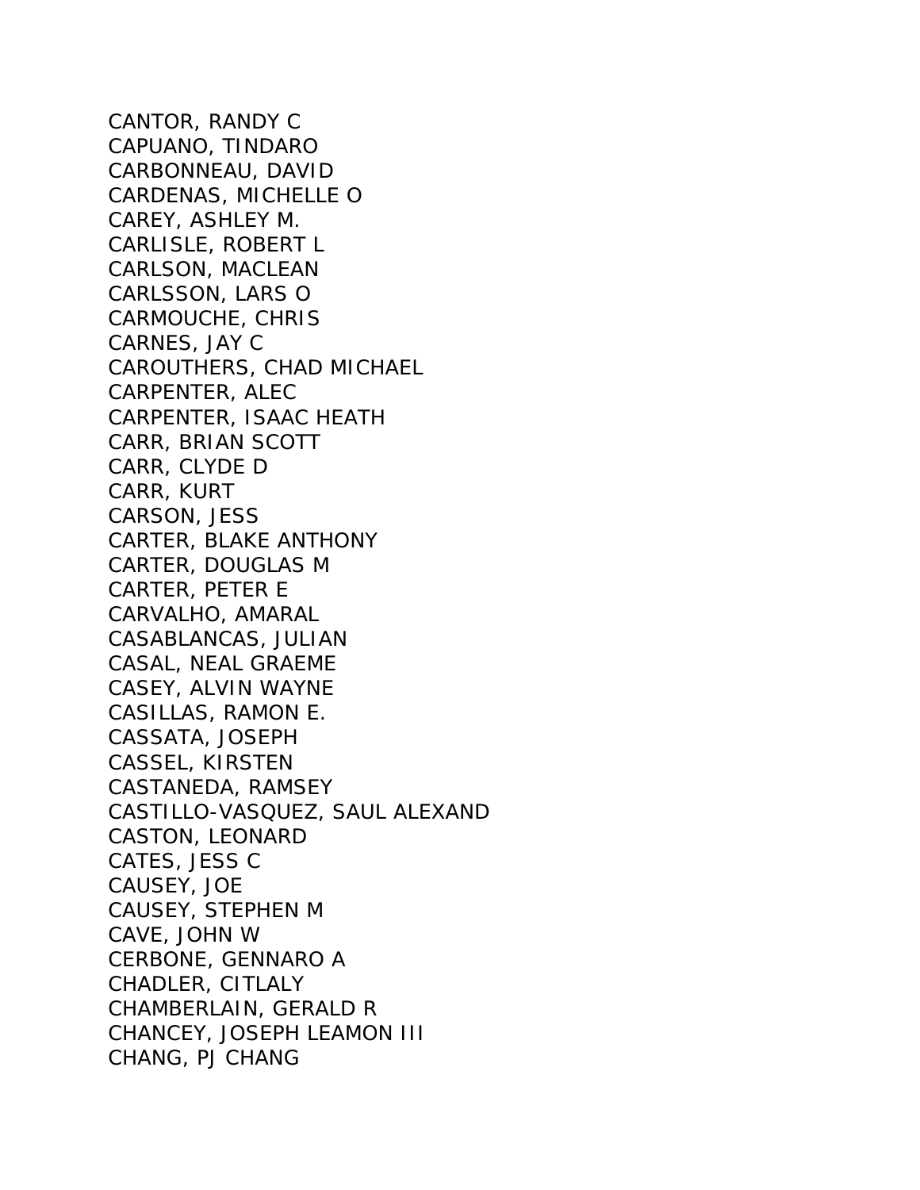CANTOR, RANDY C
CAPUANO, TINDARO
CARBONNEAU, DAVID
CARDENAS, MICHELLE O
CAREY, ASHLEY M.
CARLISLE, ROBERT L
CARLSON, MACLEAN
CARLSSON, LARS O
CARMOUCHE, CHRIS
CARNES, JAY C
CAROUTHERS, CHAD MICHAEL
CARPENTER, ALEC
CARPENTER, ISAAC HEATH
CARR, BRIAN SCOTT
CARR, CLYDE D
CARR, KURT
CARSON, JESS
CARTER, BLAKE ANTHONY
CARTER, DOUGLAS M
CARTER, PETER E
CARVALHO, AMARAL
CASABLANCAS, JULIAN
CASAL, NEAL GRAEME
CASEY, ALVIN WAYNE
CASILLAS, RAMON E.
CASSATA, JOSEPH
CASSEL, KIRSTEN
CASTANEDA, RAMSEY
CASTILLO-VASQUEZ, SAUL ALEXAND
CASTON, LEONARD
CATES, JESS C
CAUSEY, JOE
CAUSEY, STEPHEN M
CAVE, JOHN W
CERBONE, GENNARO A
CHADLER, CITLALY
CHAMBERLAIN, GERALD R
CHANCEY, JOSEPH LEAMON III
CHANG, PJ CHANG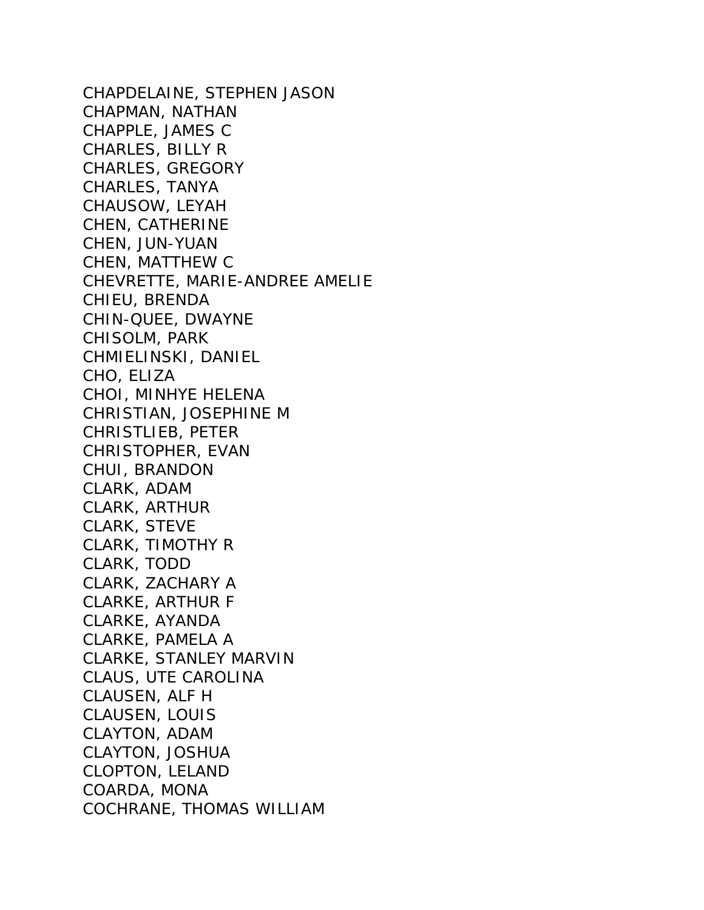CHAPDELAINE, STEPHEN JASON
CHAPMAN, NATHAN
CHAPPLE, JAMES C
CHARLES, BILLY R
CHARLES, GREGORY
CHARLES, TANYA
CHAUSOW, LEYAH
CHEN, CATHERINE
CHEN, JUN-YUAN
CHEN, MATTHEW C
CHEVRETTE, MARIE-ANDREE AMELIE
CHIEU, BRENDA
CHIN-QUEE, DWAYNE
CHISOLM, PARK
CHMIELINSKI, DANIEL
CHO, ELIZA
CHOI, MINHYE HELENA
CHRISTIAN, JOSEPHINE M
CHRISTLIEB, PETER
CHRISTOPHER, EVAN
CHUI, BRANDON
CLARK, ADAM
CLARK, ARTHUR
CLARK, STEVE
CLARK, TIMOTHY R
CLARK, TODD
CLARK, ZACHARY A
CLARKE, ARTHUR F
CLARKE, AYANDA
CLARKE, PAMELA A
CLARKE, STANLEY MARVIN
CLAUS, UTE CAROLINA
CLAUSEN, ALF H
CLAUSEN, LOUIS
CLAYTON, ADAM
CLAYTON, JOSHUA
CLOPTON, LELAND
COARDA, MONA
COCHRANE, THOMAS WILLIAM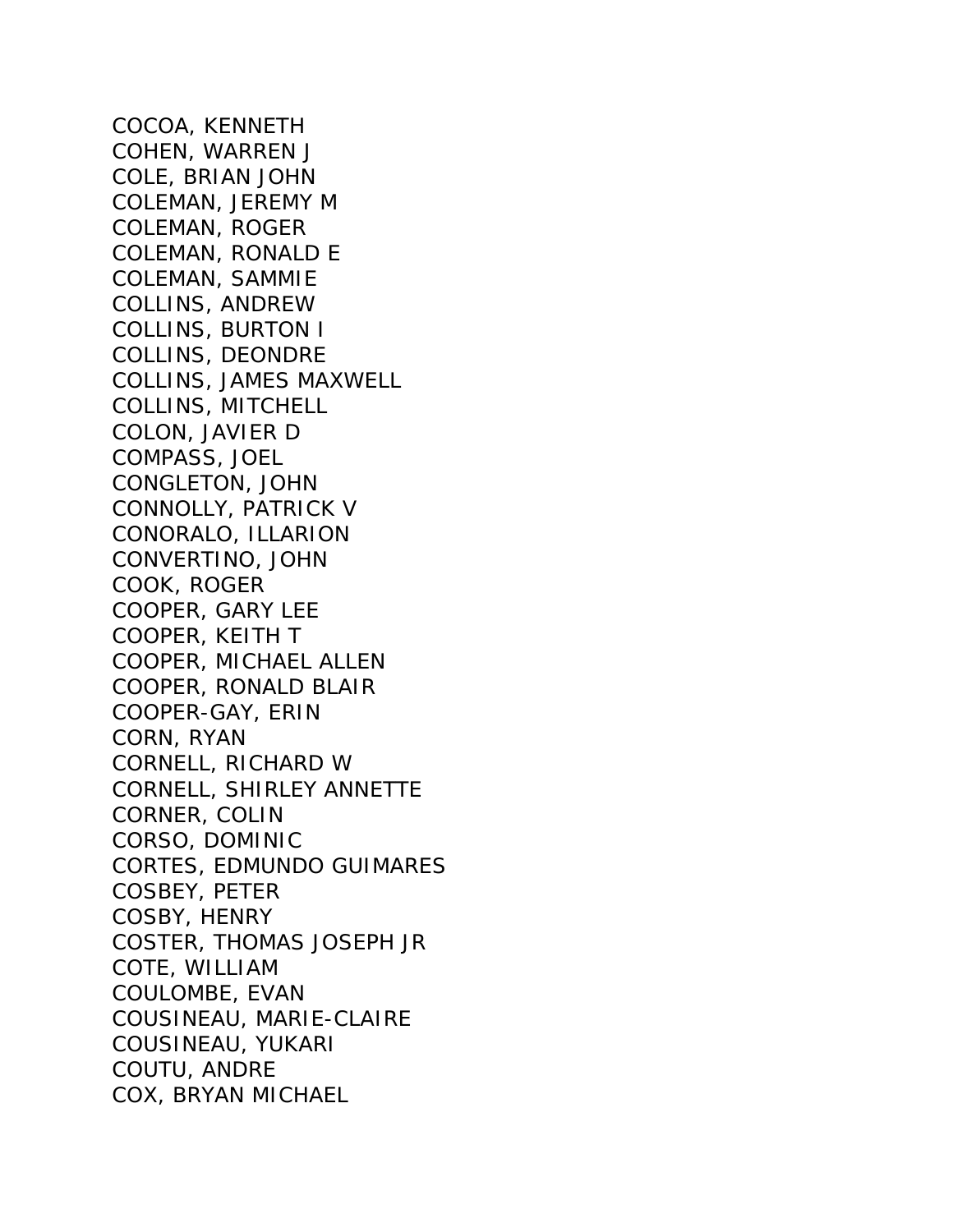COCOA, KENNETH
COHEN, WARREN J
COLE, BRIAN JOHN
COLEMAN, JEREMY M
COLEMAN, ROGER
COLEMAN, RONALD E
COLEMAN, SAMMIE
COLLINS, ANDREW
COLLINS, BURTON I
COLLINS, DEONDRE
COLLINS, JAMES MAXWELL
COLLINS, MITCHELL
COLON, JAVIER D
COMPASS, JOEL
CONGLETON, JOHN
CONNOLLY, PATRICK V
CONORALO, ILLARION
CONVERTINO, JOHN
COOK, ROGER
COOPER, GARY LEE
COOPER, KEITH T
COOPER, MICHAEL ALLEN
COOPER, RONALD BLAIR
COOPER-GAY, ERIN
CORN, RYAN
CORNELL, RICHARD W
CORNELL, SHIRLEY ANNETTE
CORNER, COLIN
CORSO, DOMINIC
CORTES, EDMUNDO GUIMARES
COSBEY, PETER
COSBY, HENRY
COSTER, THOMAS JOSEPH JR
COTE, WILLIAM
COULOMBE, EVAN
COUSINEAU, MARIE-CLAIRE
COUSINEAU, YUKARI
COUTU, ANDRE
COX, BRYAN MICHAEL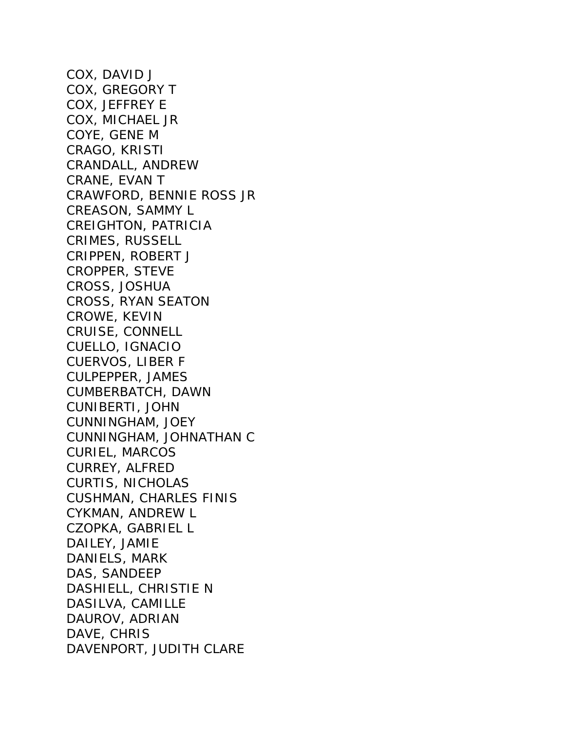COX, DAVID J
COX, GREGORY T
COX, JEFFREY E
COX, MICHAEL JR
COYE, GENE M
CRAGO, KRISTI
CRANDALL, ANDREW
CRANE, EVAN T
CRAWFORD, BENNIE ROSS JR
CREASON, SAMMY L
CREIGHTON, PATRICIA
CRIMES, RUSSELL
CRIPPEN, ROBERT J
CROPPER, STEVE
CROSS, JOSHUA
CROSS, RYAN SEATON
CROWE, KEVIN
CRUISE, CONNELL
CUELLO, IGNACIO
CUERVOS, LIBER F
CULPEPPER, JAMES
CUMBERBATCH, DAWN
CUNIBERTI, JOHN
CUNNINGHAM, JOEY
CUNNINGHAM, JOHNATHAN C
CURIEL, MARCOS
CURREY, ALFRED
CURTIS, NICHOLAS
CUSHMAN, CHARLES FINIS
CYKMAN, ANDREW L
CZOPKA, GABRIEL L
DAILEY, JAMIE
DANIELS, MARK
DAS, SANDEEP
DASHIELL, CHRISTIE N
DASILVA, CAMILLE
DAUROV, ADRIAN
DAVE, CHRIS
DAVENPORT, JUDITH CLARE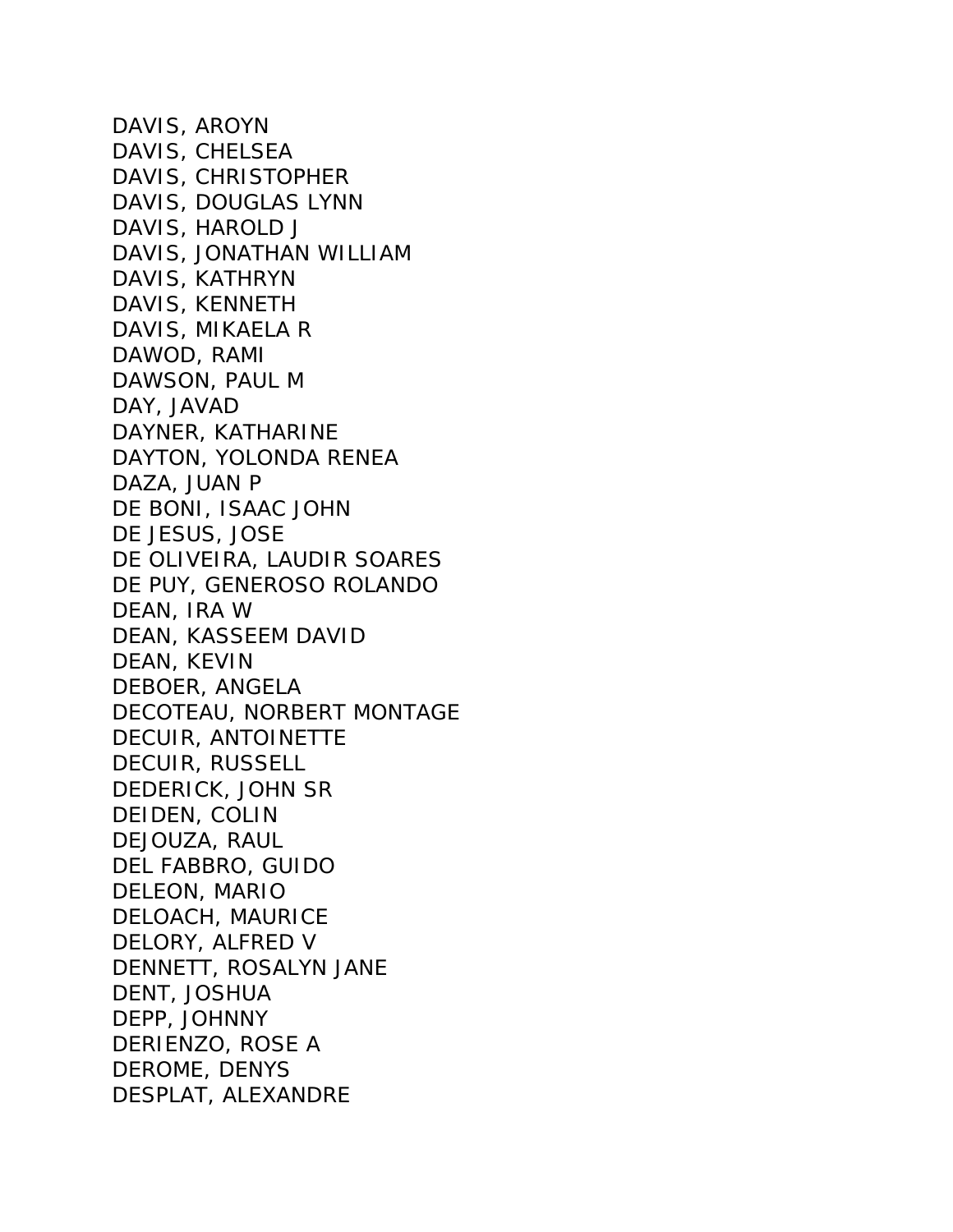DAVIS, AROYN
DAVIS, CHELSEA
DAVIS, CHRISTOPHER
DAVIS, DOUGLAS LYNN
DAVIS, HAROLD J
DAVIS, JONATHAN WILLIAM
DAVIS, KATHRYN
DAVIS, KENNETH
DAVIS, MIKAELA R
DAWOD, RAMI
DAWSON, PAUL M
DAY, JAVAD
DAYNER, KATHARINE
DAYTON, YOLONDA RENEA
DAZA, JUAN P
DE BONI, ISAAC JOHN
DE JESUS, JOSE
DE OLIVEIRA, LAUDIR SOARES
DE PUY, GENEROSO ROLANDO
DEAN, IRA W
DEAN, KASSEEM DAVID
DEAN, KEVIN
DEBOER, ANGELA
DECOTEAU, NORBERT MONTAGE
DECUIR, ANTOINETTE
DECUIR, RUSSELL
DEDERICK, JOHN SR
DEIDEN, COLIN
DEJOUZA, RAUL
DEL FABBRO, GUIDO
DELEON, MARIO
DELOACH, MAURICE
DELORY, ALFRED V
DENNETT, ROSALYN JANE
DENT, JOSHUA
DEPP, JOHNNY
DERIENZO, ROSE A
DEROME, DENYS
DESPLAT, ALEXANDRE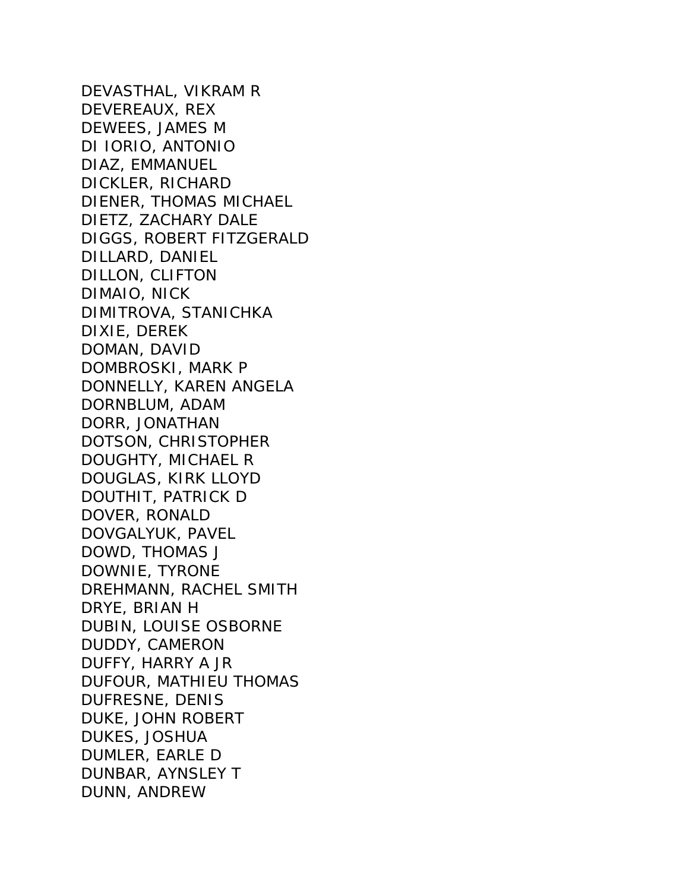DEVASTHAL, VIKRAM R
DEVEREAUX, REX
DEWEES, JAMES M
DI IORIO, ANTONIO
DIAZ, EMMANUEL
DICKLER, RICHARD
DIENER, THOMAS MICHAEL
DIETZ, ZACHARY DALE
DIGGS, ROBERT FITZGERALD
DILLARD, DANIEL
DILLON, CLIFTON
DIMAIO, NICK
DIMITROVA, STANICHKA
DIXIE, DEREK
DOMAN, DAVID
DOMBROSKI, MARK P
DONNELLY, KAREN ANGELA
DORNBLUM, ADAM
DORR, JONATHAN
DOTSON, CHRISTOPHER
DOUGHTY, MICHAEL R
DOUGLAS, KIRK LLOYD
DOUTHIT, PATRICK D
DOVER, RONALD
DOVGALYUK, PAVEL
DOWD, THOMAS J
DOWNIE, TYRONE
DREHMANN, RACHEL SMITH
DRYE, BRIAN H
DUBIN, LOUISE OSBORNE
DUDDY, CAMERON
DUFFY, HARRY A JR
DUFOUR, MATHIEU THOMAS
DUFRESNE, DENIS
DUKE, JOHN ROBERT
DUKES, JOSHUA
DUMLER, EARLE D
DUNBAR, AYNSLEY T
DUNN, ANDREW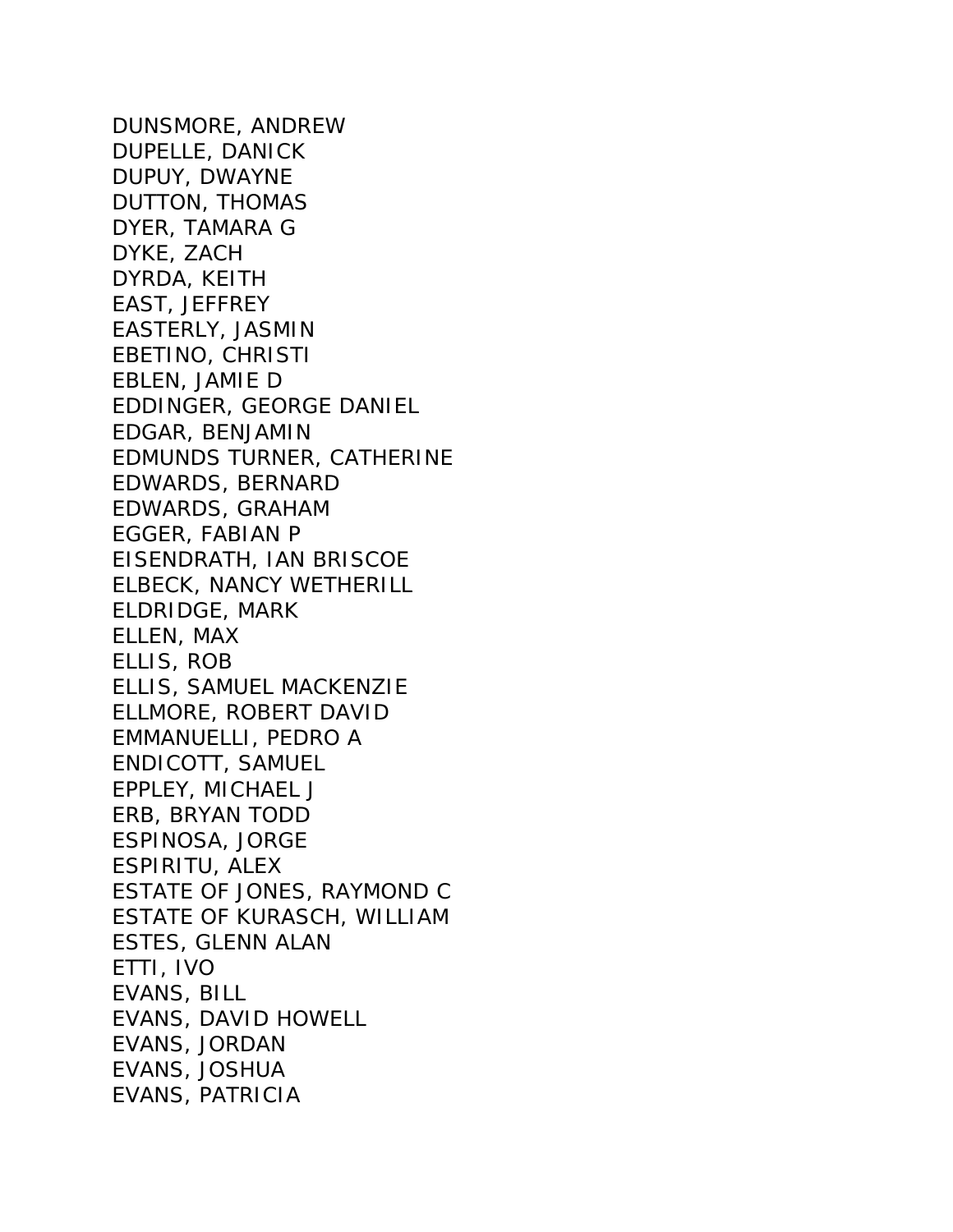DUNSMORE, ANDREW
DUPELLE, DANICK
DUPUY, DWAYNE
DUTTON, THOMAS
DYER, TAMARA G
DYKE, ZACH
DYRDA, KEITH
EAST, JEFFREY
EASTERLY, JASMIN
EBETINO, CHRISTI
EBLEN, JAMIE D
EDDINGER, GEORGE DANIEL
EDGAR, BENJAMIN
EDMUNDS TURNER, CATHERINE
EDWARDS, BERNARD
EDWARDS, GRAHAM
EGGER, FABIAN P
EISENDRATH, IAN BRISCOE
ELBECK, NANCY WETHERILL
ELDRIDGE, MARK
ELLEN, MAX
ELLIS, ROB
ELLIS, SAMUEL MACKENZIE
ELLMORE, ROBERT DAVID
EMMANUELLI, PEDRO A
ENDICOTT, SAMUEL
EPPLEY, MICHAEL J
ERB, BRYAN TODD
ESPINOSA, JORGE
ESPIRITU, ALEX
ESTATE OF JONES, RAYMOND C
ESTATE OF KURASCH, WILLIAM
ESTES, GLENN ALAN
ETTI, IVO
EVANS, BILL
EVANS, DAVID HOWELL
EVANS, JORDAN
EVANS, JOSHUA
EVANS, PATRICIA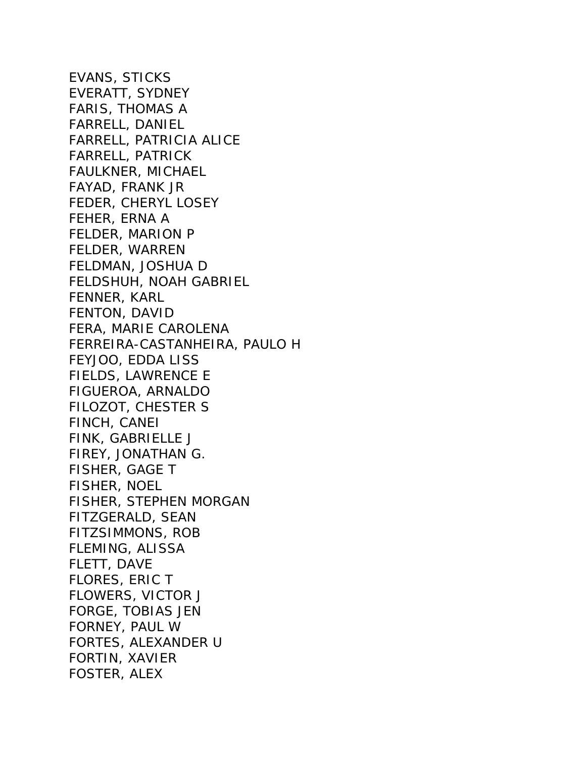EVANS, STICKS
EVERATT, SYDNEY
FARIS, THOMAS A
FARRELL, DANIEL
FARRELL, PATRICIA ALICE
FARRELL, PATRICK
FAULKNER, MICHAEL
FAYAD, FRANK JR
FEDER, CHERYL LOSEY
FEHER, ERNA A
FELDER, MARION P
FELDER, WARREN
FELDMAN, JOSHUA D
FELDSHUH, NOAH GABRIEL
FENNER, KARL
FENTON, DAVID
FERA, MARIE CAROLENA
FERREIRA-CASTANHEIRA, PAULO H
FEYJOO, EDDA LISS
FIELDS, LAWRENCE E
FIGUEROA, ARNALDO
FILOZOT, CHESTER S
FINCH, CANEI
FINK, GABRIELLE J
FIREY, JONATHAN G.
FISHER, GAGE T
FISHER, NOEL
FISHER, STEPHEN MORGAN
FITZGERALD, SEAN
FITZSIMMONS, ROB
FLEMING, ALISSA
FLETT, DAVE
FLORES, ERIC T
FLOWERS, VICTOR J
FORGE, TOBIAS JEN
FORNEY, PAUL W
FORTES, ALEXANDER U
FORTIN, XAVIER
FOSTER, ALEX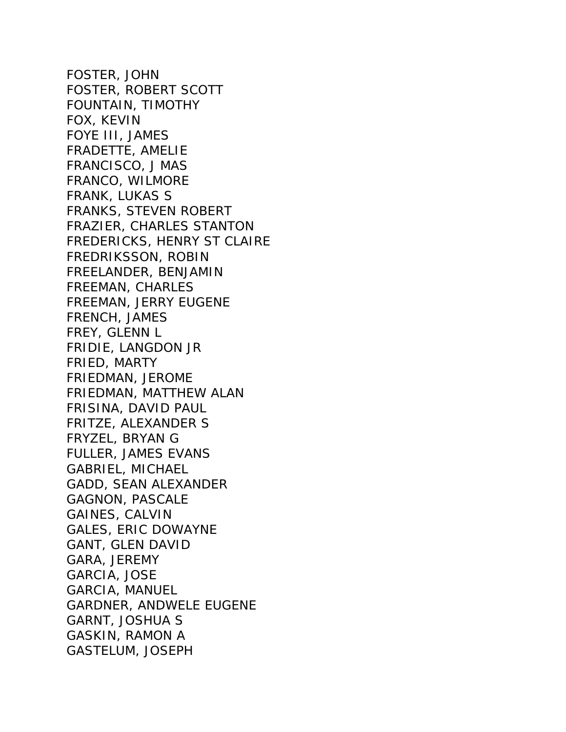FOSTER, JOHN
FOSTER, ROBERT SCOTT
FOUNTAIN, TIMOTHY
FOX, KEVIN
FOYE III, JAMES
FRADETTE, AMELIE
FRANCISCO, J MAS
FRANCO, WILMORE
FRANK, LUKAS S
FRANKS, STEVEN ROBERT
FRAZIER, CHARLES STANTON
FREDERICKS, HENRY ST CLAIRE
FREDRIKSSON, ROBIN
FREELANDER, BENJAMIN
FREEMAN, CHARLES
FREEMAN, JERRY EUGENE
FRENCH, JAMES
FREY, GLENN L
FRIDIE, LANGDON JR
FRIED, MARTY
FRIEDMAN, JEROME
FRIEDMAN, MATTHEW ALAN
FRISINA, DAVID PAUL
FRITZE, ALEXANDER S
FRYZEL, BRYAN G
FULLER, JAMES EVANS
GABRIEL, MICHAEL
GADD, SEAN ALEXANDER
GAGNON, PASCALE
GAINES, CALVIN
GALES, ERIC DOWAYNE
GANT, GLEN DAVID
GARA, JEREMY
GARCIA, JOSE
GARCIA, MANUEL
GARDNER, ANDWELE EUGENE
GARNT, JOSHUA S
GASKIN, RAMON A
GASTELUM, JOSEPH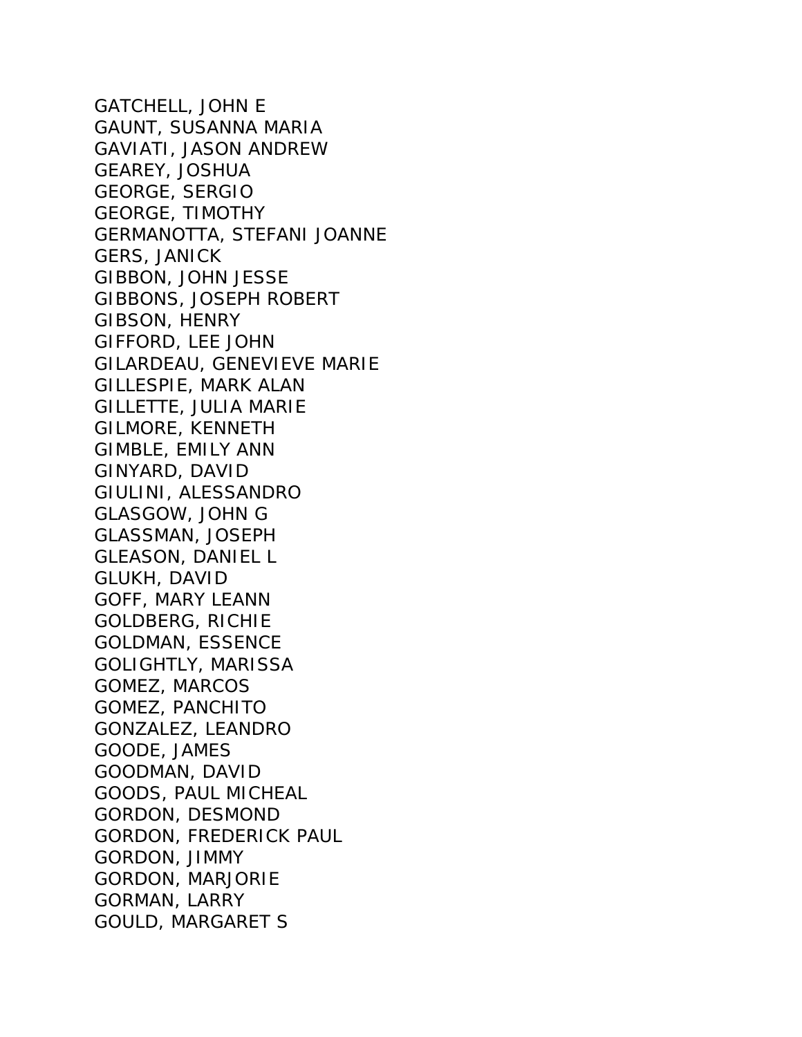GATCHELL, JOHN E
GAUNT, SUSANNA MARIA
GAVIATI, JASON ANDREW
GEAREY, JOSHUA
GEORGE, SERGIO
GEORGE, TIMOTHY
GERMANOTTA, STEFANI JOANNE
GERS, JANICK
GIBBON, JOHN JESSE
GIBBONS, JOSEPH ROBERT
GIBSON, HENRY
GIFFORD, LEE JOHN
GILARDEAU, GENEVIEVE MARIE
GILLESPIE, MARK ALAN
GILLETTE, JULIA MARIE
GILMORE, KENNETH
GIMBLE, EMILY ANN
GINYARD, DAVID
GIULINI, ALESSANDRO
GLASGOW, JOHN G
GLASSMAN, JOSEPH
GLEASON, DANIEL L
GLUKH, DAVID
GOFF, MARY LEANN
GOLDBERG, RICHIE
GOLDMAN, ESSENCE
GOLIGHTLY, MARISSA
GOMEZ, MARCOS
GOMEZ, PANCHITO
GONZALEZ, LEANDRO
GOODE, JAMES
GOODMAN, DAVID
GOODS, PAUL MICHEAL
GORDON, DESMOND
GORDON, FREDERICK PAUL
GORDON, JIMMY
GORDON, MARJORIE
GORMAN, LARRY
GOULD, MARGARET S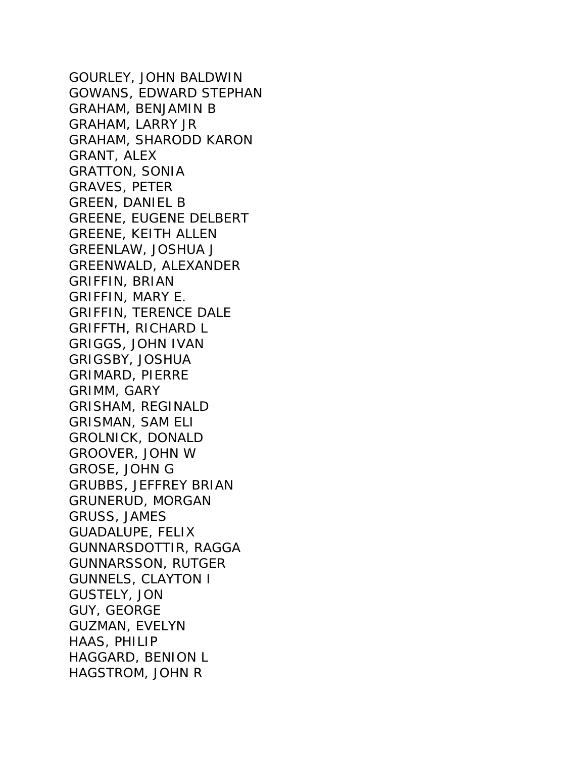GOURLEY, JOHN BALDWIN
GOWANS, EDWARD STEPHAN
GRAHAM, BENJAMIN B
GRAHAM, LARRY JR
GRAHAM, SHARODD KARON
GRANT, ALEX
GRATTON, SONIA
GRAVES, PETER
GREEN, DANIEL B
GREENE, EUGENE DELBERT
GREENE, KEITH ALLEN
GREENLAW, JOSHUA J
GREENWALD, ALEXANDER
GRIFFIN, BRIAN
GRIFFIN, MARY E.
GRIFFIN, TERENCE DALE
GRIFFTH, RICHARD L
GRIGGS, JOHN IVAN
GRIGSBY, JOSHUA
GRIMARD, PIERRE
GRIMM, GARY
GRISHAM, REGINALD
GRISMAN, SAM ELI
GROLNICK, DONALD
GROOVER, JOHN W
GROSE, JOHN G
GRUBBS, JEFFREY BRIAN
GRUNERUD, MORGAN
GRUSS, JAMES
GUADALUPE, FELIX
GUNNARSDOTTIR, RAGGA
GUNNARSSON, RUTGER
GUNNELS, CLAYTON I
GUSTELY, JON
GUY, GEORGE
GUZMAN, EVELYN
HAAS, PHILIP
HAGGARD, BENION L
HAGSTROM, JOHN R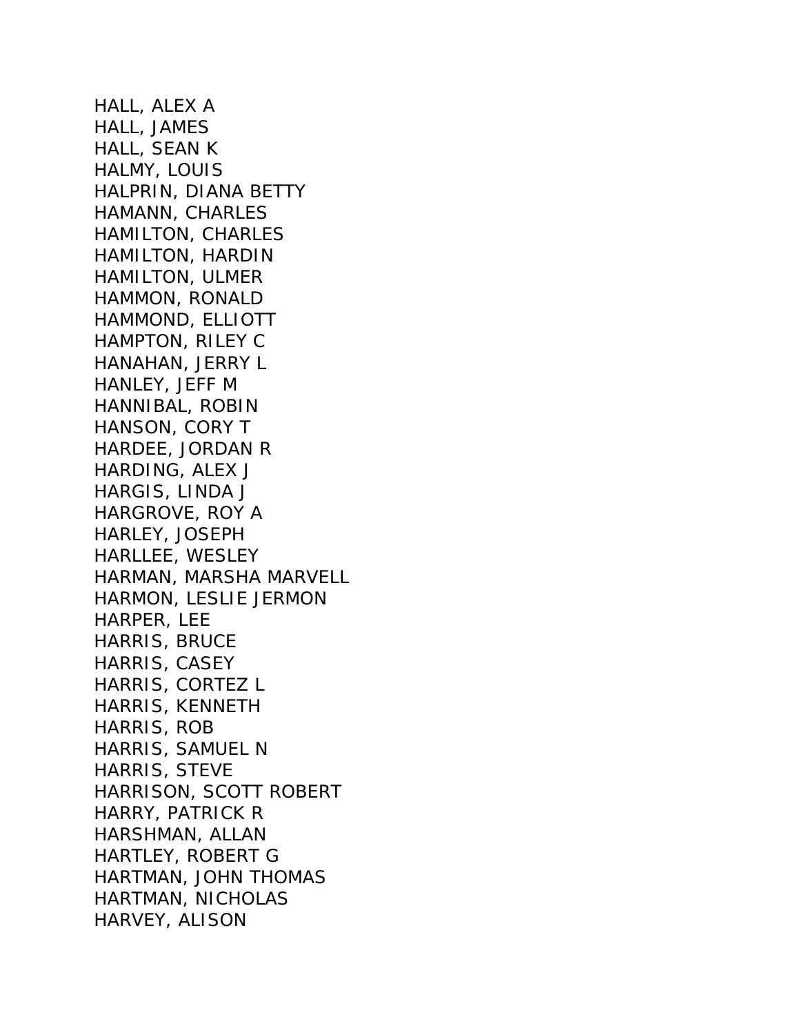HALL, ALEX A
HALL, JAMES
HALL, SEAN K
HALMY, LOUIS
HALPRIN, DIANA BETTY
HAMANN, CHARLES
HAMILTON, CHARLES
HAMILTON, HARDIN
HAMILTON, ULMER
HAMMON, RONALD
HAMMOND, ELLIOTT
HAMPTON, RILEY C
HANAHAN, JERRY L
HANLEY, JEFF M
HANNIBAL, ROBIN
HANSON, CORY T
HARDEE, JORDAN R
HARDING, ALEX J
HARGIS, LINDA J
HARGROVE, ROY A
HARLEY, JOSEPH
HARLLEE, WESLEY
HARMAN, MARSHA MARVELL
HARMON, LESLIE JERMON
HARPER, LEE
HARRIS, BRUCE
HARRIS, CASEY
HARRIS, CORTEZ L
HARRIS, KENNETH
HARRIS, ROB
HARRIS, SAMUEL N
HARRIS, STEVE
HARRISON, SCOTT ROBERT
HARRY, PATRICK R
HARSHMAN, ALLAN
HARTLEY, ROBERT G
HARTMAN, JOHN THOMAS
HARTMAN, NICHOLAS
HARVEY, ALISON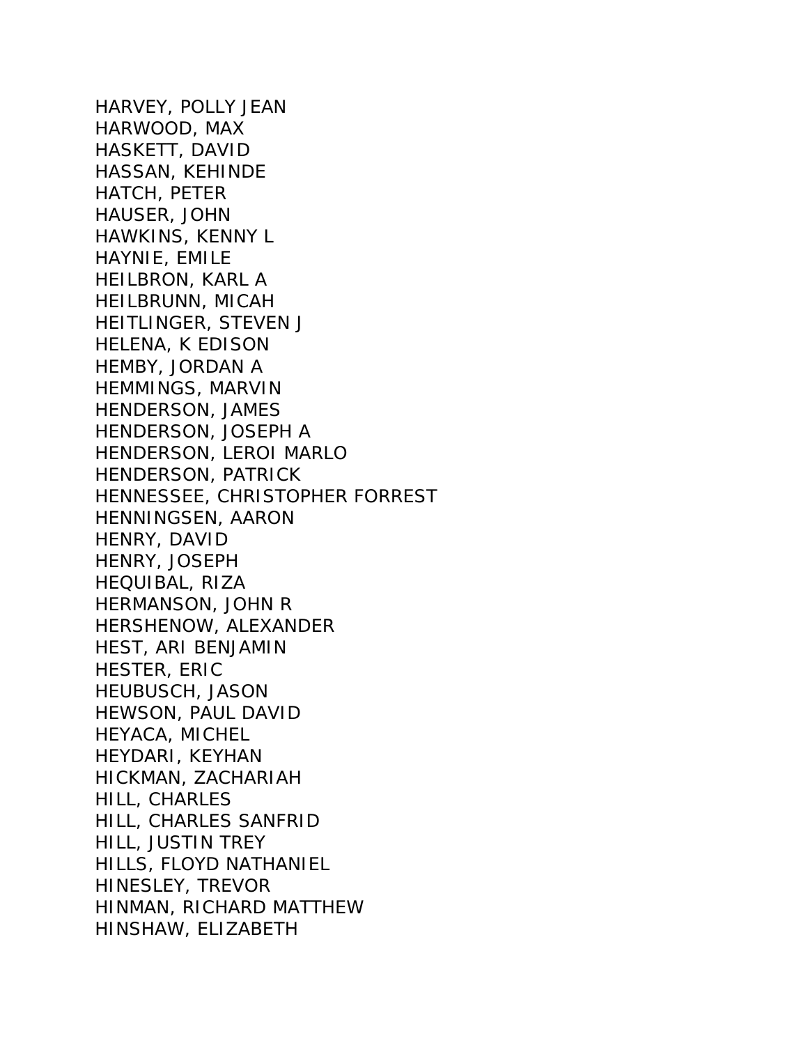HARVEY, POLLY JEAN
HARWOOD, MAX
HASKETT, DAVID
HASSAN, KEHINDE
HATCH, PETER
HAUSER, JOHN
HAWKINS, KENNY L
HAYNIE, EMILE
HEILBRON, KARL A
HEILBRUNN, MICAH
HEITLINGER, STEVEN J
HELENA, K EDISON
HEMBY, JORDAN A
HEMMINGS, MARVIN
HENDERSON, JAMES
HENDERSON, JOSEPH A
HENDERSON, LEROI MARLO
HENDERSON, PATRICK
HENNESSEE, CHRISTOPHER FORREST
HENNINGSEN, AARON
HENRY, DAVID
HENRY, JOSEPH
HEQUIBAL, RIZA
HERMANSON, JOHN R
HERSHENOW, ALEXANDER
HEST, ARI BENJAMIN
HESTER, ERIC
HEUBUSCH, JASON
HEWSON, PAUL DAVID
HEYACA, MICHEL
HEYDARI, KEYHAN
HICKMAN, ZACHARIAH
HILL, CHARLES
HILL, CHARLES SANFRID
HILL, JUSTIN TREY
HILLS, FLOYD NATHANIEL
HINESLEY, TREVOR
HINMAN, RICHARD MATTHEW
HINSHAW, ELIZABETH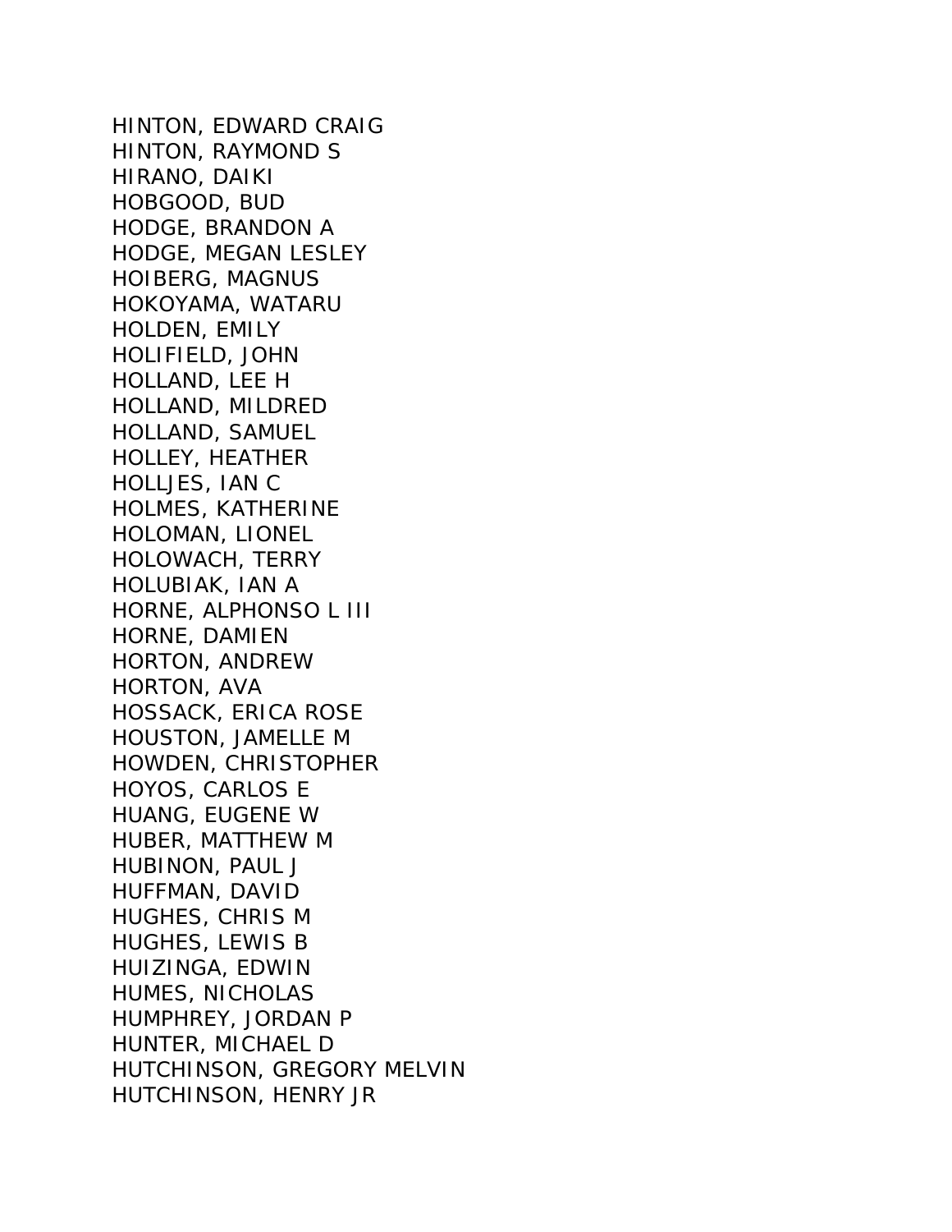HINTON, EDWARD CRAIG
HINTON, RAYMOND S
HIRANO, DAIKI
HOBGOOD, BUD
HODGE, BRANDON A
HODGE, MEGAN LESLEY
HOIBERG, MAGNUS
HOKOYAMA, WATARU
HOLDEN, EMILY
HOLIFIELD, JOHN
HOLLAND, LEE H
HOLLAND, MILDRED
HOLLAND, SAMUEL
HOLLEY, HEATHER
HOLLJES, IAN C
HOLMES, KATHERINE
HOLOMAN, LIONEL
HOLOWACH, TERRY
HOLUBIAK, IAN A
HORNE, ALPHONSO L III
HORNE, DAMIEN
HORTON, ANDREW
HORTON, AVA
HOSSACK, ERICA ROSE
HOUSTON, JAMELLE M
HOWDEN, CHRISTOPHER
HOYOS, CARLOS E
HUANG, EUGENE W
HUBER, MATTHEW M
HUBINON, PAUL J
HUFFMAN, DAVID
HUGHES, CHRIS M
HUGHES, LEWIS B
HUIZINGA, EDWIN
HUMES, NICHOLAS
HUMPHREY, JORDAN P
HUNTER, MICHAEL D
HUTCHINSON, GREGORY MELVIN
HUTCHINSON, HENRY JR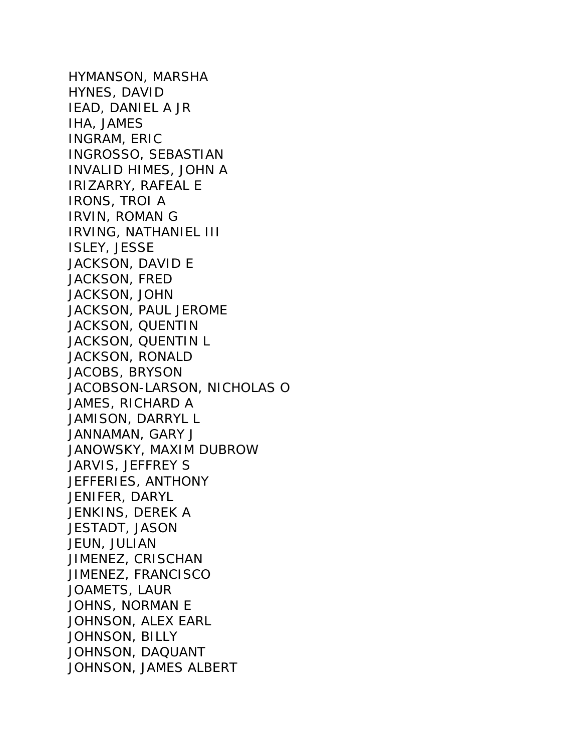HYMANSON, MARSHA
HYNES, DAVID
IEAD, DANIEL A JR
IHA, JAMES
INGRAM, ERIC
INGROSSO, SEBASTIAN
INVALID HIMES, JOHN A
IRIZARRY, RAFEAL E
IRONS, TROI A
IRVIN, ROMAN G
IRVING, NATHANIEL III
ISLEY, JESSE
JACKSON, DAVID E
JACKSON, FRED
JACKSON, JOHN
JACKSON, PAUL JEROME
JACKSON, QUENTIN
JACKSON, QUENTIN L
JACKSON, RONALD
JACOBS, BRYSON
JACOBSON-LARSON, NICHOLAS O
JAMES, RICHARD A
JAMISON, DARRYL L
JANNAMAN, GARY J
JANOWSKY, MAXIM DUBROW
JARVIS, JEFFREY S
JEFFERIES, ANTHONY
JENIFER, DARYL
JENKINS, DEREK A
JESTADT, JASON
JEUN, JULIAN
JIMENEZ, CRISCHAN
JIMENEZ, FRANCISCO
JOAMETS, LAUR
JOHNS, NORMAN E
JOHNSON, ALEX EARL
JOHNSON, BILLY
JOHNSON, DAQUANT
JOHNSON, JAMES ALBERT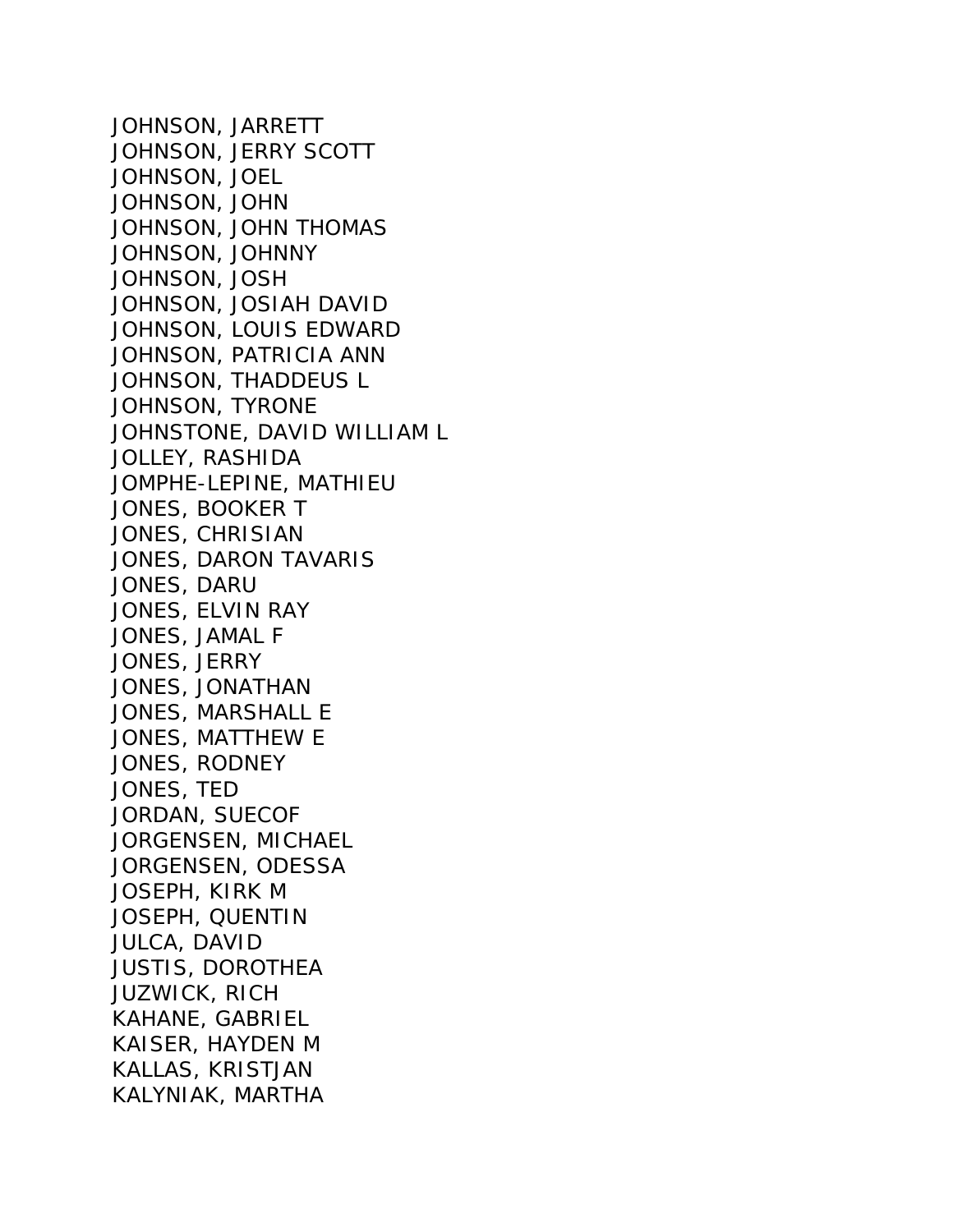JOHNSON, JARRETT
JOHNSON, JERRY SCOTT
JOHNSON, JOEL
JOHNSON, JOHN
JOHNSON, JOHN THOMAS
JOHNSON, JOHNNY
JOHNSON, JOSH
JOHNSON, JOSIAH DAVID
JOHNSON, LOUIS EDWARD
JOHNSON, PATRICIA ANN
JOHNSON, THADDEUS L
JOHNSON, TYRONE
JOHNSTONE, DAVID WILLIAM L
JOLLEY, RASHIDA
JOMPHE-LEPINE, MATHIEU
JONES, BOOKER T
JONES, CHRISIAN
JONES, DARON TAVARIS
JONES, DARU
JONES, ELVIN RAY
JONES, JAMAL F
JONES, JERRY
JONES, JONATHAN
JONES, MARSHALL E
JONES, MATTHEW E
JONES, RODNEY
JONES, TED
JORDAN, SUECOF
JORGENSEN, MICHAEL
JORGENSEN, ODESSA
JOSEPH, KIRK M
JOSEPH, QUENTIN
JULCA, DAVID
JUSTIS, DOROTHEA
JUZWICK, RICH
KAHANE, GABRIEL
KAISER, HAYDEN M
KALLAS, KRISTJAN
KALYNIAK, MARTHA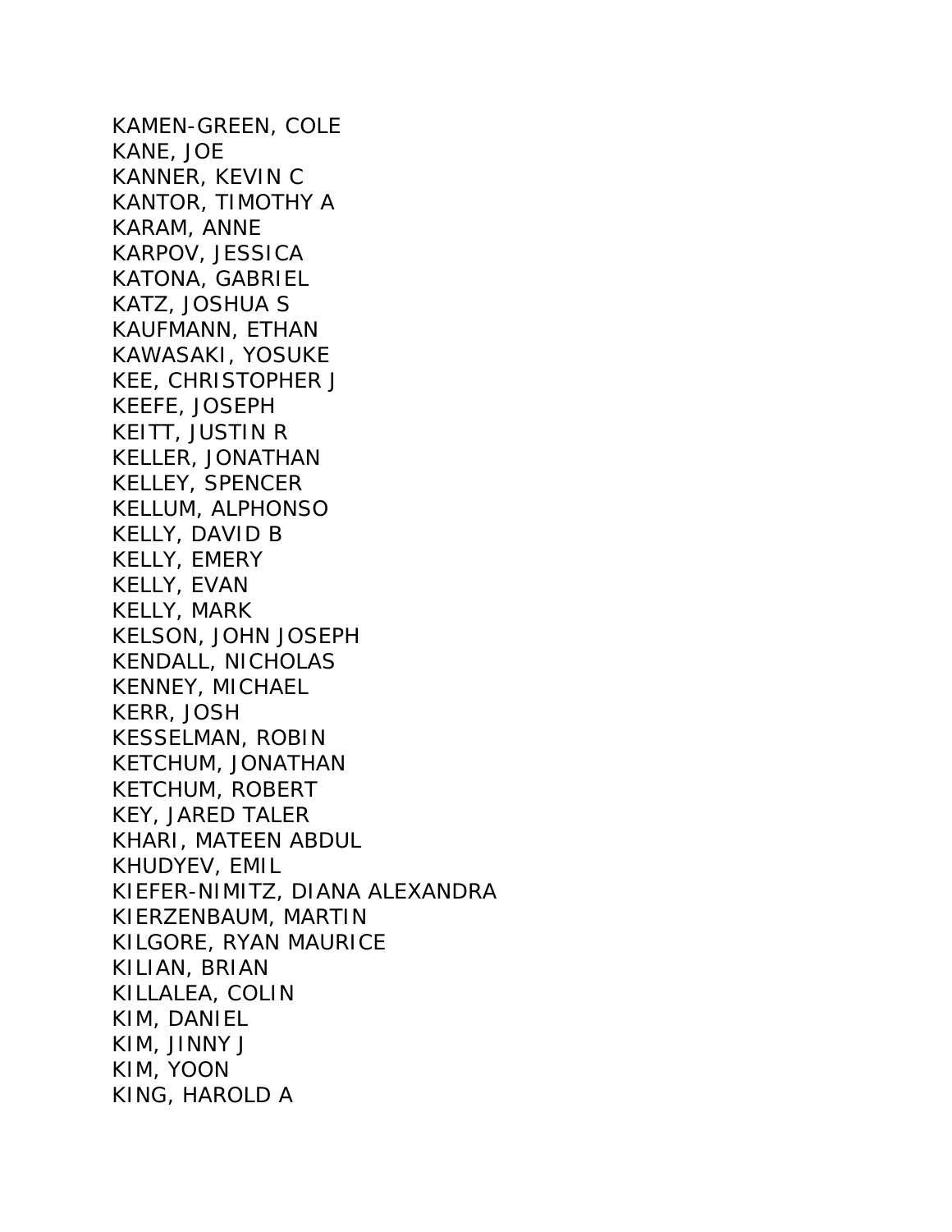KAMEN-GREEN, COLE
KANE, JOE
KANNER, KEVIN C
KANTOR, TIMOTHY A
KARAM, ANNE
KARPOV, JESSICA
KATONA, GABRIEL
KATZ, JOSHUA S
KAUFMANN, ETHAN
KAWASAKI, YOSUKE
KEE, CHRISTOPHER J
KEEFE, JOSEPH
KEITT, JUSTIN R
KELLER, JONATHAN
KELLEY, SPENCER
KELLUM, ALPHONSO
KELLY, DAVID B
KELLY, EMERY
KELLY, EVAN
KELLY, MARK
KELSON, JOHN JOSEPH
KENDALL, NICHOLAS
KENNEY, MICHAEL
KERR, JOSH
KESSELMAN, ROBIN
KETCHUM, JONATHAN
KETCHUM, ROBERT
KEY, JARED TALER
KHARI, MATEEN ABDUL
KHUDYEV, EMIL
KIEFER-NIMITZ, DIANA ALEXANDRA
KIERZENBAUM, MARTIN
KILGORE, RYAN MAURICE
KILIAN, BRIAN
KILLALEA, COLIN
KIM, DANIEL
KIM, JINNY J
KIM, YOON
KING, HAROLD A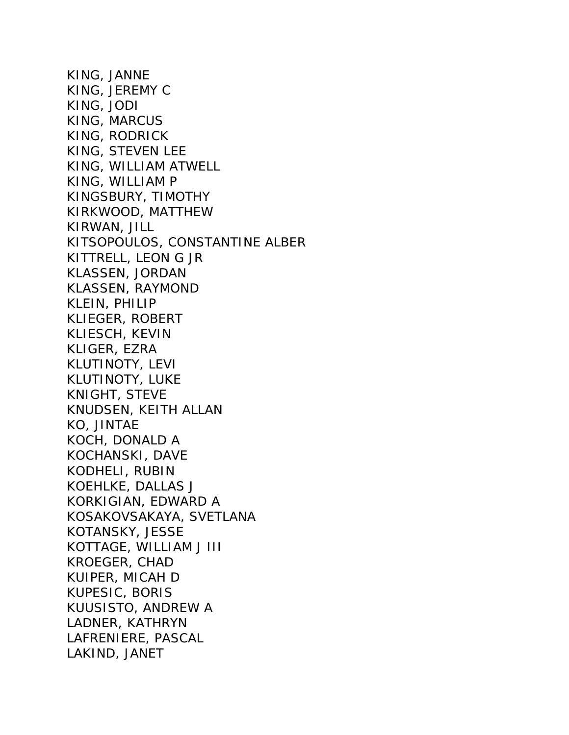KING, JANNE
KING, JEREMY C
KING, JODI
KING, MARCUS
KING, RODRICK
KING, STEVEN LEE
KING, WILLIAM ATWELL
KING, WILLIAM P
KINGSBURY, TIMOTHY
KIRKWOOD, MATTHEW
KIRWAN, JILL
KITSOPOULOS, CONSTANTINE ALBER
KITTRELL, LEON G JR
KLASSEN, JORDAN
KLASSEN, RAYMOND
KLEIN, PHILIP
KLIEGER, ROBERT
KLIESCH, KEVIN
KLIGER, EZRA
KLUTINOTY, LEVI
KLUTINOTY, LUKE
KNIGHT, STEVE
KNUDSEN, KEITH ALLAN
KO, JINTAE
KOCH, DONALD A
KOCHANSKI, DAVE
KODHELI, RUBIN
KOEHLKE, DALLAS J
KORKIGIAN, EDWARD A
KOSAKOVSAKAYA, SVETLANA
KOTANSKY, JESSE
KOTTAGE, WILLIAM J III
KROEGER, CHAD
KUIPER, MICAH D
KUPESIC, BORIS
KUUSISTO, ANDREW A
LADNER, KATHRYN
LAFRENIERE, PASCAL
LAKIND, JANET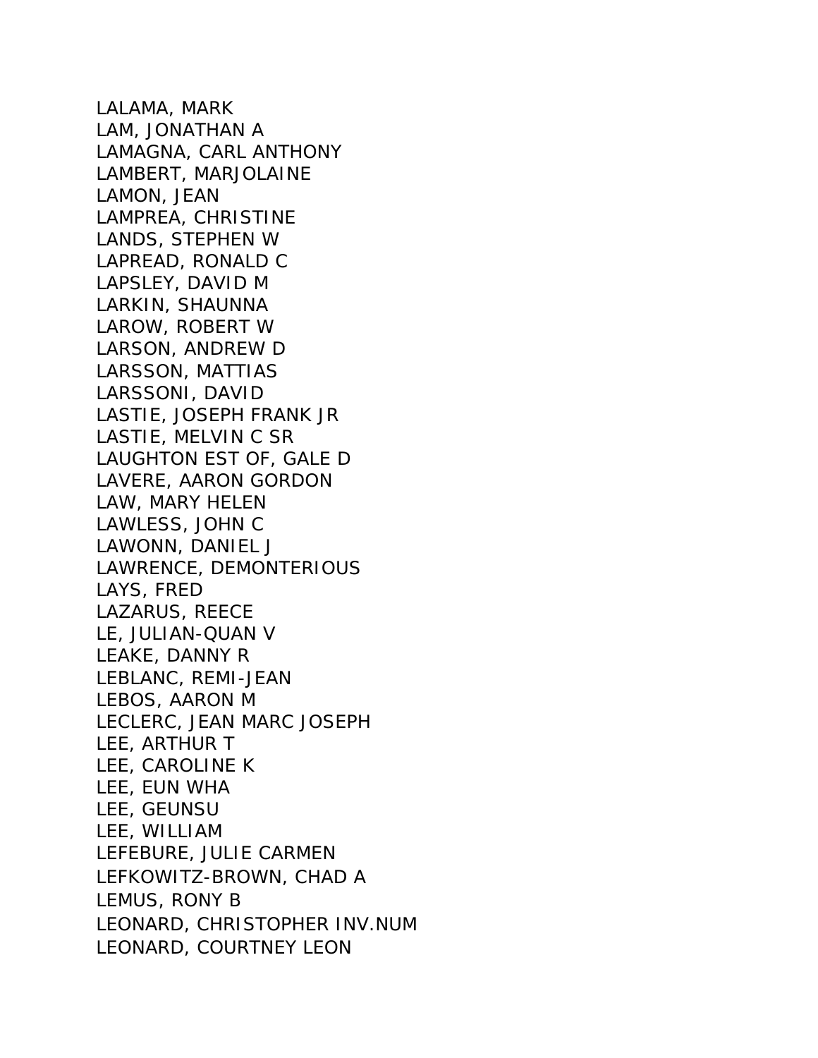LALAMA, MARK
LAM, JONATHAN A
LAMAGNA, CARL ANTHONY
LAMBERT, MARJOLAINE
LAMON, JEAN
LAMPREA, CHRISTINE
LANDS, STEPHEN W
LAPREAD, RONALD C
LAPSLEY, DAVID M
LARKIN, SHAUNNA
LAROW, ROBERT W
LARSON, ANDREW D
LARSSON, MATTIAS
LARSSONI, DAVID
LASTIE, JOSEPH FRANK JR
LASTIE, MELVIN C SR
LAUGHTON EST OF, GALE D
LAVERE, AARON GORDON
LAW, MARY HELEN
LAWLESS, JOHN C
LAWONN, DANIEL J
LAWRENCE, DEMONTERIOUS
LAYS, FRED
LAZARUS, REECE
LE, JULIAN-QUAN V
LEAKE, DANNY R
LEBLANC, REMI-JEAN
LEBOS, AARON M
LECLERC, JEAN MARC JOSEPH
LEE, ARTHUR T
LEE, CAROLINE K
LEE, EUN WHA
LEE, GEUNSU
LEE, WILLIAM
LEFEBURE, JULIE CARMEN
LEFKOWITZ-BROWN, CHAD A
LEMUS, RONY B
LEONARD, CHRISTOPHER INV.NUM
LEONARD, COURTNEY LEON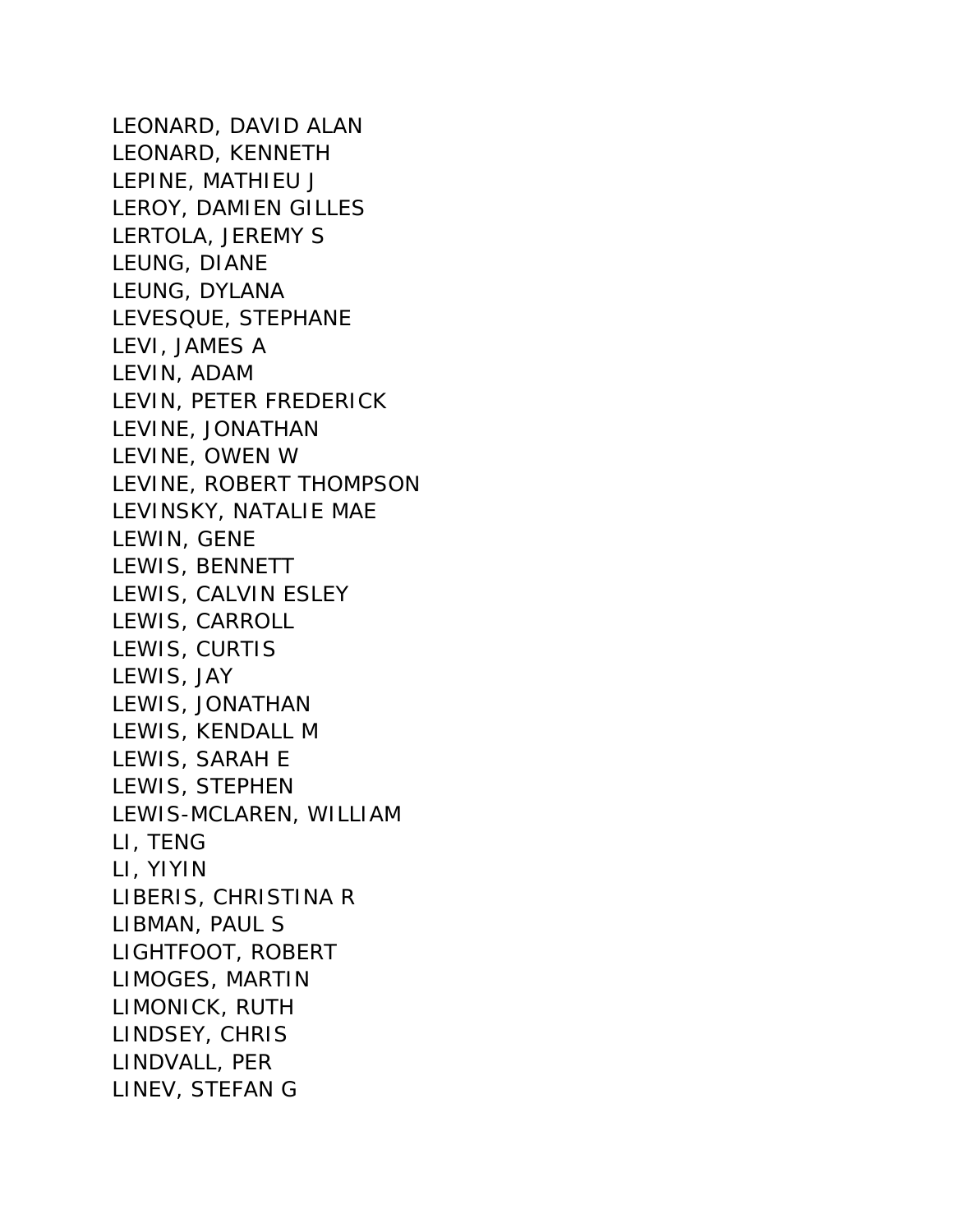LEONARD, DAVID ALAN
LEONARD, KENNETH
LEPINE, MATHIEU J
LEROY, DAMIEN GILLES
LERTOLA, JEREMY S
LEUNG, DIANE
LEUNG, DYLANA
LEVESQUE, STEPHANE
LEVI, JAMES A
LEVIN, ADAM
LEVIN, PETER FREDERICK
LEVINE, JONATHAN
LEVINE, OWEN W
LEVINE, ROBERT THOMPSON
LEVINSKY, NATALIE MAE
LEWIN, GENE
LEWIS, BENNETT
LEWIS, CALVIN ESLEY
LEWIS, CARROLL
LEWIS, CURTIS
LEWIS, JAY
LEWIS, JONATHAN
LEWIS, KENDALL M
LEWIS, SARAH E
LEWIS, STEPHEN
LEWIS-MCLAREN, WILLIAM
LI, TENG
LI, YIYIN
LIBERIS, CHRISTINA R
LIBMAN, PAUL S
LIGHTFOOT, ROBERT
LIMOGES, MARTIN
LIMONICK, RUTH
LINDSEY, CHRIS
LINDVALL, PER
LINEV, STEFAN G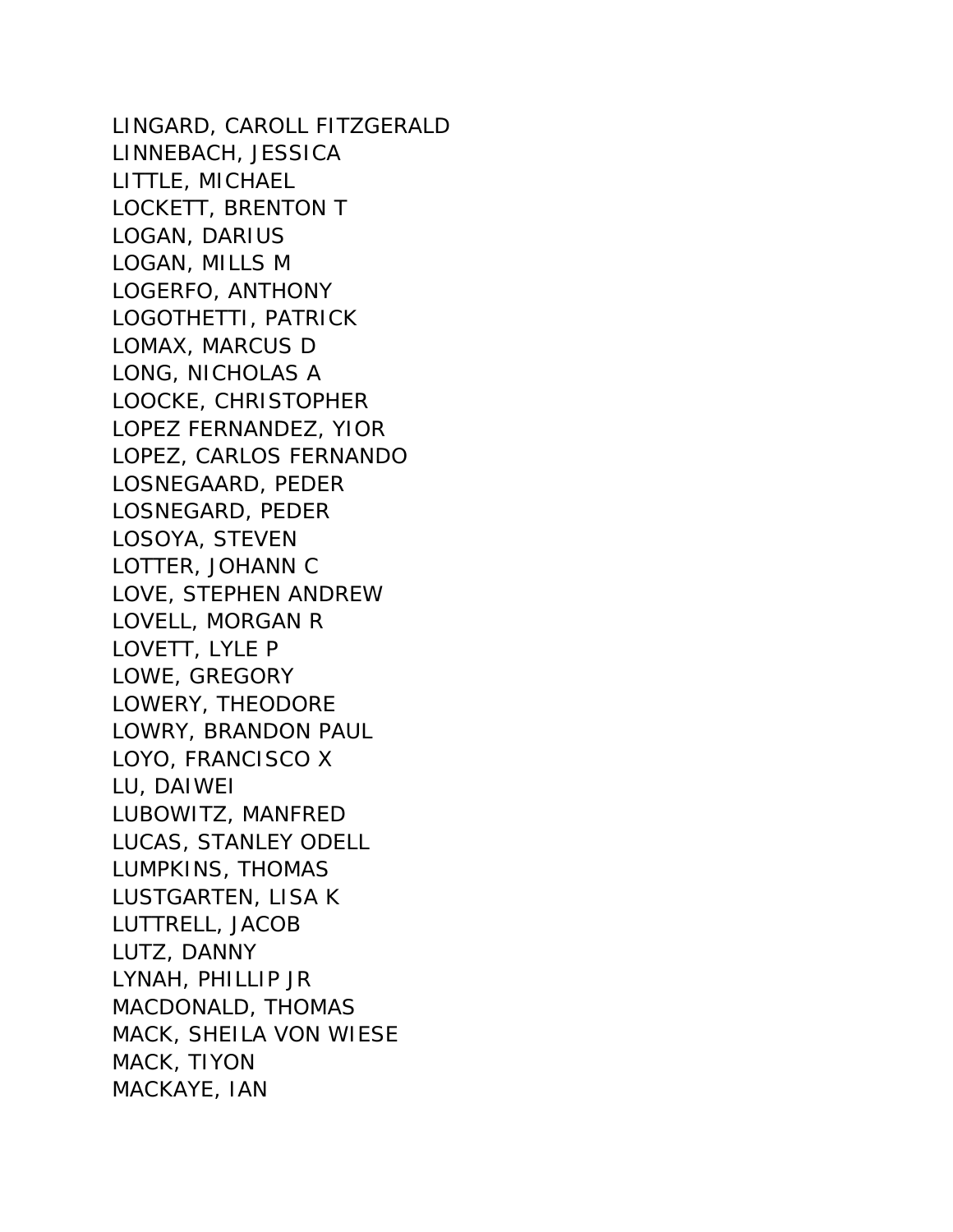LINGARD, CAROLL FITZGERALD
LINNEBACH, JESSICA
LITTLE, MICHAEL
LOCKETT, BRENTON T
LOGAN, DARIUS
LOGAN, MILLS M
LOGERFO, ANTHONY
LOGOTHETTI, PATRICK
LOMAX, MARCUS D
LONG, NICHOLAS A
LOOCKE, CHRISTOPHER
LOPEZ FERNANDEZ, YIOR
LOPEZ, CARLOS FERNANDO
LOSNEGAARD, PEDER
LOSNEGARD, PEDER
LOSOYA, STEVEN
LOTTER, JOHANN C
LOVE, STEPHEN ANDREW
LOVELL, MORGAN R
LOVETT, LYLE P
LOWE, GREGORY
LOWERY, THEODORE
LOWRY, BRANDON PAUL
LOYO, FRANCISCO X
LU, DAIWEI
LUBOWITZ, MANFRED
LUCAS, STANLEY ODELL
LUMPKINS, THOMAS
LUSTGARTEN, LISA K
LUTTRELL, JACOB
LUTZ, DANNY
LYNAH, PHILLIP JR
MACDONALD, THOMAS
MACK, SHEILA VON WIESE
MACK, TIYON
MACKAYE, IAN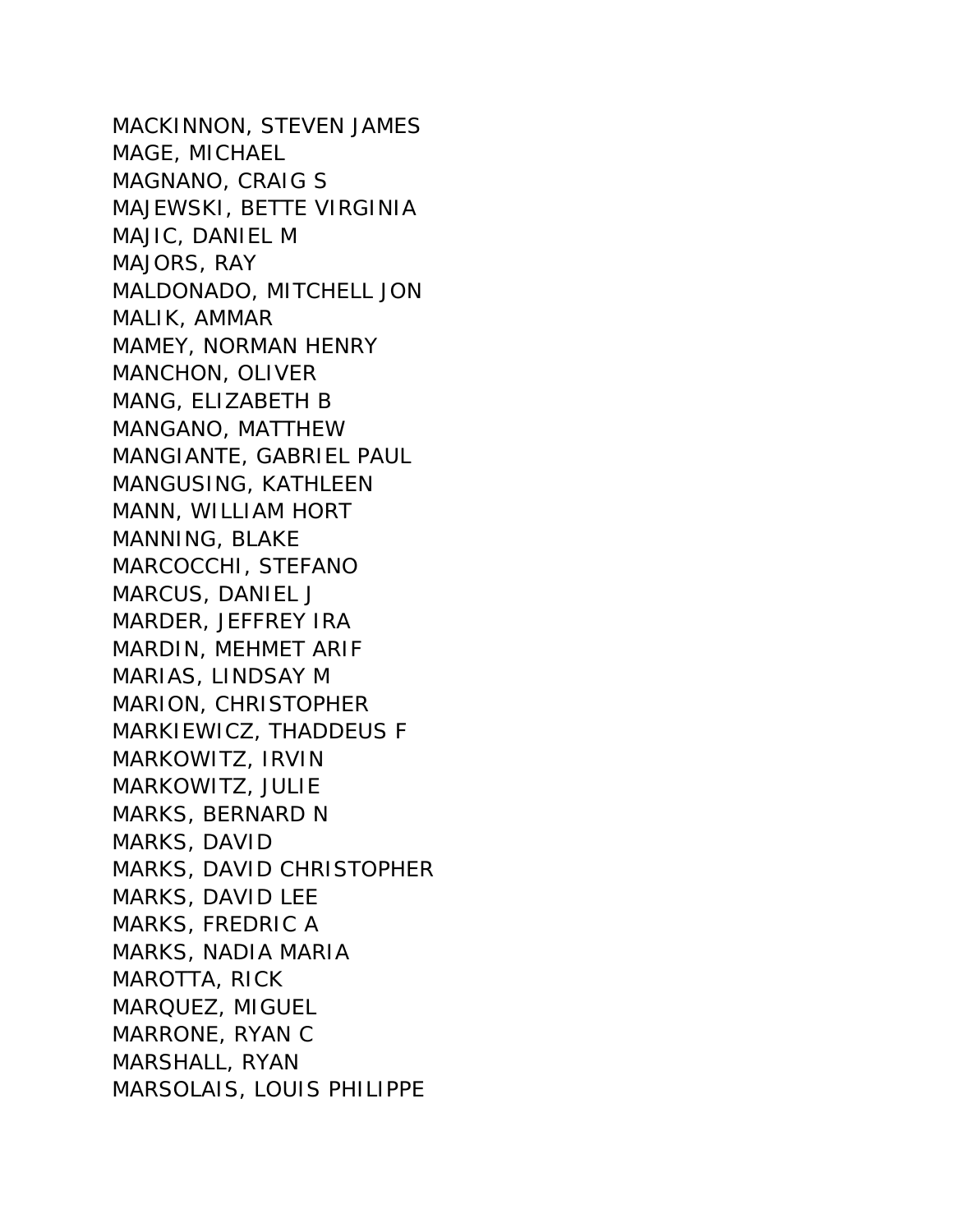MACKINNON, STEVEN JAMES
MAGE, MICHAEL
MAGNANO, CRAIG S
MAJEWSKI, BETTE VIRGINIA
MAJIC, DANIEL M
MAJORS, RAY
MALDONADO, MITCHELL JON
MALIK, AMMAR
MAMEY, NORMAN HENRY
MANCHON, OLIVER
MANG, ELIZABETH B
MANGANO, MATTHEW
MANGIANTE, GABRIEL PAUL
MANGUSING, KATHLEEN
MANN, WILLIAM HORT
MANNING, BLAKE
MARCOCCHI, STEFANO
MARCUS, DANIEL J
MARDER, JEFFREY IRA
MARDIN, MEHMET ARIF
MARIAS, LINDSAY M
MARION, CHRISTOPHER
MARKIEWICZ, THADDEUS F
MARKOWITZ, IRVIN
MARKOWITZ, JULIE
MARKS, BERNARD N
MARKS, DAVID
MARKS, DAVID CHRISTOPHER
MARKS, DAVID LEE
MARKS, FREDRIC A
MARKS, NADIA MARIA
MAROTTA, RICK
MARQUEZ, MIGUEL
MARRONE, RYAN C
MARSHALL, RYAN
MARSOLAIS, LOUIS PHILIPPE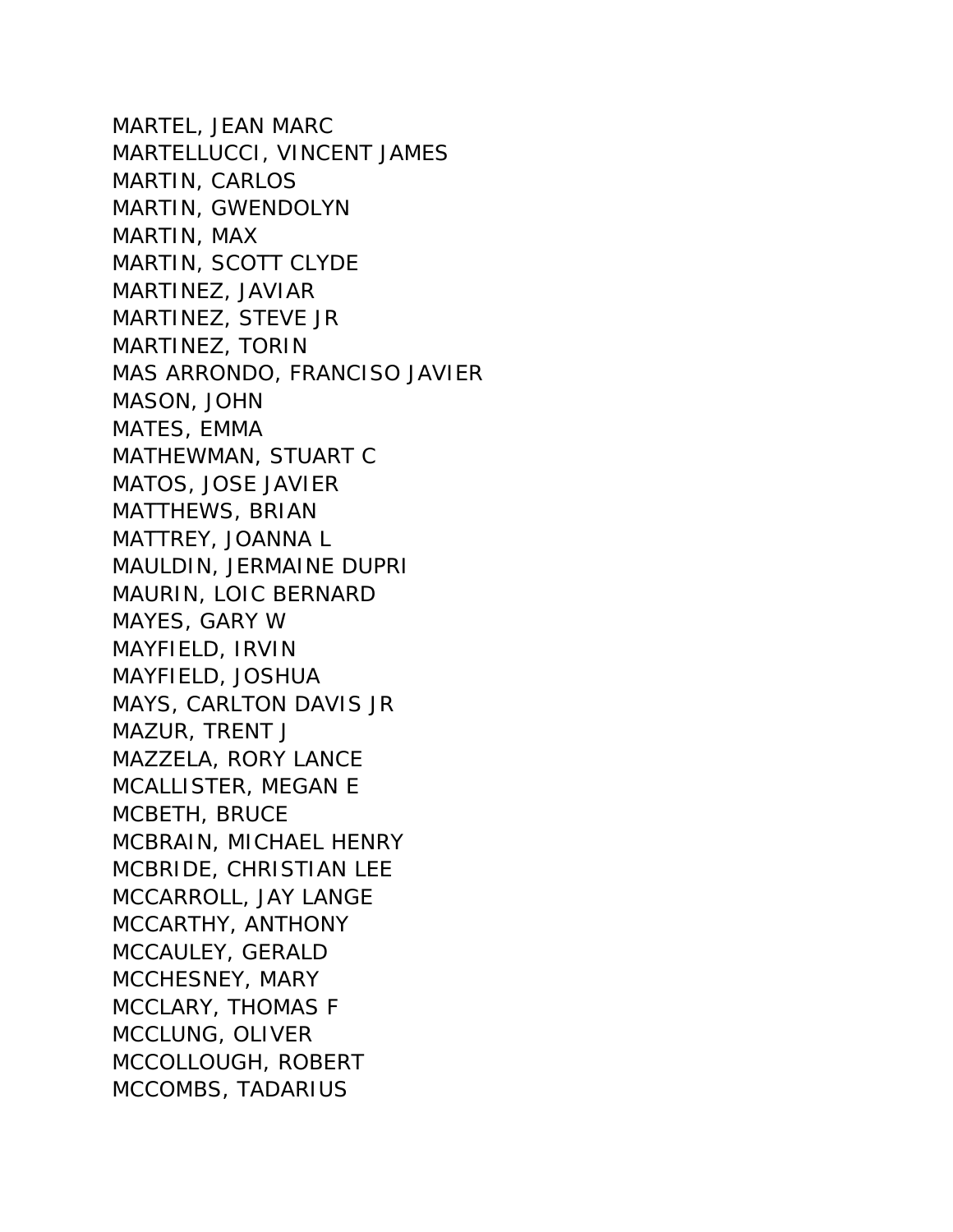MARTEL, JEAN MARC
MARTELLUCCI, VINCENT JAMES
MARTIN, CARLOS
MARTIN, GWENDOLYN
MARTIN, MAX
MARTIN, SCOTT CLYDE
MARTINEZ, JAVIAR
MARTINEZ, STEVE JR
MARTINEZ, TORIN
MAS ARRONDO, FRANCISO JAVIER
MASON, JOHN
MATES, EMMA
MATHEWMAN, STUART C
MATOS, JOSE JAVIER
MATTHEWS, BRIAN
MATTREY, JOANNA L
MAULDIN, JERMAINE DUPRI
MAURIN, LOIC BERNARD
MAYES, GARY W
MAYFIELD, IRVIN
MAYFIELD, JOSHUA
MAYS, CARLTON DAVIS JR
MAZUR, TRENT J
MAZZELA, RORY LANCE
MCALLISTER, MEGAN E
MCBETH, BRUCE
MCBRAIN, MICHAEL HENRY
MCBRIDE, CHRISTIAN LEE
MCCARROLL, JAY LANGE
MCCARTHY, ANTHONY
MCCAULEY, GERALD
MCCHESNEY, MARY
MCCLARY, THOMAS F
MCCLUNG, OLIVER
MCCOLLOUGH, ROBERT
MCCOMBS, TADARIUS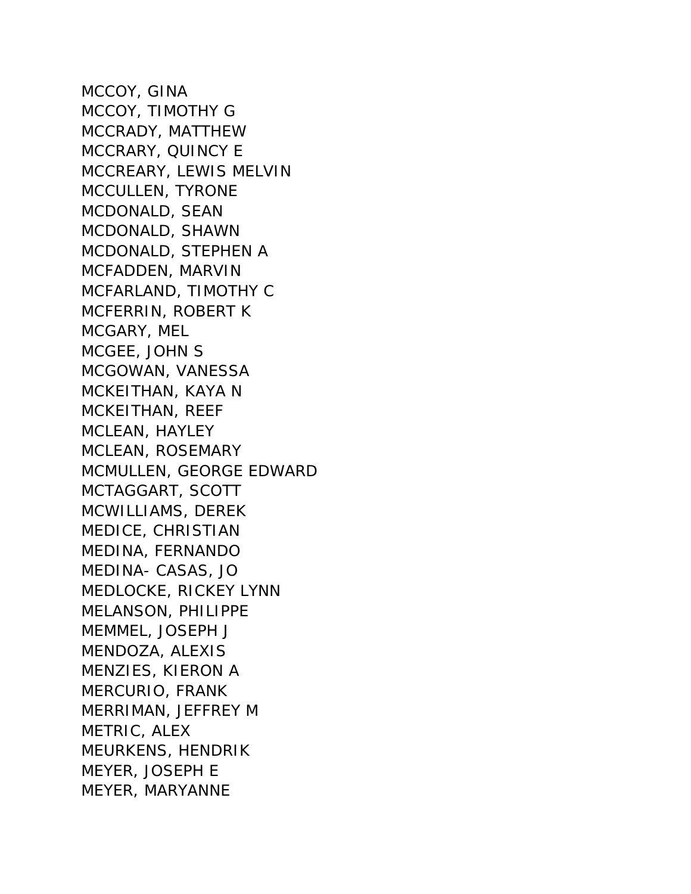MCCOY, GINA
MCCOY, TIMOTHY G
MCCRADY, MATTHEW
MCCRARY, QUINCY E
MCCREARY, LEWIS MELVIN
MCCULLEN, TYRONE
MCDONALD, SEAN
MCDONALD, SHAWN
MCDONALD, STEPHEN A
MCFADDEN, MARVIN
MCFARLAND, TIMOTHY C
MCFERRIN, ROBERT K
MCGARY, MEL
MCGEE, JOHN S
MCGOWAN, VANESSA
MCKEITHAN, KAYA N
MCKEITHAN, REEF
MCLEAN, HAYLEY
MCLEAN, ROSEMARY
MCMULLEN, GEORGE EDWARD
MCTAGGART, SCOTT
MCWILLIAMS, DEREK
MEDICE, CHRISTIAN
MEDINA, FERNANDO
MEDINA- CASAS, JO
MEDLOCKE, RICKEY LYNN
MELANSON, PHILIPPE
MEMMEL, JOSEPH J
MENDOZA, ALEXIS
MENZIES, KIERON A
MERCURIO, FRANK
MERRIMAN, JEFFREY M
METRIC, ALEX
MEURKENS, HENDRIK
MEYER, JOSEPH E
MEYER, MARYANNE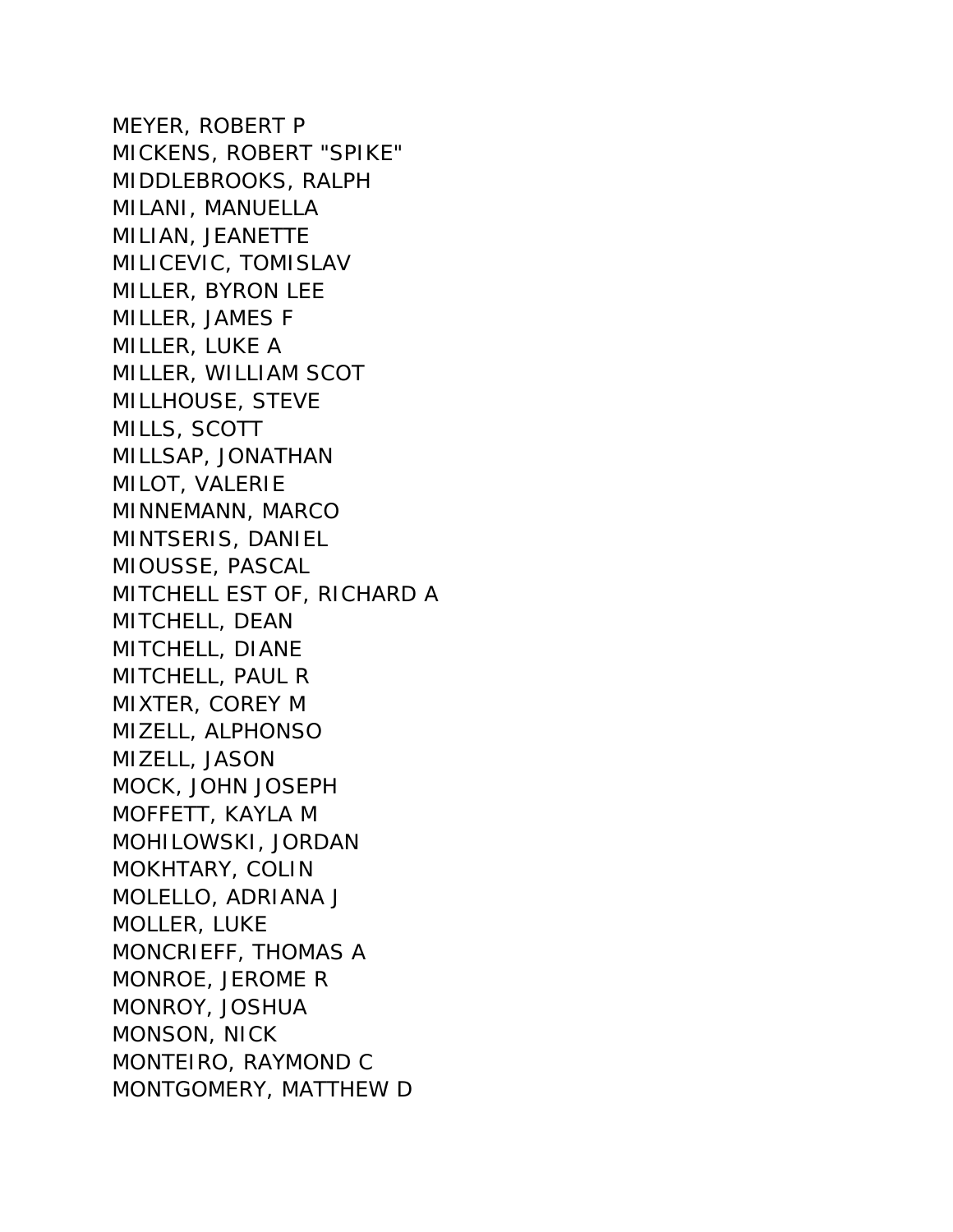MEYER, ROBERT P
MICKENS, ROBERT "SPIKE"
MIDDLEBROOKS, RALPH
MILANI, MANUELLA
MILIAN, JEANETTE
MILICEVIC, TOMISLAV
MILLER, BYRON LEE
MILLER, JAMES F
MILLER, LUKE A
MILLER, WILLIAM SCOT
MILLHOUSE, STEVE
MILLS, SCOTT
MILLSAP, JONATHAN
MILOT, VALERIE
MINNEMANN, MARCO
MINTSERIS, DANIEL
MIOUSSE, PASCAL
MITCHELL EST OF, RICHARD A
MITCHELL, DEAN
MITCHELL, DIANE
MITCHELL, PAUL R
MIXTER, COREY M
MIZELL, ALPHONSO
MIZELL, JASON
MOCK, JOHN JOSEPH
MOFFETT, KAYLA M
MOHILOWSKI, JORDAN
MOKHTARY, COLIN
MOLELLO, ADRIANA J
MOLLER, LUKE
MONCRIEFF, THOMAS A
MONROE, JEROME R
MONROY, JOSHUA
MONSON, NICK
MONTEIRO, RAYMOND C
MONTGOMERY, MATTHEW D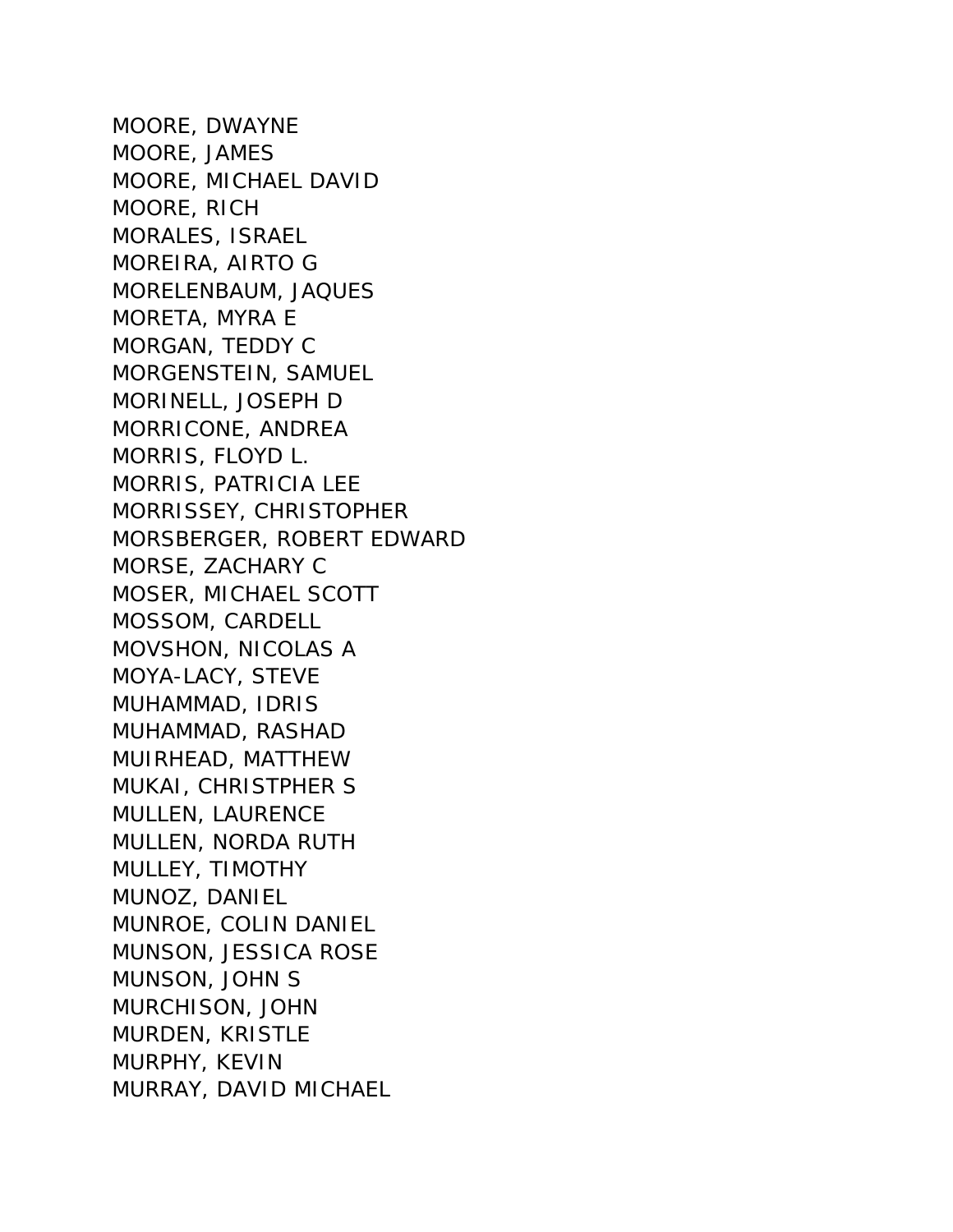MOORE, DWAYNE
MOORE, JAMES
MOORE, MICHAEL DAVID
MOORE, RICH
MORALES, ISRAEL
MOREIRA, AIRTO G
MORELENBAUM, JAQUES
MORETA, MYRA E
MORGAN, TEDDY C
MORGENSTEIN, SAMUEL
MORINELL, JOSEPH D
MORRICONE, ANDREA
MORRIS, FLOYD L.
MORRIS, PATRICIA LEE
MORRISSEY, CHRISTOPHER
MORSBERGER, ROBERT EDWARD
MORSE, ZACHARY C
MOSER, MICHAEL SCOTT
MOSSOM, CARDELL
MOVSHON, NICOLAS A
MOYA-LACY, STEVE
MUHAMMAD, IDRIS
MUHAMMAD, RASHAD
MUIRHEAD, MATTHEW
MUKAI, CHRISTPHER S
MULLEN, LAURENCE
MULLEN, NORDA RUTH
MULLEY, TIMOTHY
MUNOZ, DANIEL
MUNROE, COLIN DANIEL
MUNSON, JESSICA ROSE
MUNSON, JOHN S
MURCHISON, JOHN
MURDEN, KRISTLE
MURPHY, KEVIN
MURRAY, DAVID MICHAEL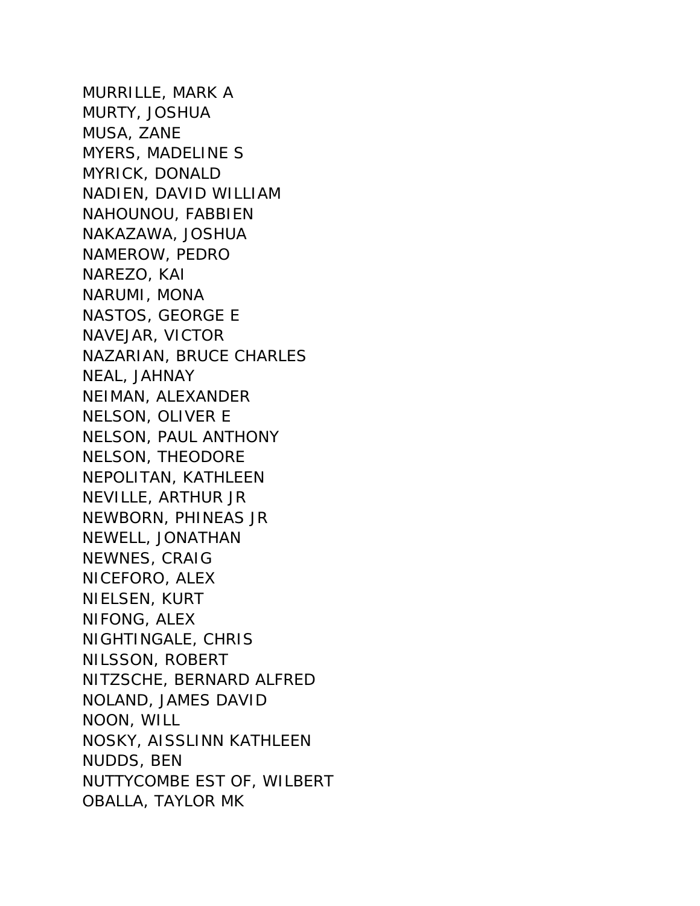MURRILLE, MARK A
MURTY, JOSHUA
MUSA, ZANE
MYERS, MADELINE S
MYRICK, DONALD
NADIEN, DAVID WILLIAM
NAHOUNOU, FABBIEN
NAKAZAWA, JOSHUA
NAMEROW, PEDRO
NAREZO, KAI
NARUMI, MONA
NASTOS, GEORGE E
NAVEJAR, VICTOR
NAZARIAN, BRUCE CHARLES
NEAL, JAHNAY
NEIMAN, ALEXANDER
NELSON, OLIVER E
NELSON, PAUL ANTHONY
NELSON, THEODORE
NEPOLITAN, KATHLEEN
NEVILLE, ARTHUR JR
NEWBORN, PHINEAS JR
NEWELL, JONATHAN
NEWNES, CRAIG
NICEFORO, ALEX
NIELSEN, KURT
NIFONG, ALEX
NIGHTINGALE, CHRIS
NILSSON, ROBERT
NITZSCHE, BERNARD ALFRED
NOLAND, JAMES DAVID
NOON, WILL
NOSKY, AISSLINN KATHLEEN
NUDDS, BEN
NUTTYCOMBE EST OF, WILBERT
OBALLA, TAYLOR MK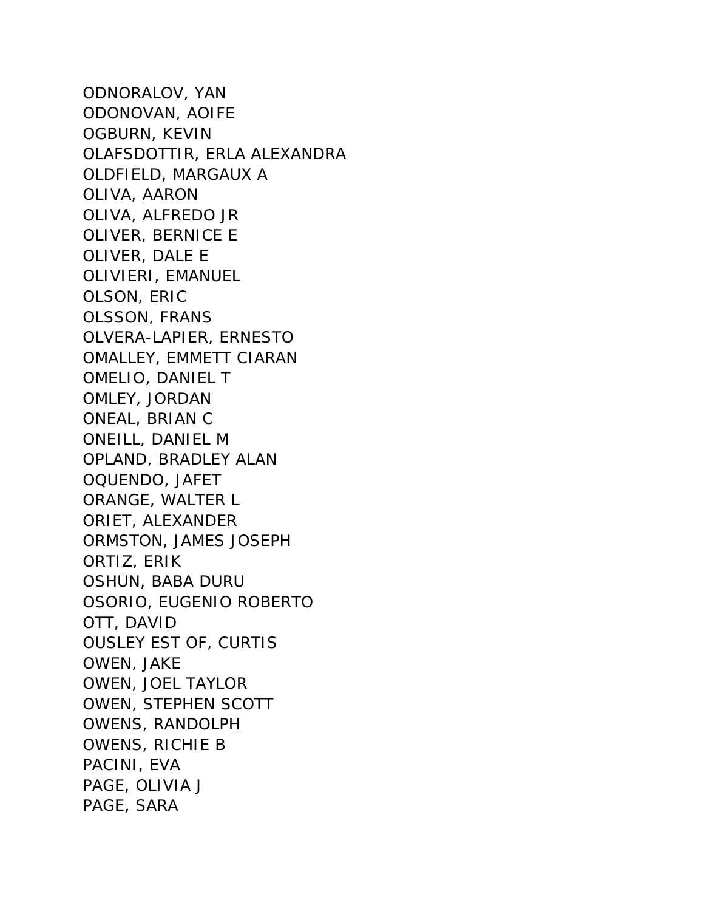ODNORALOV, YAN
ODONOVAN, AOIFE
OGBURN, KEVIN
OLAFSDOTTIR, ERLA ALEXANDRA
OLDFIELD, MARGAUX A
OLIVA, AARON
OLIVA, ALFREDO JR
OLIVER, BERNICE E
OLIVER, DALE E
OLIVIERI, EMANUEL
OLSON, ERIC
OLSSON, FRANS
OLVERA-LAPIER, ERNESTO
OMALLEY, EMMETT CIARAN
OMELIO, DANIEL T
OMLEY, JORDAN
ONEAL, BRIAN C
ONEILL, DANIEL M
OPLAND, BRADLEY ALAN
OQUENDO, JAFET
ORANGE, WALTER L
ORIET, ALEXANDER
ORMSTON, JAMES JOSEPH
ORTIZ, ERIK
OSHUN, BABA DURU
OSORIO, EUGENIO ROBERTO
OTT, DAVID
OUSLEY EST OF, CURTIS
OWEN, JAKE
OWEN, JOEL TAYLOR
OWEN, STEPHEN SCOTT
OWENS, RANDOLPH
OWENS, RICHIE B
PACINI, EVA
PAGE, OLIVIA J
PAGE, SARA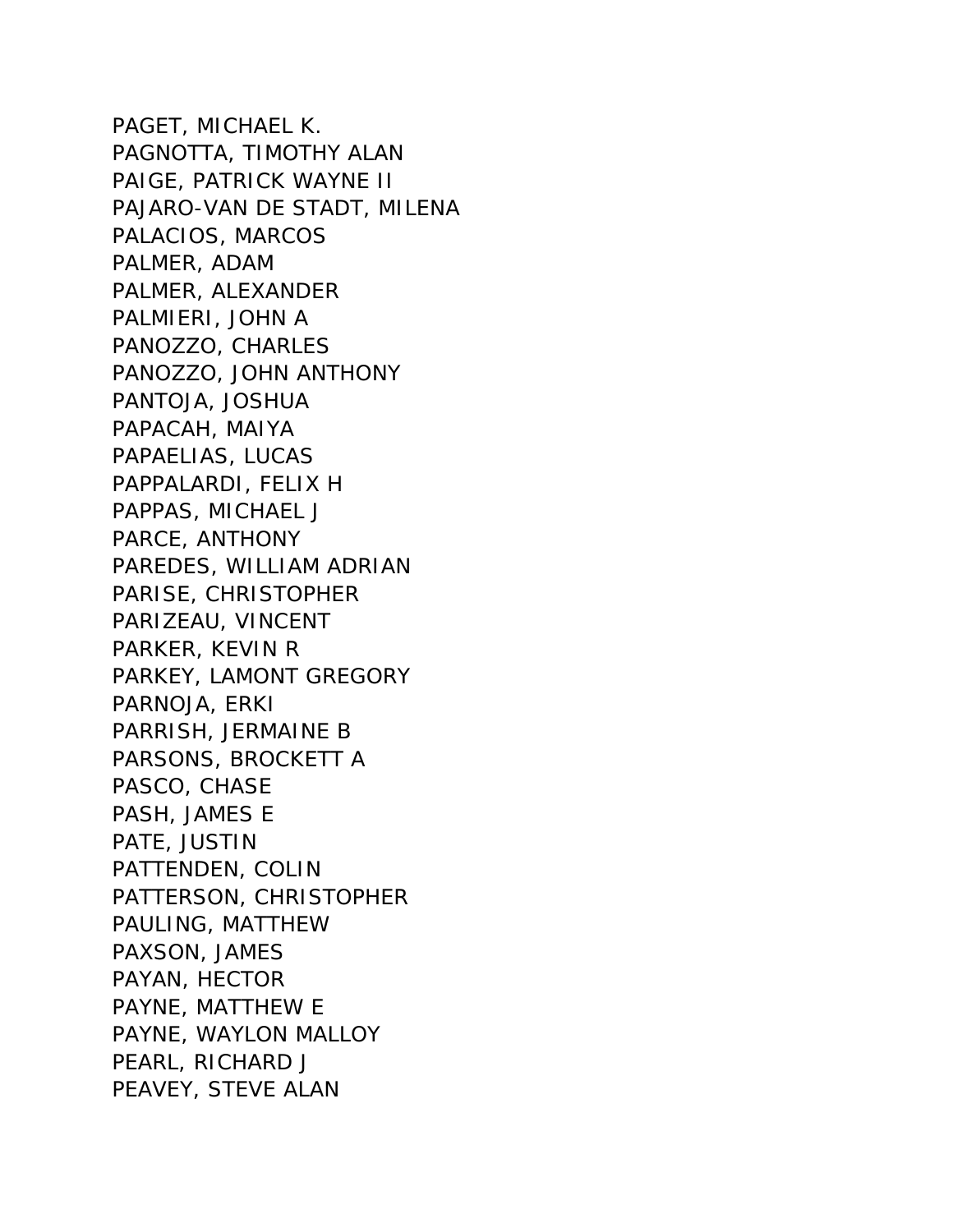PAGET, MICHAEL K.
PAGNOTTA, TIMOTHY ALAN
PAIGE, PATRICK WAYNE II
PAJARO-VAN DE STADT, MILENA
PALACIOS, MARCOS
PALMER, ADAM
PALMER, ALEXANDER
PALMIERI, JOHN A
PANOZZO, CHARLES
PANOZZO, JOHN ANTHONY
PANTOJA, JOSHUA
PAPACAH, MAIYA
PAPAELIAS, LUCAS
PAPPALARDI, FELIX H
PAPPAS, MICHAEL J
PARCE, ANTHONY
PAREDES, WILLIAM ADRIAN
PARISE, CHRISTOPHER
PARIZEAU, VINCENT
PARKER, KEVIN R
PARKEY, LAMONT GREGORY
PARNOJA, ERKI
PARRISH, JERMAINE B
PARSONS, BROCKETT A
PASCO, CHASE
PASH, JAMES E
PATE, JUSTIN
PATTENDEN, COLIN
PATTERSON, CHRISTOPHER
PAULING, MATTHEW
PAXSON, JAMES
PAYAN, HECTOR
PAYNE, MATTHEW E
PAYNE, WAYLON MALLOY
PEARL, RICHARD J
PEAVEY, STEVE ALAN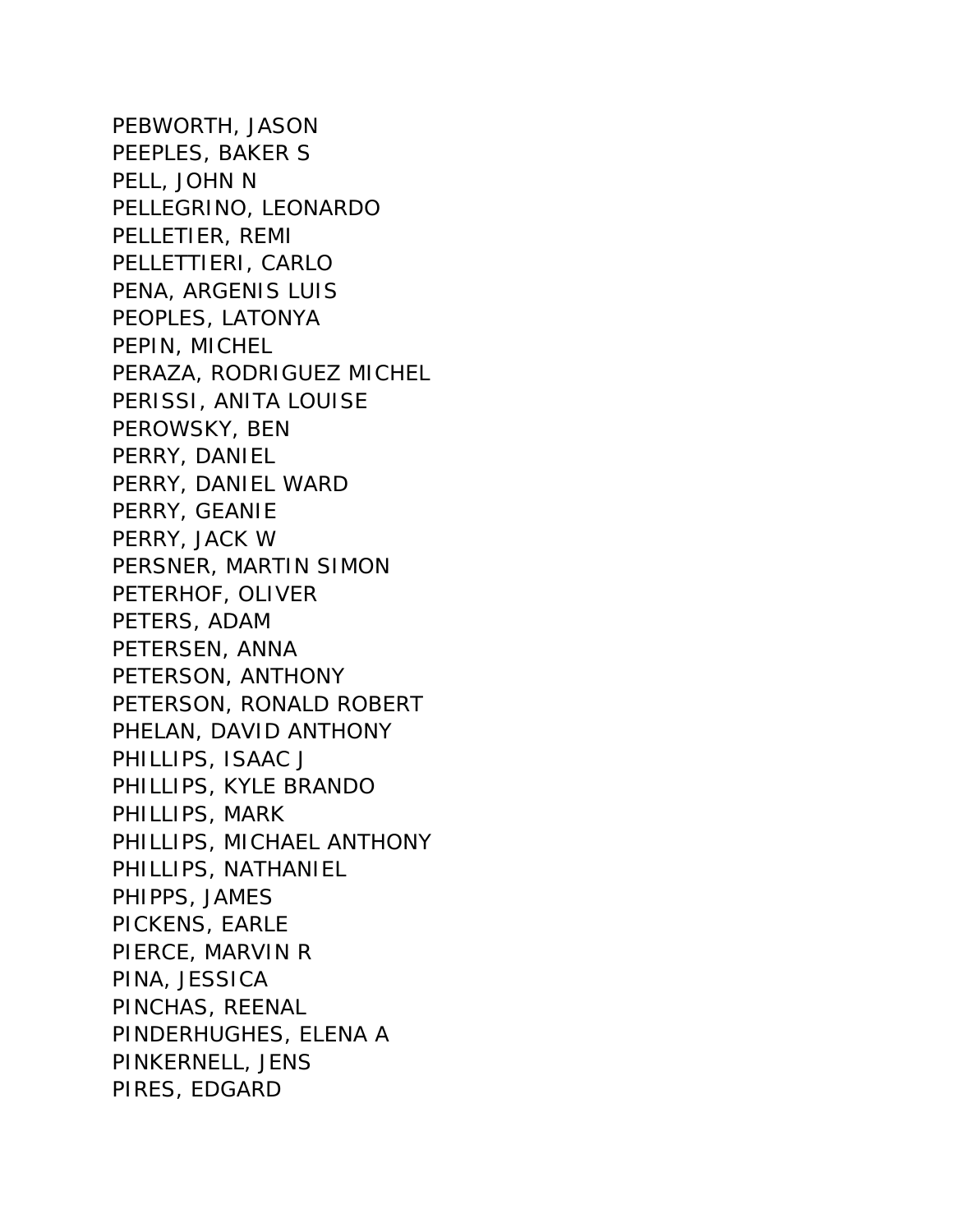PEBWORTH, JASON
PEEPLES, BAKER S
PELL, JOHN N
PELLEGRINO, LEONARDO
PELLETIER, REMI
PELLETTIERI, CARLO
PENA, ARGENIS LUIS
PEOPLES, LATONYA
PEPIN, MICHEL
PERAZA, RODRIGUEZ MICHEL
PERISSI, ANITA LOUISE
PEROWSKY, BEN
PERRY, DANIEL
PERRY, DANIEL WARD
PERRY, GEANIE
PERRY, JACK W
PERSNER, MARTIN SIMON
PETERHOF, OLIVER
PETERS, ADAM
PETERSEN, ANNA
PETERSON, ANTHONY
PETERSON, RONALD ROBERT
PHELAN, DAVID ANTHONY
PHILLIPS, ISAAC J
PHILLIPS, KYLE BRANDO
PHILLIPS, MARK
PHILLIPS, MICHAEL ANTHONY
PHILLIPS, NATHANIEL
PHIPPS, JAMES
PICKENS, EARLE
PIERCE, MARVIN R
PINA, JESSICA
PINCHAS, REENAL
PINDERHUGHES, ELENA A
PINKERNELL, JENS
PIRES, EDGARD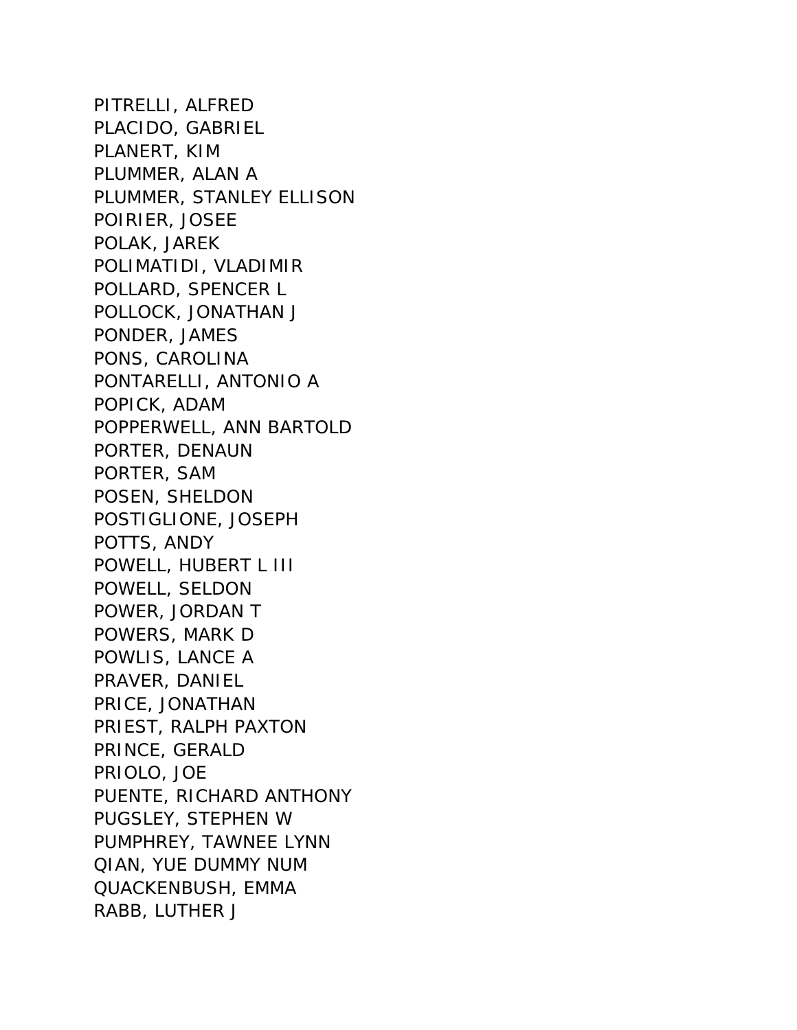PITRELLI, ALFRED
PLACIDO, GABRIEL
PLANERT, KIM
PLUMMER, ALAN A
PLUMMER, STANLEY ELLISON
POIRIER, JOSEE
POLAK, JAREK
POLIMATIDI, VLADIMIR
POLLARD, SPENCER L
POLLOCK, JONATHAN J
PONDER, JAMES
PONS, CAROLINA
PONTARELLI, ANTONIO A
POPICK, ADAM
POPPERWELL, ANN BARTOLD
PORTER, DENAUN
PORTER, SAM
POSEN, SHELDON
POSTIGLIONE, JOSEPH
POTTS, ANDY
POWELL, HUBERT L III
POWELL, SELDON
POWER, JORDAN T
POWERS, MARK D
POWLIS, LANCE A
PRAVER, DANIEL
PRICE, JONATHAN
PRIEST, RALPH PAXTON
PRINCE, GERALD
PRIOLO, JOE
PUENTE, RICHARD ANTHONY
PUGSLEY, STEPHEN W
PUMPHREY, TAWNEE LYNN
QIAN, YUE DUMMY NUM
QUACKENBUSH, EMMA
RABB, LUTHER J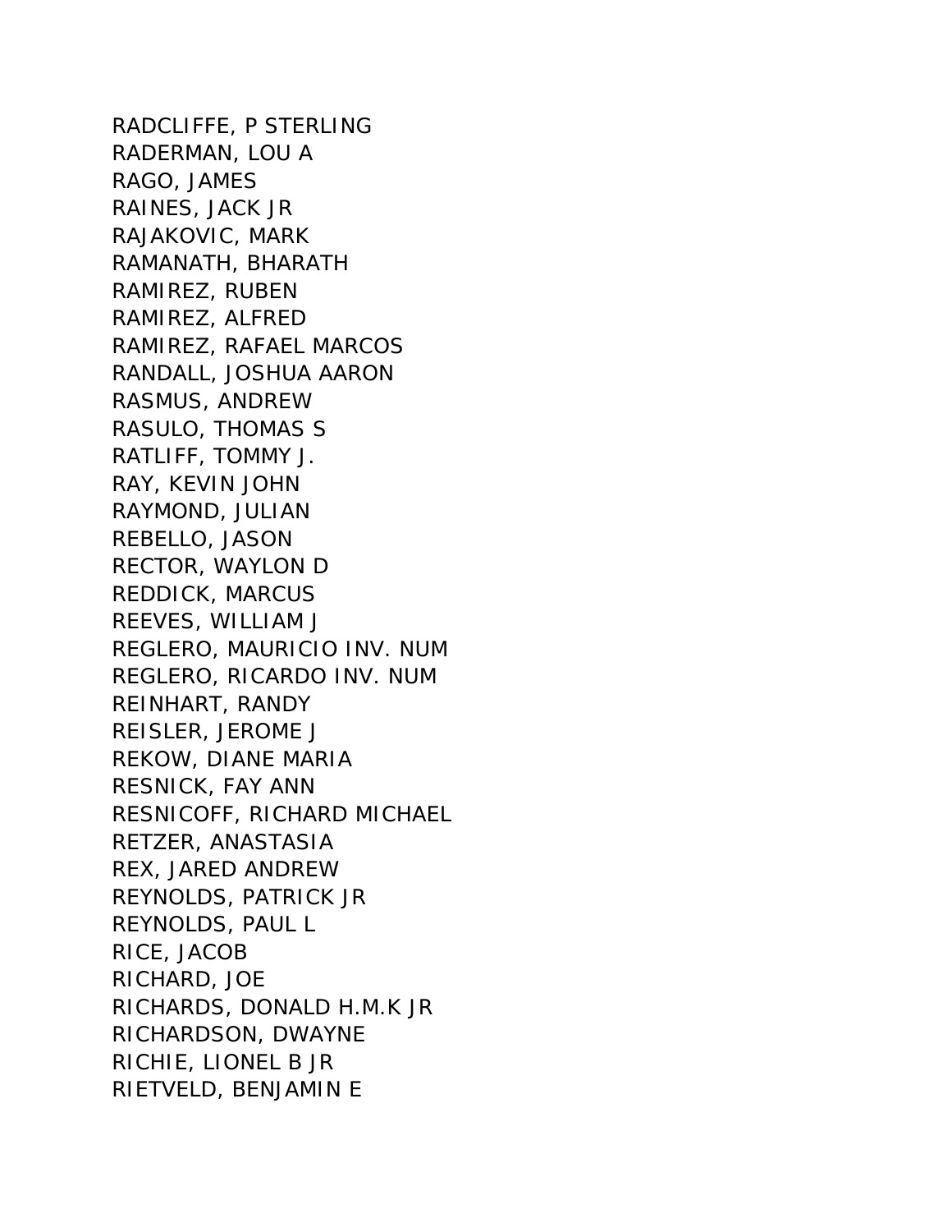RADCLIFFE, P STERLING
RADERMAN, LOU A
RAGO, JAMES
RAINES, JACK JR
RAJAKOVIC, MARK
RAMANATH, BHARATH
RAMIREZ, RUBEN
RAMIREZ, ALFRED
RAMIREZ, RAFAEL MARCOS
RANDALL, JOSHUA AARON
RASMUS, ANDREW
RASULO, THOMAS S
RATLIFF, TOMMY J.
RAY, KEVIN JOHN
RAYMOND, JULIAN
REBELLO, JASON
RECTOR, WAYLON D
REDDICK, MARCUS
REEVES, WILLIAM J
REGLERO, MAURICIO INV. NUM
REGLERO, RICARDO INV. NUM
REINHART, RANDY
REISLER, JEROME J
REKOW, DIANE MARIA
RESNICK, FAY ANN
RESNICOFF, RICHARD MICHAEL
RETZER, ANASTASIA
REX, JARED ANDREW
REYNOLDS, PATRICK JR
REYNOLDS, PAUL L
RICE, JACOB
RICHARD, JOE
RICHARDS, DONALD H.M.K JR
RICHARDSON, DWAYNE
RICHIE, LIONEL B JR
RIETVELD, BENJAMIN E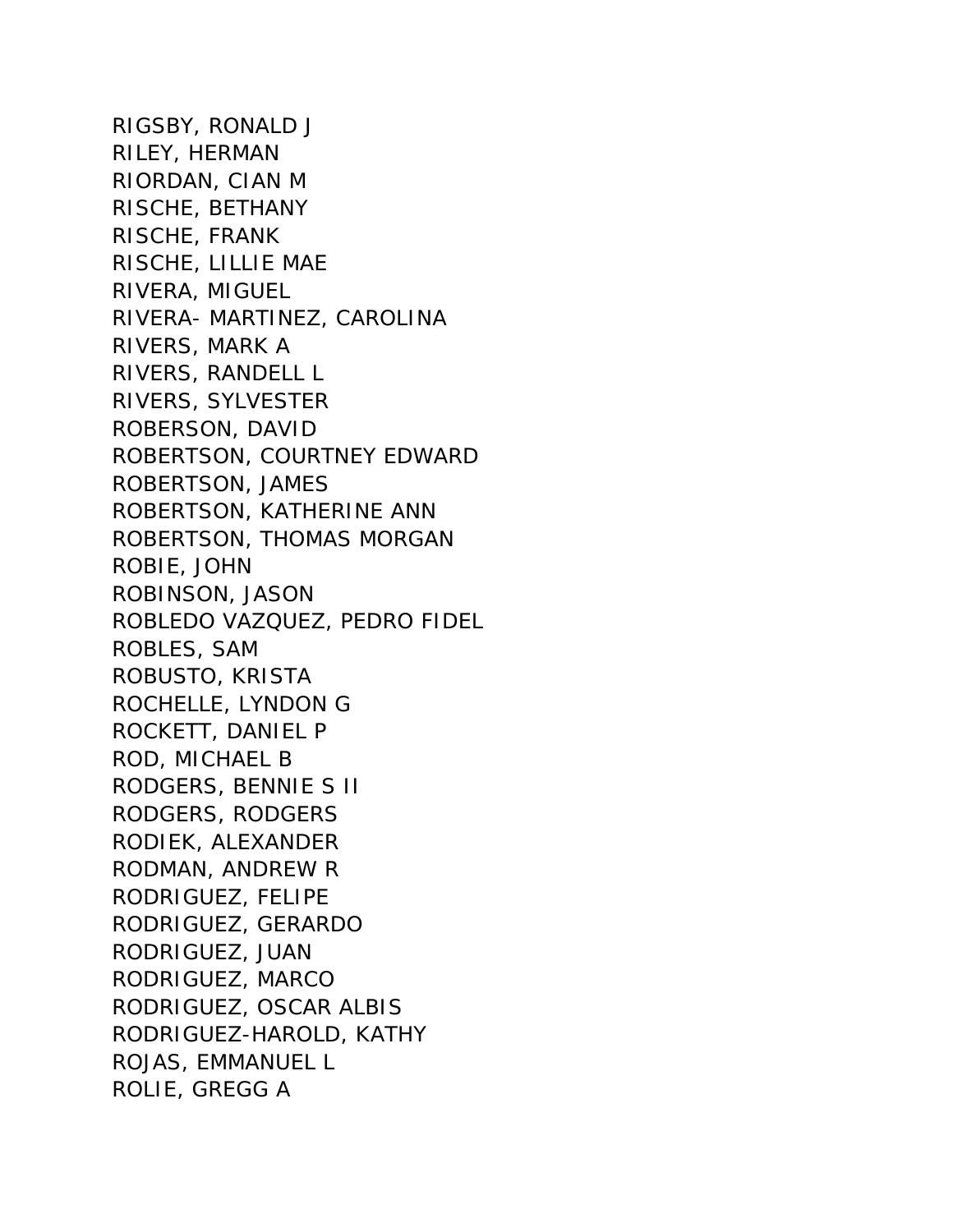RIGSBY, RONALD J
RILEY, HERMAN
RIORDAN, CIAN M
RISCHE, BETHANY
RISCHE, FRANK
RISCHE, LILLIE MAE
RIVERA, MIGUEL
RIVERA- MARTINEZ, CAROLINA
RIVERS, MARK A
RIVERS, RANDELL L
RIVERS, SYLVESTER
ROBERSON, DAVID
ROBERTSON, COURTNEY EDWARD
ROBERTSON, JAMES
ROBERTSON, KATHERINE ANN
ROBERTSON, THOMAS MORGAN
ROBIE, JOHN
ROBINSON, JASON
ROBLEDO VAZQUEZ, PEDRO FIDEL
ROBLES, SAM
ROBUSTO, KRISTA
ROCHELLE, LYNDON G
ROCKETT, DANIEL P
ROD, MICHAEL B
RODGERS, BENNIE S II
RODGERS, RODGERS
RODIEK, ALEXANDER
RODMAN, ANDREW R
RODRIGUEZ, FELIPE
RODRIGUEZ, GERARDO
RODRIGUEZ, JUAN
RODRIGUEZ, MARCO
RODRIGUEZ, OSCAR ALBIS
RODRIGUEZ-HAROLD, KATHY
ROJAS, EMMANUEL L
ROLIE, GREGG A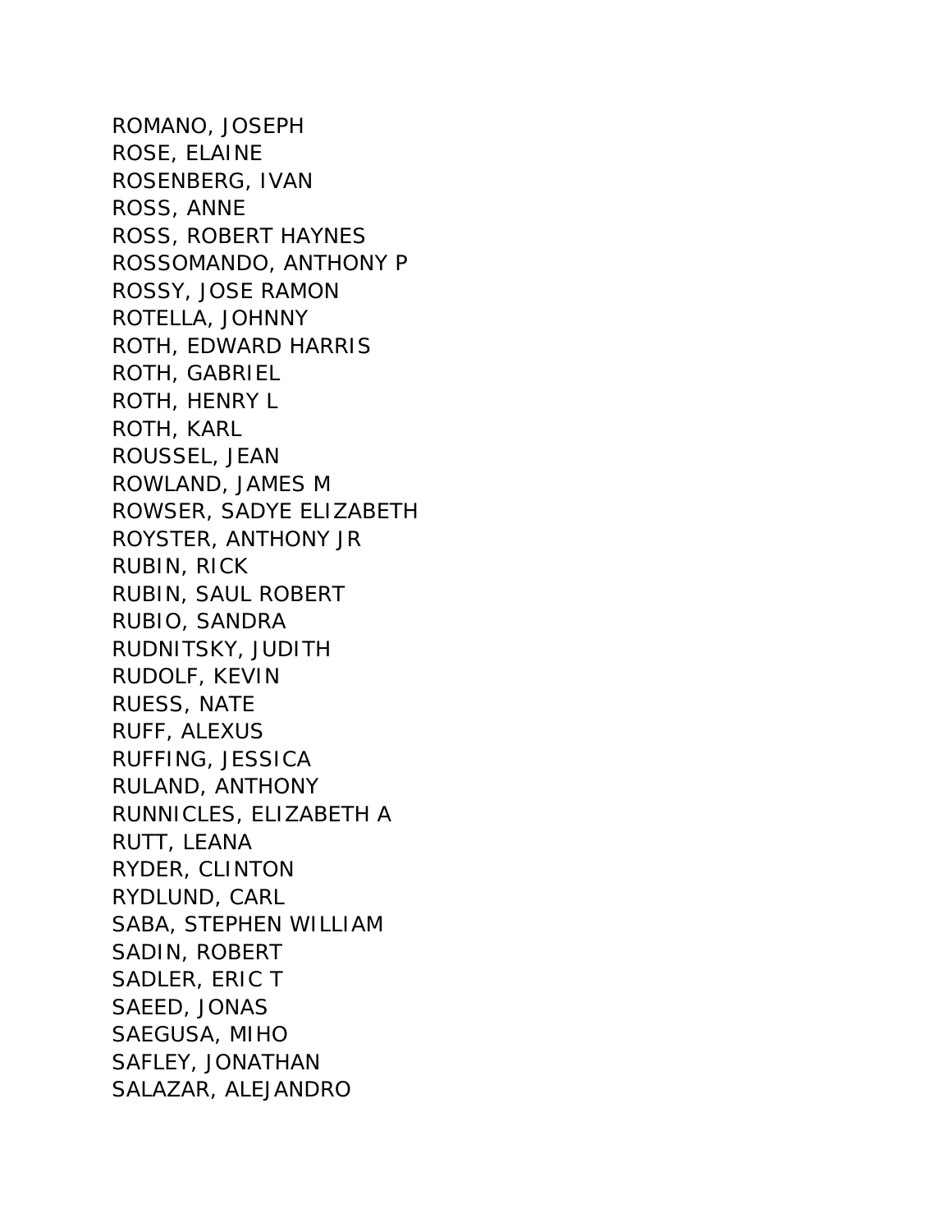ROMANO, JOSEPH
ROSE, ELAINE
ROSENBERG, IVAN
ROSS, ANNE
ROSS, ROBERT HAYNES
ROSSOMANDO, ANTHONY P
ROSSY, JOSE RAMON
ROTELLA, JOHNNY
ROTH, EDWARD HARRIS
ROTH, GABRIEL
ROTH, HENRY L
ROTH, KARL
ROUSSEL, JEAN
ROWLAND, JAMES M
ROWSER, SADYE ELIZABETH
ROYSTER, ANTHONY JR
RUBIN, RICK
RUBIN, SAUL ROBERT
RUBIO, SANDRA
RUDNITSKY, JUDITH
RUDOLF, KEVIN
RUESS, NATE
RUFF, ALEXUS
RUFFING, JESSICA
RULAND, ANTHONY
RUNNICLES, ELIZABETH A
RUTT, LEANA
RYDER, CLINTON
RYDLUND, CARL
SABA, STEPHEN WILLIAM
SADIN, ROBERT
SADLER, ERIC T
SAEED, JONAS
SAEGUSA, MIHO
SAFLEY, JONATHAN
SALAZAR, ALEJANDRO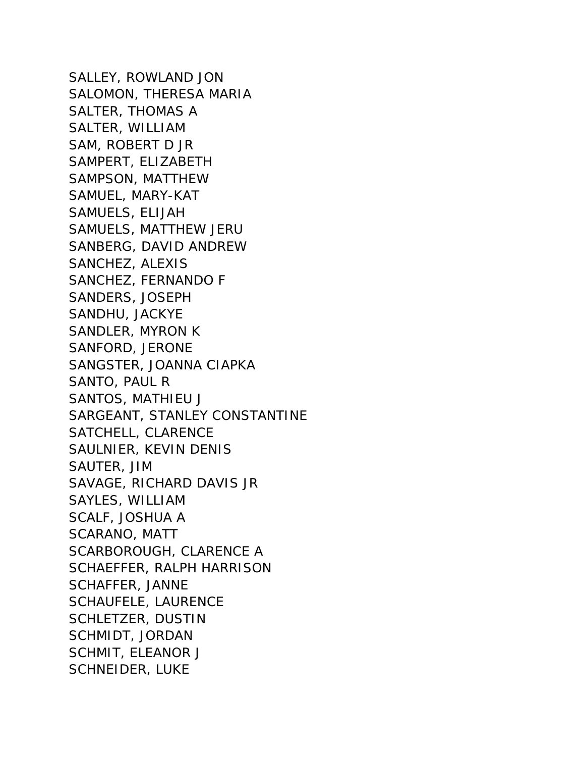SALLEY, ROWLAND JON
SALOMON, THERESA MARIA
SALTER, THOMAS A
SALTER, WILLIAM
SAM, ROBERT D JR
SAMPERT, ELIZABETH
SAMPSON, MATTHEW
SAMUEL, MARY-KAT
SAMUELS, ELIJAH
SAMUELS, MATTHEW JERU
SANBERG, DAVID ANDREW
SANCHEZ, ALEXIS
SANCHEZ, FERNANDO F
SANDERS, JOSEPH
SANDHU, JACKYE
SANDLER, MYRON K
SANFORD, JERONE
SANGSTER, JOANNA CIAPKA
SANTO, PAUL R
SANTOS, MATHIEU J
SARGEANT, STANLEY CONSTANTINE
SATCHELL, CLARENCE
SAULNIER, KEVIN DENIS
SAUTER, JIM
SAVAGE, RICHARD DAVIS JR
SAYLES, WILLIAM
SCALF, JOSHUA A
SCARANO, MATT
SCARBOROUGH, CLARENCE A
SCHAEFFER, RALPH HARRISON
SCHAFFER, JANNE
SCHAUFELE, LAURENCE
SCHLETZER, DUSTIN
SCHMIDT, JORDAN
SCHMIT, ELEANOR J
SCHNEIDER, LUKE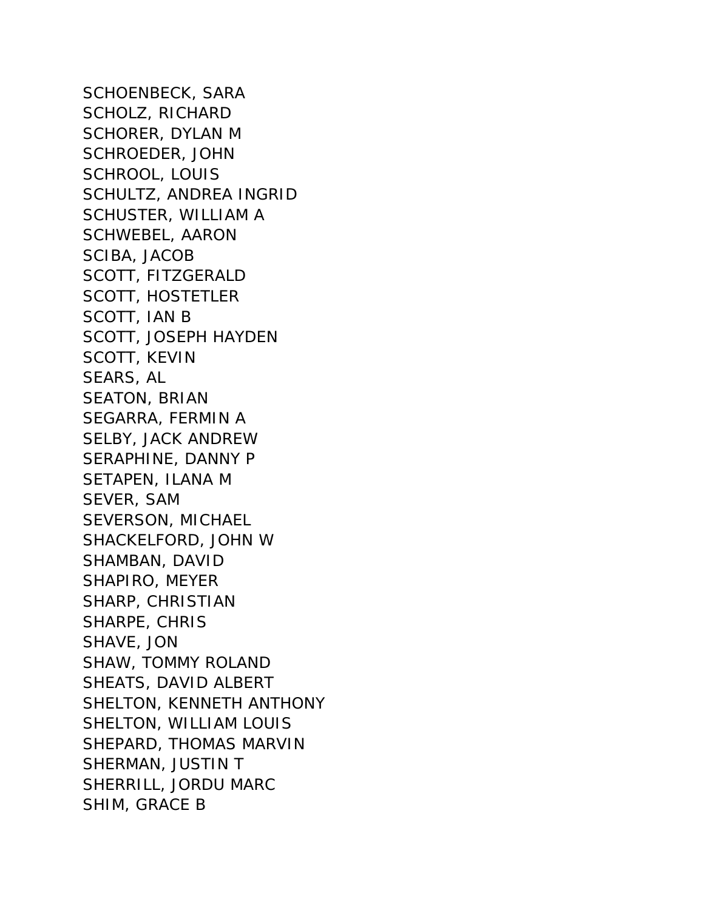SCHOENBECK, SARA
SCHOLZ, RICHARD
SCHORER, DYLAN M
SCHROEDER, JOHN
SCHROOL, LOUIS
SCHULTZ, ANDREA INGRID
SCHUSTER, WILLIAM A
SCHWEBEL, AARON
SCIBA, JACOB
SCOTT, FITZGERALD
SCOTT, HOSTETLER
SCOTT, IAN B
SCOTT, JOSEPH HAYDEN
SCOTT, KEVIN
SEARS, AL
SEATON, BRIAN
SEGARRA, FERMIN A
SELBY, JACK ANDREW
SERAPHINE, DANNY P
SETAPEN, ILANA M
SEVER, SAM
SEVERSON, MICHAEL
SHACKELFORD, JOHN W
SHAMBAN, DAVID
SHAPIRO, MEYER
SHARP, CHRISTIAN
SHARPE, CHRIS
SHAVE, JON
SHAW, TOMMY ROLAND
SHEATS, DAVID ALBERT
SHELTON, KENNETH ANTHONY
SHELTON, WILLIAM LOUIS
SHEPARD, THOMAS MARVIN
SHERMAN, JUSTIN T
SHERRILL, JORDU MARC
SHIM, GRACE B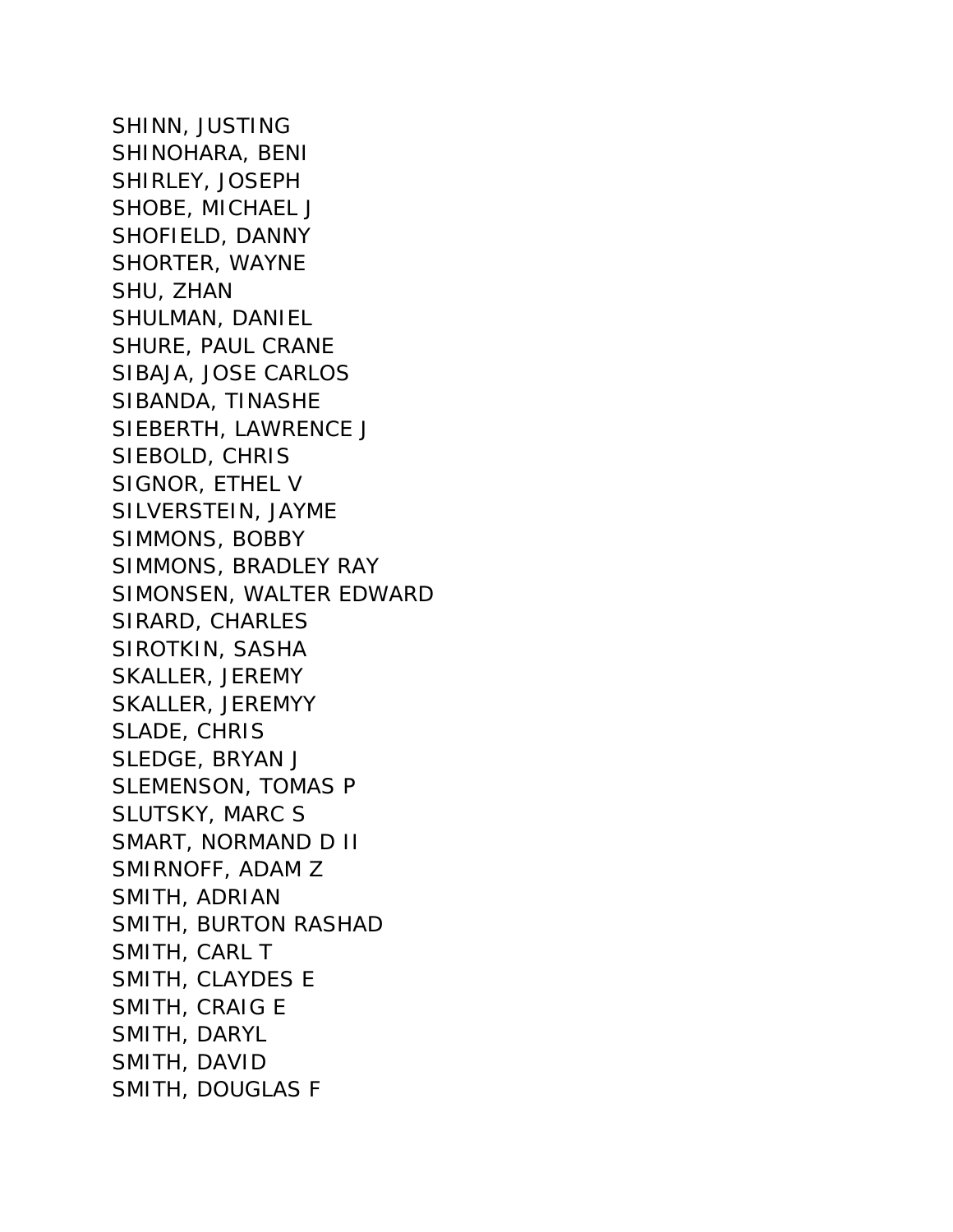SHINN, JUSTING
SHINOHARA, BENI
SHIRLEY, JOSEPH
SHOBE, MICHAEL J
SHOFIELD, DANNY
SHORTER, WAYNE
SHU, ZHAN
SHULMAN, DANIEL
SHURE, PAUL CRANE
SIBAJA, JOSE CARLOS
SIBANDA, TINASHE
SIEBERTH, LAWRENCE J
SIEBOLD, CHRIS
SIGNOR, ETHEL V
SILVERSTEIN, JAYME
SIMMONS, BOBBY
SIMMONS, BRADLEY RAY
SIMONSEN, WALTER EDWARD
SIRARD, CHARLES
SIROTKIN, SASHA
SKALLER, JEREMY
SKALLER, JEREMYY
SLADE, CHRIS
SLEDGE, BRYAN J
SLEMENSON, TOMAS P
SLUTSKY, MARC S
SMART, NORMAND D II
SMIRNOFF, ADAM Z
SMITH, ADRIAN
SMITH, BURTON RASHAD
SMITH, CARL T
SMITH, CLAYDES E
SMITH, CRAIG E
SMITH, DARYL
SMITH, DAVID
SMITH, DOUGLAS F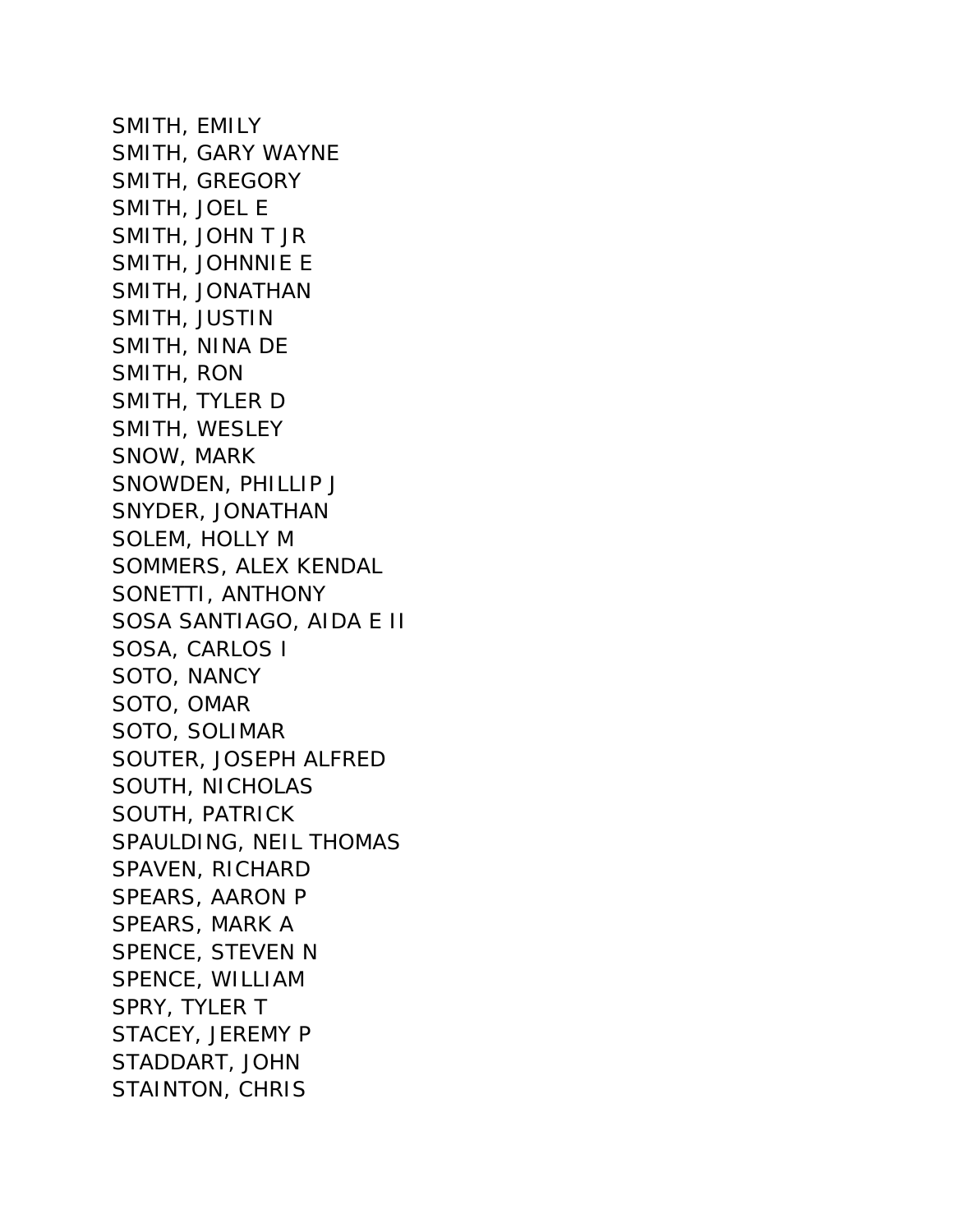SMITH, EMILY
SMITH, GARY WAYNE
SMITH, GREGORY
SMITH, JOEL E
SMITH, JOHN T JR
SMITH, JOHNNIE E
SMITH, JONATHAN
SMITH, JUSTIN
SMITH, NINA DE
SMITH, RON
SMITH, TYLER D
SMITH, WESLEY
SNOW, MARK
SNOWDEN, PHILLIP J
SNYDER, JONATHAN
SOLEM, HOLLY M
SOMMERS, ALEX KENDAL
SONETTI, ANTHONY
SOSA SANTIAGO, AIDA E II
SOSA, CARLOS I
SOTO, NANCY
SOTO, OMAR
SOTO, SOLIMAR
SOUTER, JOSEPH ALFRED
SOUTH, NICHOLAS
SOUTH, PATRICK
SPAULDING, NEIL THOMAS
SPAVEN, RICHARD
SPEARS, AARON P
SPEARS, MARK A
SPENCE, STEVEN N
SPENCE, WILLIAM
SPRY, TYLER T
STACEY, JEREMY P
STADDART, JOHN
STAINTON, CHRIS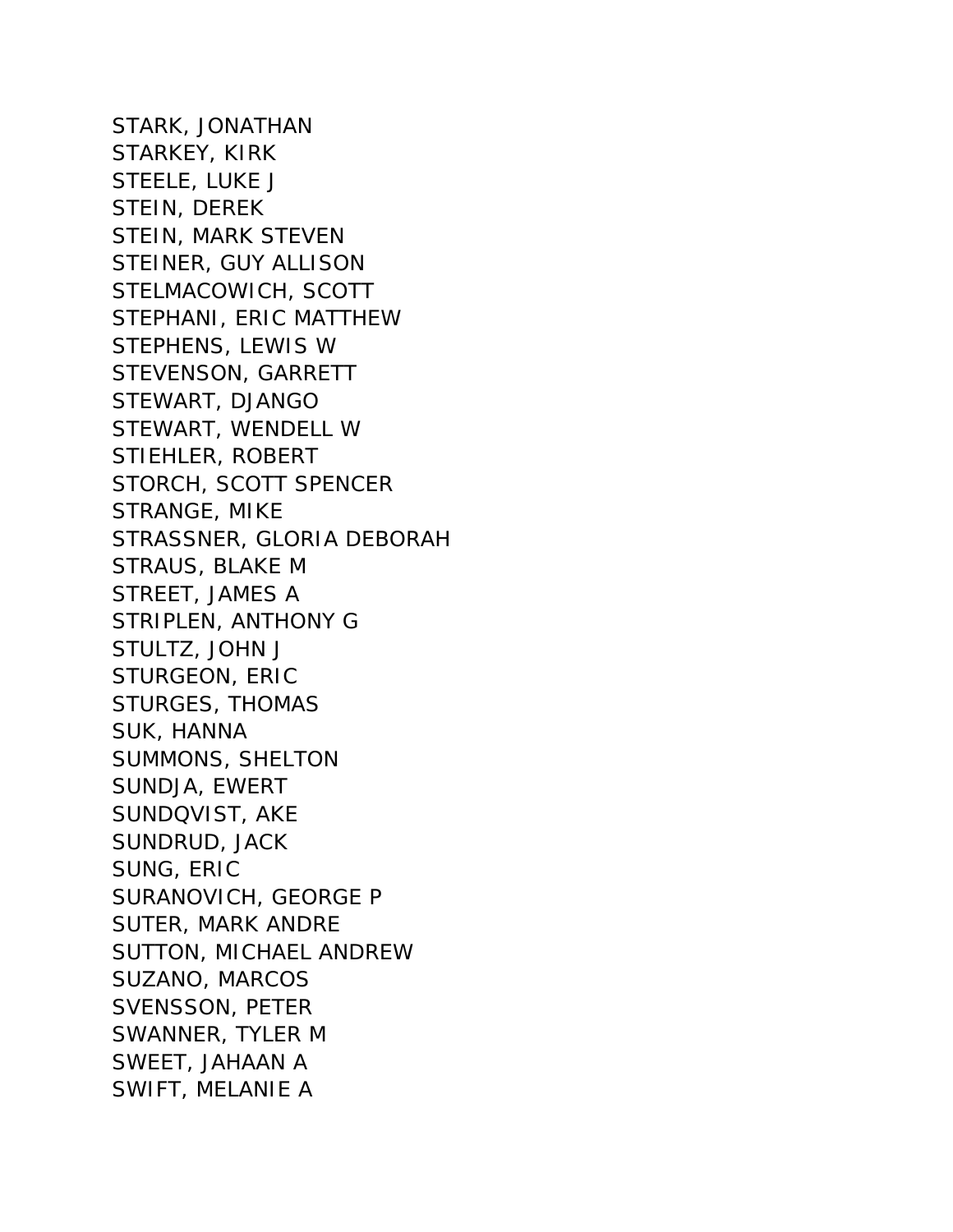STARK, JONATHAN
STARKEY, KIRK
STEELE, LUKE J
STEIN, DEREK
STEIN, MARK STEVEN
STEINER, GUY ALLISON
STELMACOWICH, SCOTT
STEPHANI, ERIC MATTHEW
STEPHENS, LEWIS W
STEVENSON, GARRETT
STEWART, DJANGO
STEWART, WENDELL W
STIEHLER, ROBERT
STORCH, SCOTT SPENCER
STRANGE, MIKE
STRASSNER, GLORIA DEBORAH
STRAUS, BLAKE M
STREET, JAMES A
STRIPLEN, ANTHONY G
STULTZ, JOHN J
STURGEON, ERIC
STURGES, THOMAS
SUK, HANNA
SUMMONS, SHELTON
SUNDJA, EWERT
SUNDQVIST, AKE
SUNDRUD, JACK
SUNG, ERIC
SURANOVICH, GEORGE P
SUTER, MARK ANDRE
SUTTON, MICHAEL ANDREW
SUZANO, MARCOS
SVENSSON, PETER
SWANNER, TYLER M
SWEET, JAHAAN A
SWIFT, MELANIE A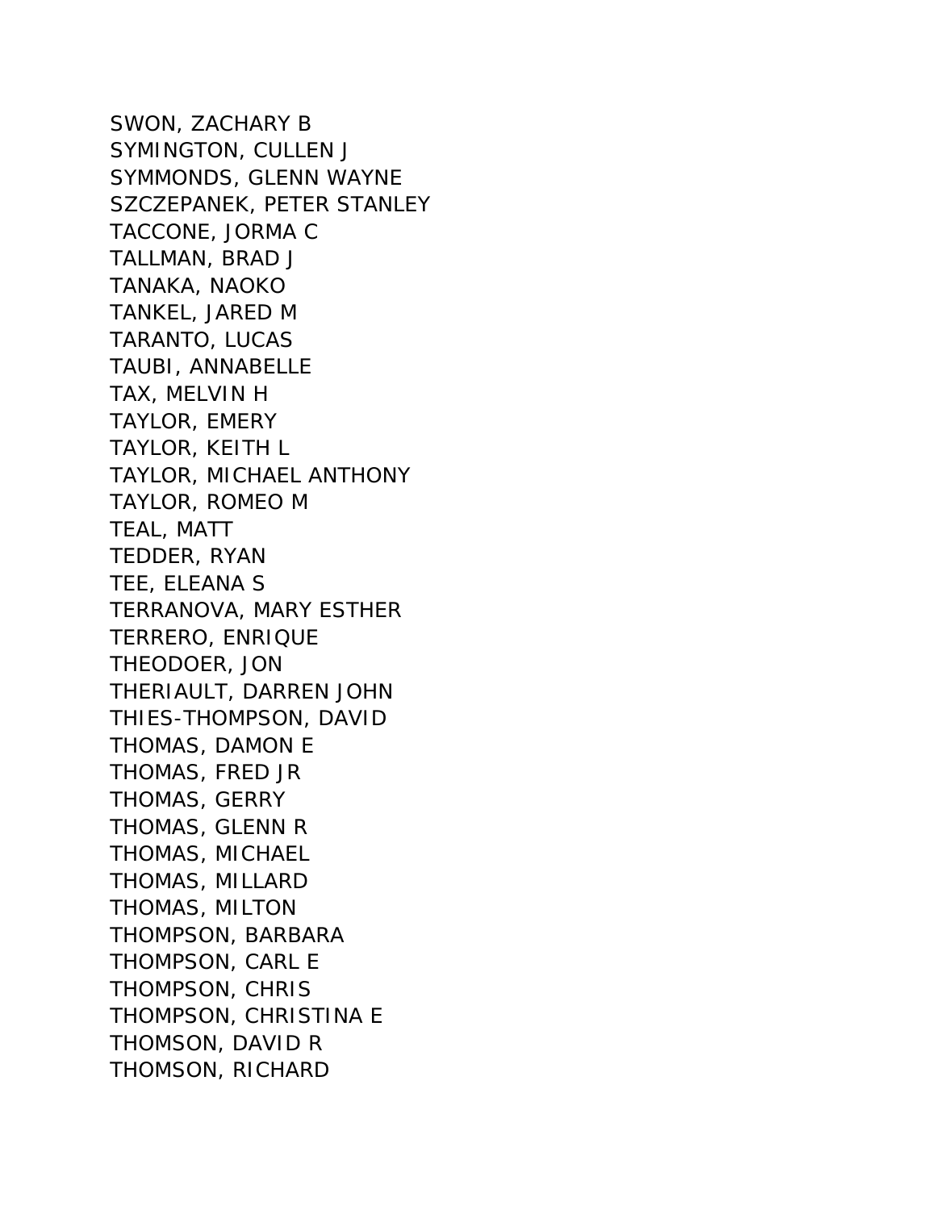SWON, ZACHARY B
SYMINGTON, CULLEN J
SYMMONDS, GLENN WAYNE
SZCZEPANEK, PETER STANLEY
TACCONE, JORMA C
TALLMAN, BRAD J
TANAKA, NAOKO
TANKEL, JARED M
TARANTO, LUCAS
TAUBI, ANNABELLE
TAX, MELVIN H
TAYLOR, EMERY
TAYLOR, KEITH L
TAYLOR, MICHAEL ANTHONY
TAYLOR, ROMEO M
TEAL, MATT
TEDDER, RYAN
TEE, ELEANA S
TERRANOVA, MARY ESTHER
TERRERO, ENRIQUE
THEODOER, JON
THERIAULT, DARREN JOHN
THIES-THOMPSON, DAVID
THOMAS, DAMON E
THOMAS, FRED JR
THOMAS, GERRY
THOMAS, GLENN R
THOMAS, MICHAEL
THOMAS, MILLARD
THOMAS, MILTON
THOMPSON, BARBARA
THOMPSON, CARL E
THOMPSON, CHRIS
THOMPSON, CHRISTINA E
THOMSON, DAVID R
THOMSON, RICHARD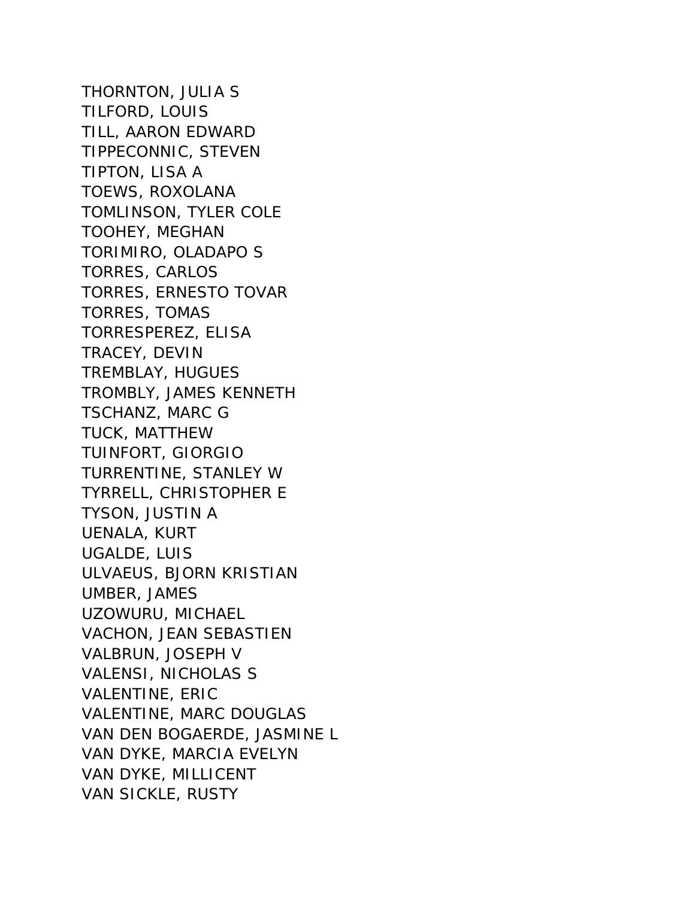THORNTON, JULIA S
TILFORD, LOUIS
TILL, AARON EDWARD
TIPPECONNIC, STEVEN
TIPTON, LISA A
TOEWS, ROXOLANA
TOMLINSON, TYLER COLE
TOOHEY, MEGHAN
TORIMIRO, OLADAPO S
TORRES, CARLOS
TORRES, ERNESTO TOVAR
TORRES, TOMAS
TORRESPEREZ, ELISA
TRACEY, DEVIN
TREMBLAY, HUGUES
TROMBLY, JAMES KENNETH
TSCHANZ, MARC G
TUCK, MATTHEW
TUINFORT, GIORGIO
TURRENTINE, STANLEY W
TYRRELL, CHRISTOPHER E
TYSON, JUSTIN A
UENALA, KURT
UGALDE, LUIS
ULVAEUS, BJORN KRISTIAN
UMBER, JAMES
UZOWURU, MICHAEL
VACHON, JEAN SEBASTIEN
VALBRUN, JOSEPH V
VALENSI, NICHOLAS S
VALENTINE, ERIC
VALENTINE, MARC DOUGLAS
VAN DEN BOGAERDE, JASMINE L
VAN DYKE, MARCIA EVELYN
VAN DYKE, MILLICENT
VAN SICKLE, RUSTY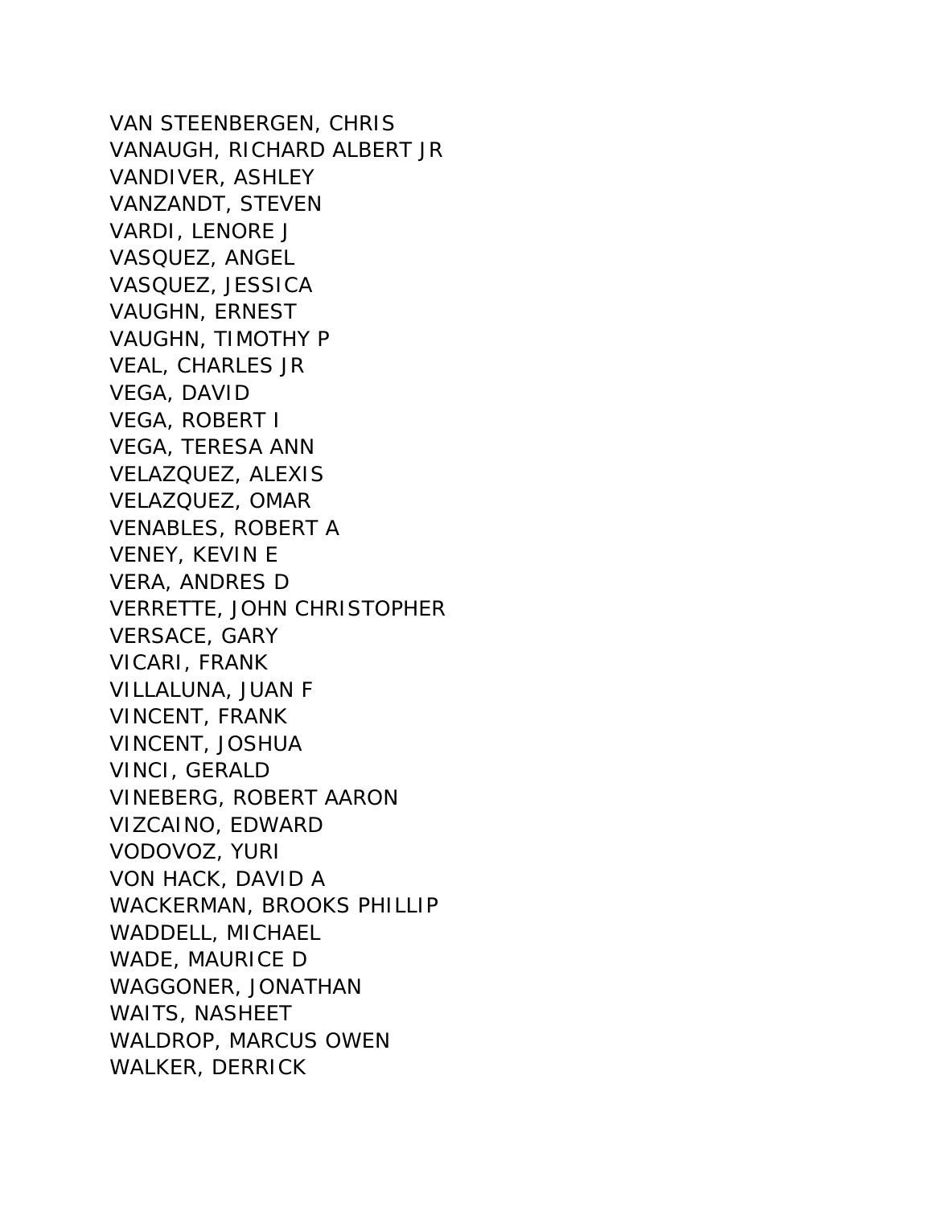VAN STEENBERGEN, CHRIS
VANAUGH, RICHARD ALBERT JR
VANDIVER, ASHLEY
VANZANDT, STEVEN
VARDI, LENORE J
VASQUEZ, ANGEL
VASQUEZ, JESSICA
VAUGHN, ERNEST
VAUGHN, TIMOTHY P
VEAL, CHARLES JR
VEGA, DAVID
VEGA, ROBERT I
VEGA, TERESA ANN
VELAZQUEZ, ALEXIS
VELAZQUEZ, OMAR
VENABLES, ROBERT A
VENEY, KEVIN E
VERA, ANDRES D
VERRETTE, JOHN CHRISTOPHER
VERSACE, GARY
VICARI, FRANK
VILLALUNA, JUAN F
VINCENT, FRANK
VINCENT, JOSHUA
VINCI, GERALD
VINEBERG, ROBERT AARON
VIZCAINO, EDWARD
VODOVOZ, YURI
VON HACK, DAVID A
WACKERMAN, BROOKS PHILLIP
WADDELL, MICHAEL
WADE, MAURICE D
WAGGONER, JONATHAN
WAITS, NASHEET
WALDROP, MARCUS OWEN
WALKER, DERRICK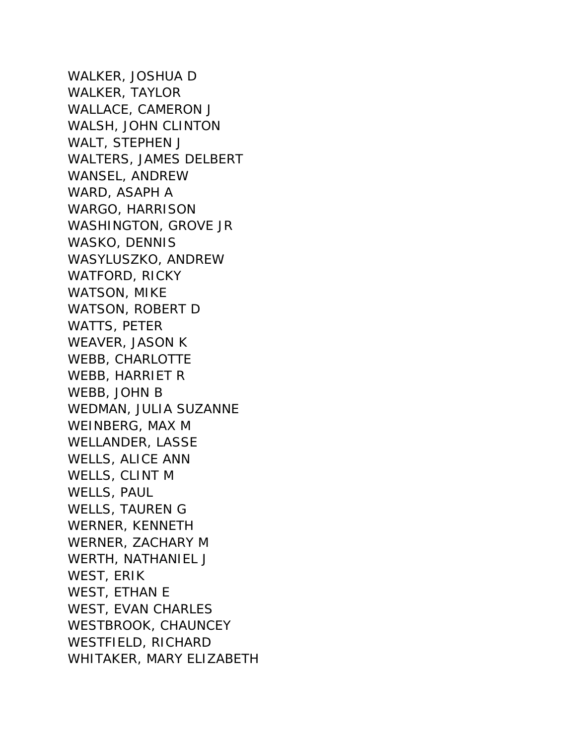WALKER, JOSHUA D
WALKER, TAYLOR
WALLACE, CAMERON J
WALSH, JOHN CLINTON
WALT, STEPHEN J
WALTERS, JAMES DELBERT
WANSEL, ANDREW
WARD, ASAPH A
WARGO, HARRISON
WASHINGTON, GROVE JR
WASKO, DENNIS
WASYLUSZKO, ANDREW
WATFORD, RICKY
WATSON, MIKE
WATSON, ROBERT D
WATTS, PETER
WEAVER, JASON K
WEBB, CHARLOTTE
WEBB, HARRIET R
WEBB, JOHN B
WEDMAN, JULIA SUZANNE
WEINBERG, MAX M
WELLANDER, LASSE
WELLS, ALICE ANN
WELLS, CLINT M
WELLS, PAUL
WELLS, TAUREN G
WERNER, KENNETH
WERNER, ZACHARY M
WERTH, NATHANIEL J
WEST, ERIK
WEST, ETHAN E
WEST, EVAN CHARLES
WESTBROOK, CHAUNCEY
WESTFIELD, RICHARD
WHITAKER, MARY ELIZABETH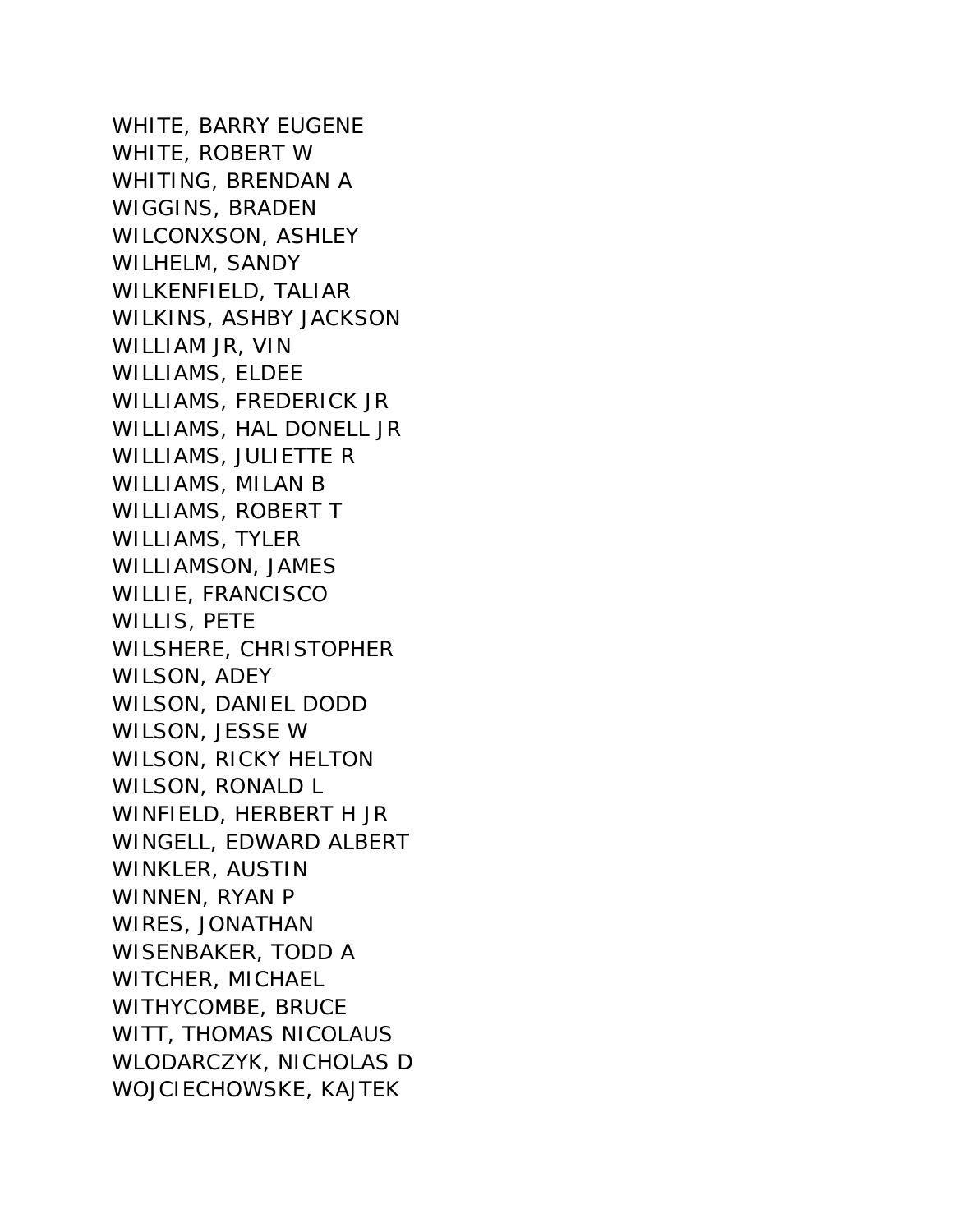WHITE, BARRY EUGENE
WHITE, ROBERT W
WHITING, BRENDAN A
WIGGINS, BRADEN
WILCONXSON, ASHLEY
WILHELM, SANDY
WILKENFIELD, TALIAR
WILKINS, ASHBY JACKSON
WILLIAM JR, VIN
WILLIAMS, ELDEE
WILLIAMS, FREDERICK JR
WILLIAMS, HAL DONELL JR
WILLIAMS, JULIETTE R
WILLIAMS, MILAN B
WILLIAMS, ROBERT T
WILLIAMS, TYLER
WILLIAMSON, JAMES
WILLIE, FRANCISCO
WILLIS, PETE
WILSHERE, CHRISTOPHER
WILSON, ADEY
WILSON, DANIEL DODD
WILSON, JESSE W
WILSON, RICKY HELTON
WILSON, RONALD L
WINFIELD, HERBERT H JR
WINGELL, EDWARD ALBERT
WINKLER, AUSTIN
WINNEN, RYAN P
WIRES, JONATHAN
WISENBAKER, TODD A
WITCHER, MICHAEL
WITHYCOMBE, BRUCE
WITT, THOMAS NICOLAUS
WLODARCZYK, NICHOLAS D
WOJCIECHOWSKE, KAJTEK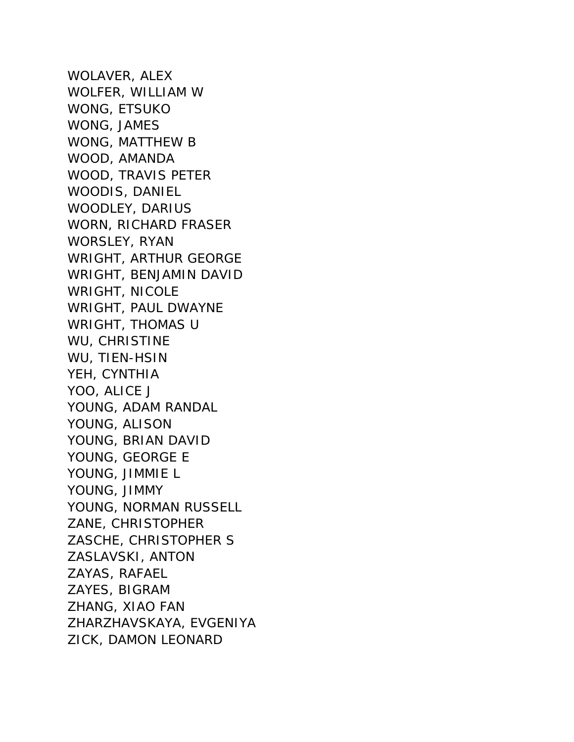WOLAVER, ALEX
WOLFER, WILLIAM W
WONG, ETSUKO
WONG, JAMES
WONG, MATTHEW B
WOOD, AMANDA
WOOD, TRAVIS PETER
WOODIS, DANIEL
WOODLEY, DARIUS
WORN, RICHARD FRASER
WORSLEY, RYAN
WRIGHT, ARTHUR GEORGE
WRIGHT, BENJAMIN DAVID
WRIGHT, NICOLE
WRIGHT, PAUL DWAYNE
WRIGHT, THOMAS U
WU, CHRISTINE
WU, TIEN-HSIN
YEH, CYNTHIA
YOO, ALICE J
YOUNG, ADAM RANDAL
YOUNG, ALISON
YOUNG, BRIAN DAVID
YOUNG, GEORGE E
YOUNG, JIMMIE L
YOUNG, JIMMY
YOUNG, NORMAN RUSSELL
ZANE, CHRISTOPHER
ZASCHE, CHRISTOPHER S
ZASLAVSKI, ANTON
ZAYAS, RAFAEL
ZAYES, BIGRAM
ZHANG, XIAO FAN
ZHARZHAVSKAYA, EVGENIYA
ZICK, DAMON LEONARD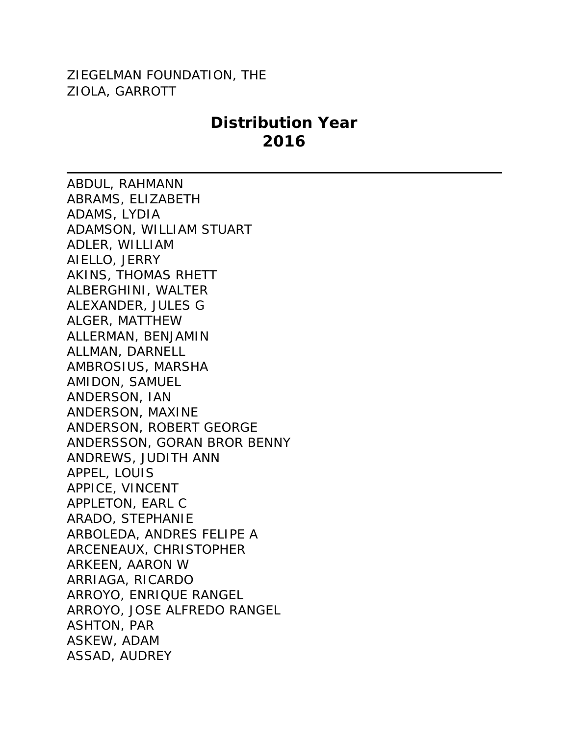ZIEGELMAN FOUNDATION, THE
ZIOLA, GARROTT

## Distribution Year 2016

---

ABDUL, RAHMANN
ABRAMS, ELIZABETH
ADAMS, LYDIA
ADAMSON, WILLIAM STUART
ADLER, WILLIAM
AIELLO, JERRY
AKINS, THOMAS RHETT
ALBERGHINI, WALTER
ALEXANDER, JULES G
ALGER, MATTHEW
ALLERMAN, BENJAMIN
ALLMAN, DARNELL
AMBROSIUS, MARSHA
AMIDON, SAMUEL
ANDERSON, IAN
ANDERSON, MAXINE
ANDERSON, ROBERT GEORGE
ANDERSSON, GORAN BROR BENNY
ANDREWS, JUDITH ANN
APPEL, LOUIS
APPICE, VINCENT
APPLETON, EARL C
ARADO, STEPHANIE
ARBOLEDA, ANDRES FELIPE A
ARCENEAUX, CHRISTOPHER
ARKEEN, AARON W
ARRIAGA, RICARDO
ARROYO, ENRIQUE RANGEL
ARROYO, JOSE ALFREDO RANGEL
ASHTON, PAR
ASKEW, ADAM
ASSAD, AUDREY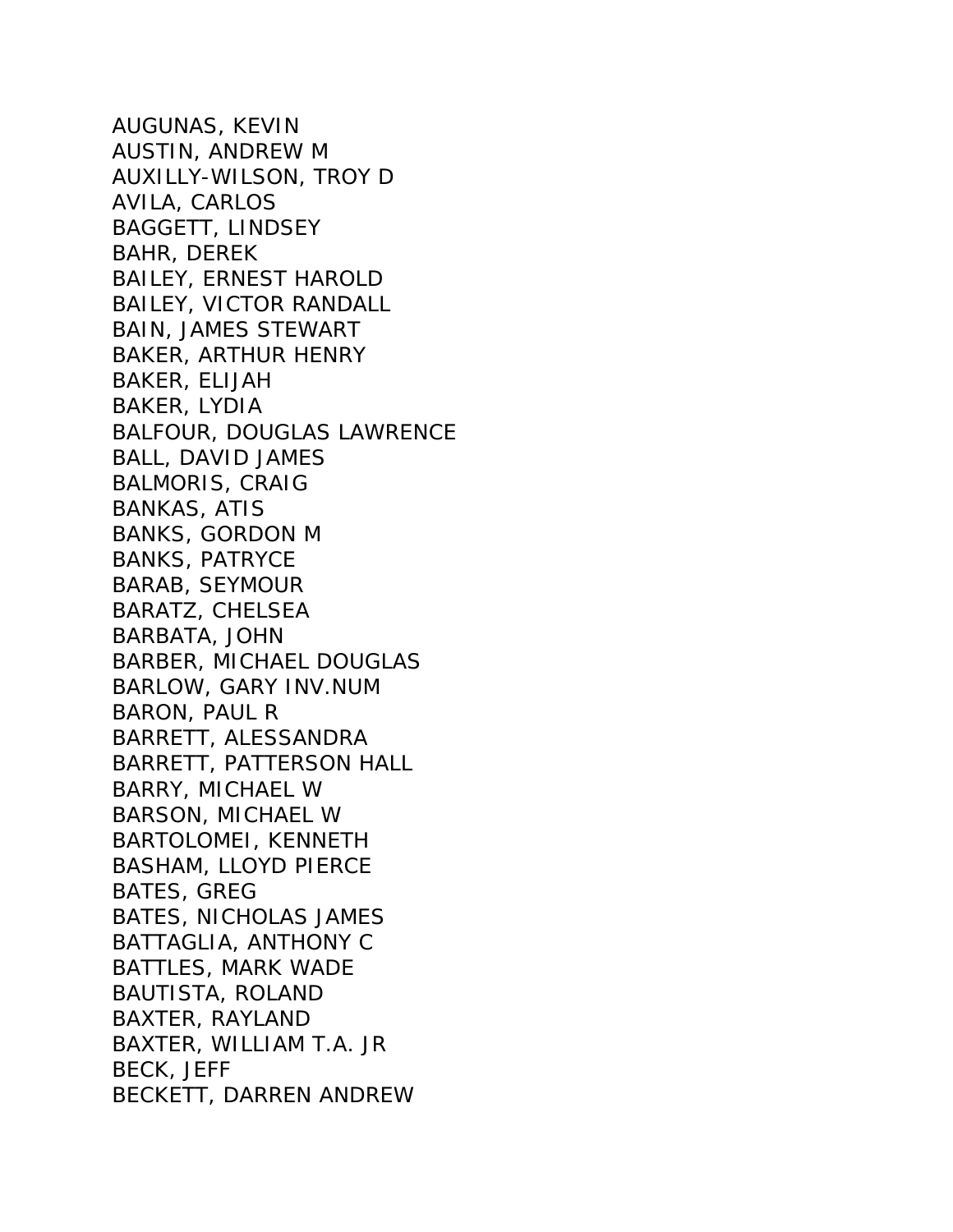AUGUNAS, KEVIN
AUSTIN, ANDREW M
AUXILLY-WILSON, TROY D
AVILA, CARLOS
BAGGETT, LINDSEY
BAHR, DEREK
BAILEY, ERNEST HAROLD
BAILEY, VICTOR RANDALL
BAIN, JAMES STEWART
BAKER, ARTHUR HENRY
BAKER, ELIJAH
BAKER, LYDIA
BALFOUR, DOUGLAS LAWRENCE
BALL, DAVID JAMES
BALMORIS, CRAIG
BANKAS, ATIS
BANKS, GORDON M
BANKS, PATRYCE
BARAB, SEYMOUR
BARATZ, CHELSEA
BARBATA, JOHN
BARBER, MICHAEL DOUGLAS
BARLOW, GARY INV.NUM
BARON, PAUL R
BARRETT, ALESSANDRA
BARRETT, PATTERSON HALL
BARRY, MICHAEL W
BARSON, MICHAEL W
BARTOLOMEI, KENNETH
BASHAM, LLOYD PIERCE
BATES, GREG
BATES, NICHOLAS JAMES
BATTAGLIA, ANTHONY C
BATTLES, MARK WADE
BAUTISTA, ROLAND
BAXTER, RAYLAND
BAXTER, WILLIAM T.A. JR
BECK, JEFF
BECKETT, DARREN ANDREW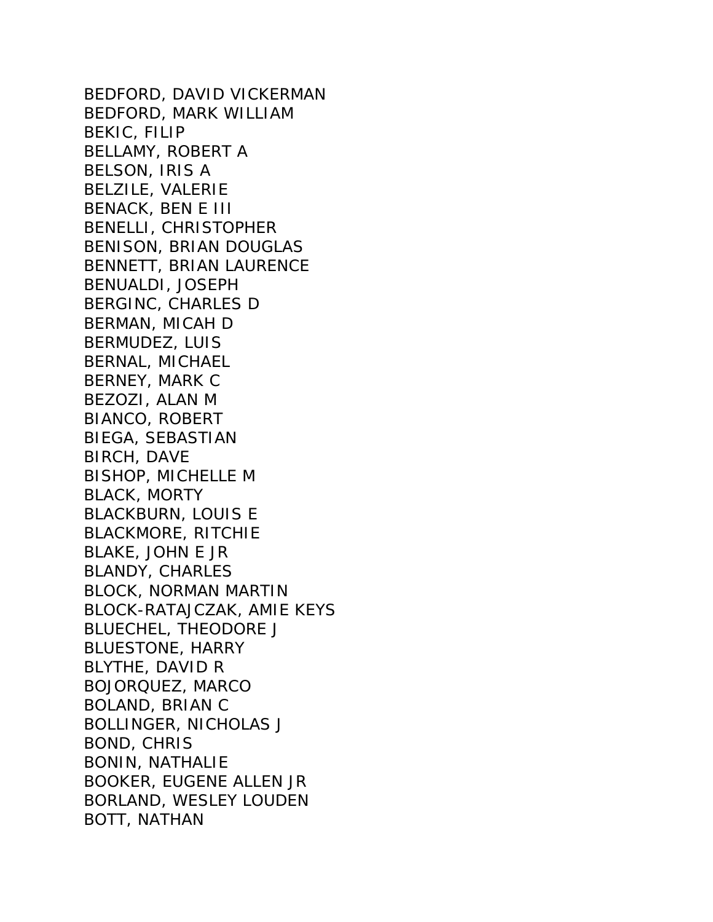BEDFORD, DAVID VICKERMAN
BEDFORD, MARK WILLIAM
BEKIC, FILIP
BELLAMY, ROBERT A
BELSON, IRIS A
BELZILE, VALERIE
BENACK, BEN E III
BENELLI, CHRISTOPHER
BENISON, BRIAN DOUGLAS
BENNETT, BRIAN LAURENCE
BENUALDI, JOSEPH
BERGINC, CHARLES D
BERMAN, MICAH D
BERMUDEZ, LUIS
BERNAL, MICHAEL
BERNEY, MARK C
BEZOZI, ALAN M
BIANCO, ROBERT
BIEGA, SEBASTIAN
BIRCH, DAVE
BISHOP, MICHELLE M
BLACK, MORTY
BLACKBURN, LOUIS E
BLACKMORE, RITCHIE
BLAKE, JOHN E JR
BLANDY, CHARLES
BLOCK, NORMAN MARTIN
BLOCK-RATAJCZAK, AMIE KEYS
BLUECHEL, THEODORE J
BLUESTONE, HARRY
BLYTHE, DAVID R
BOJORQUEZ, MARCO
BOLAND, BRIAN C
BOLLINGER, NICHOLAS J
BOND, CHRIS
BONIN, NATHALIE
BOOKER, EUGENE ALLEN JR
BORLAND, WESLEY LOUDEN
BOTT, NATHAN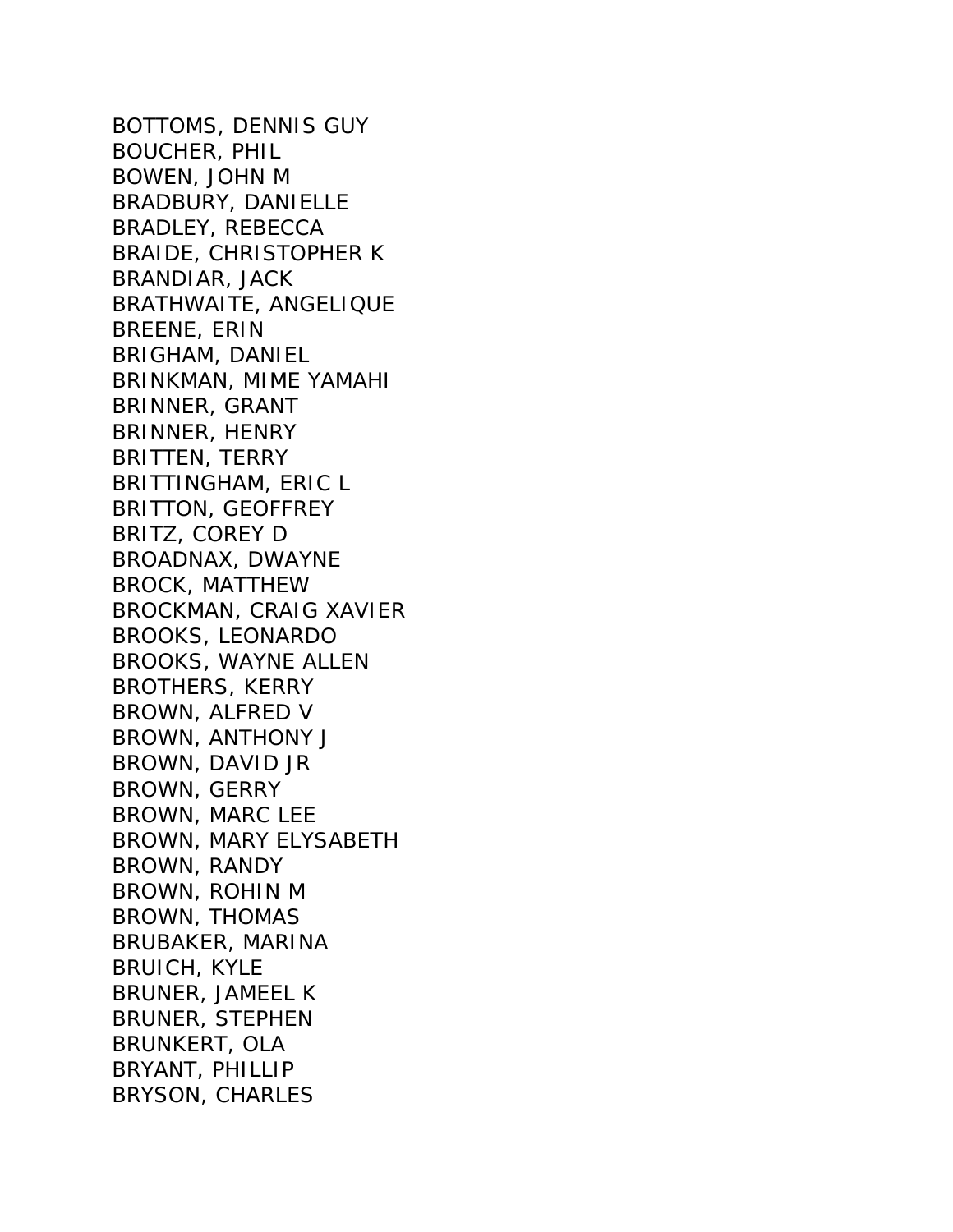BOTTOMS, DENNIS GUY
BOUCHER, PHIL
BOWEN, JOHN M
BRADBURY, DANIELLE
BRADLEY, REBECCA
BRAIDE, CHRISTOPHER K
BRANDIAR, JACK
BRATHWAITE, ANGELIQUE
BREENE, ERIN
BRIGHAM, DANIEL
BRINKMAN, MIME YAMAHI
BRINNER, GRANT
BRINNER, HENRY
BRITTEN, TERRY
BRITTINGHAM, ERIC L
BRITTON, GEOFFREY
BRITZ, COREY D
BROADNAX, DWAYNE
BROCK, MATTHEW
BROCKMAN, CRAIG XAVIER
BROOKS, LEONARDO
BROOKS, WAYNE ALLEN
BROTHERS, KERRY
BROWN, ALFRED V
BROWN, ANTHONY J
BROWN, DAVID JR
BROWN, GERRY
BROWN, MARC LEE
BROWN, MARY ELYSABETH
BROWN, RANDY
BROWN, ROHIN M
BROWN, THOMAS
BRUBAKER, MARINA
BRUICH, KYLE
BRUNER, JAMEEL K
BRUNER, STEPHEN
BRUNKERT, OLA
BRYANT, PHILLIP
BRYSON, CHARLES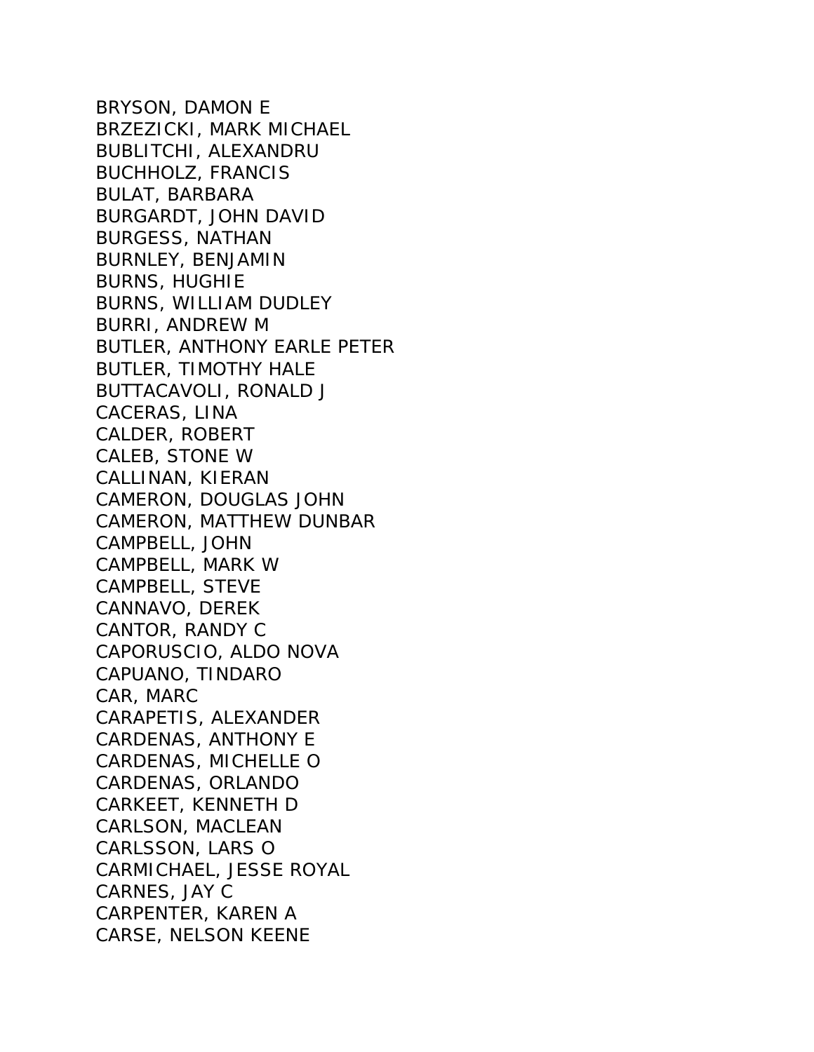BRYSON, DAMON E
BRZEZICKI, MARK MICHAEL
BUBLITCHI, ALEXANDRU
BUCHHOLZ, FRANCIS
BULAT, BARBARA
BURGARDT, JOHN DAVID
BURGESS, NATHAN
BURNLEY, BENJAMIN
BURNS, HUGHIE
BURNS, WILLIAM DUDLEY
BURRI, ANDREW M
BUTLER, ANTHONY EARLE PETER
BUTLER, TIMOTHY HALE
BUTTACAVOLI, RONALD J
CACERAS, LINA
CALDER, ROBERT
CALEB, STONE W
CALLINAN, KIERAN
CAMERON, DOUGLAS JOHN
CAMERON, MATTHEW DUNBAR
CAMPBELL, JOHN
CAMPBELL, MARK W
CAMPBELL, STEVE
CANNAVO, DEREK
CANTOR, RANDY C
CAPORUSCIO, ALDO NOVA
CAPUANO, TINDARO
CAR, MARC
CARAPETIS, ALEXANDER
CARDENAS, ANTHONY E
CARDENAS, MICHELLE O
CARDENAS, ORLANDO
CARKEET, KENNETH D
CARLSON, MACLEAN
CARLSSON, LARS O
CARMICHAEL, JESSE ROYAL
CARNES, JAY C
CARPENTER, KAREN A
CARSE, NELSON KEENE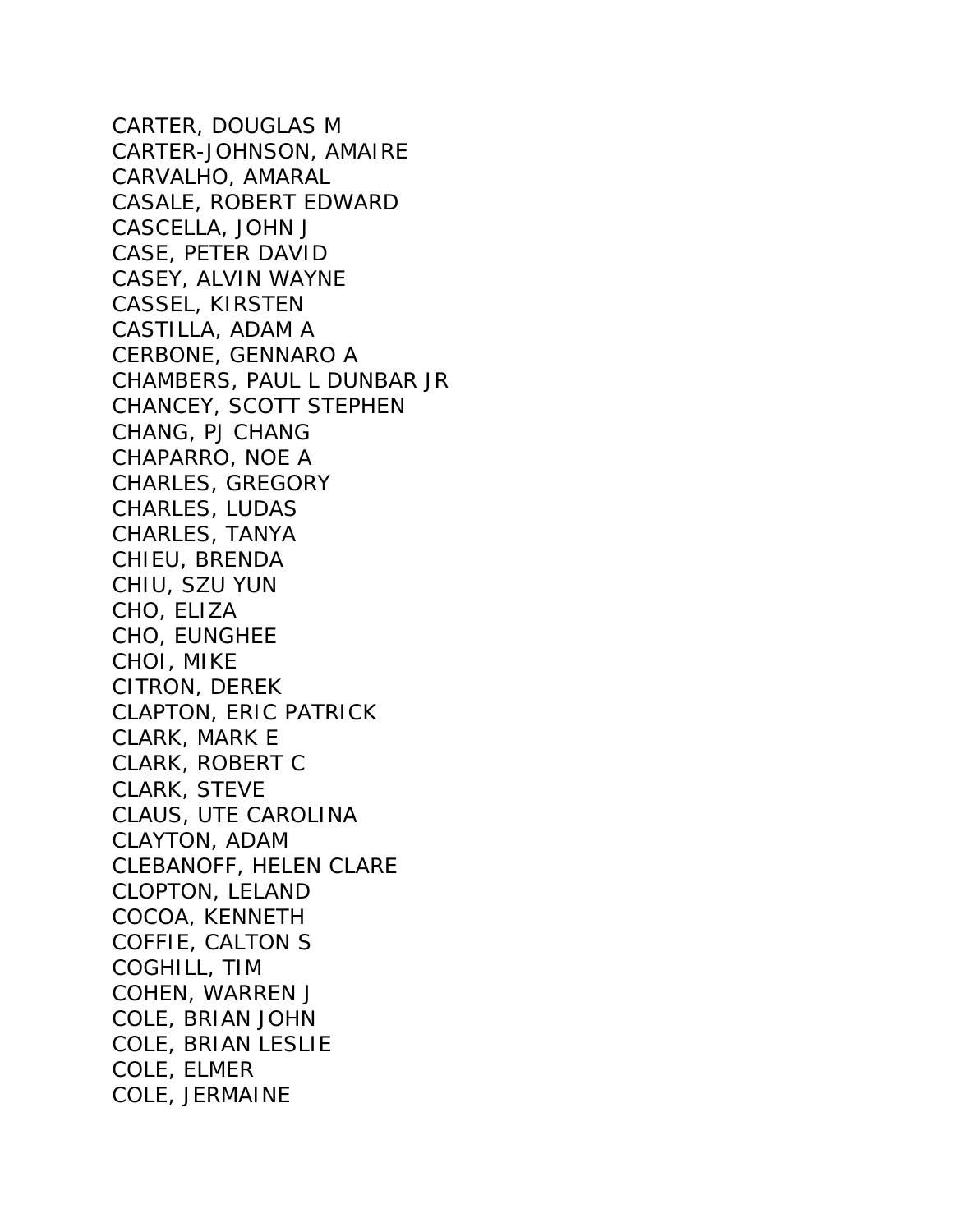CARTER, DOUGLAS M
CARTER-JOHNSON, AMAIRE
CARVALHO, AMARAL
CASALE, ROBERT EDWARD
CASCELLA, JOHN J
CASE, PETER DAVID
CASEY, ALVIN WAYNE
CASSEL, KIRSTEN
CASTILLA, ADAM A
CERBONE, GENNARO A
CHAMBERS, PAUL L DUNBAR JR
CHANCEY, SCOTT STEPHEN
CHANG, PJ CHANG
CHAPARRO, NOE A
CHARLES, GREGORY
CHARLES, LUDAS
CHARLES, TANYA
CHIEU, BRENDA
CHIU, SZU YUN
CHO, ELIZA
CHO, EUNGHEE
CHOI, MIKE
CITRON, DEREK
CLAPTON, ERIC PATRICK
CLARK, MARK E
CLARK, ROBERT C
CLARK, STEVE
CLAUS, UTE CAROLINA
CLAYTON, ADAM
CLEBANOFF, HELEN CLARE
CLOPTON, LELAND
COCOA, KENNETH
COFFIE, CALTON S
COGHILL, TIM
COHEN, WARREN J
COLE, BRIAN JOHN
COLE, BRIAN LESLIE
COLE, ELMER
COLE, JERMAINE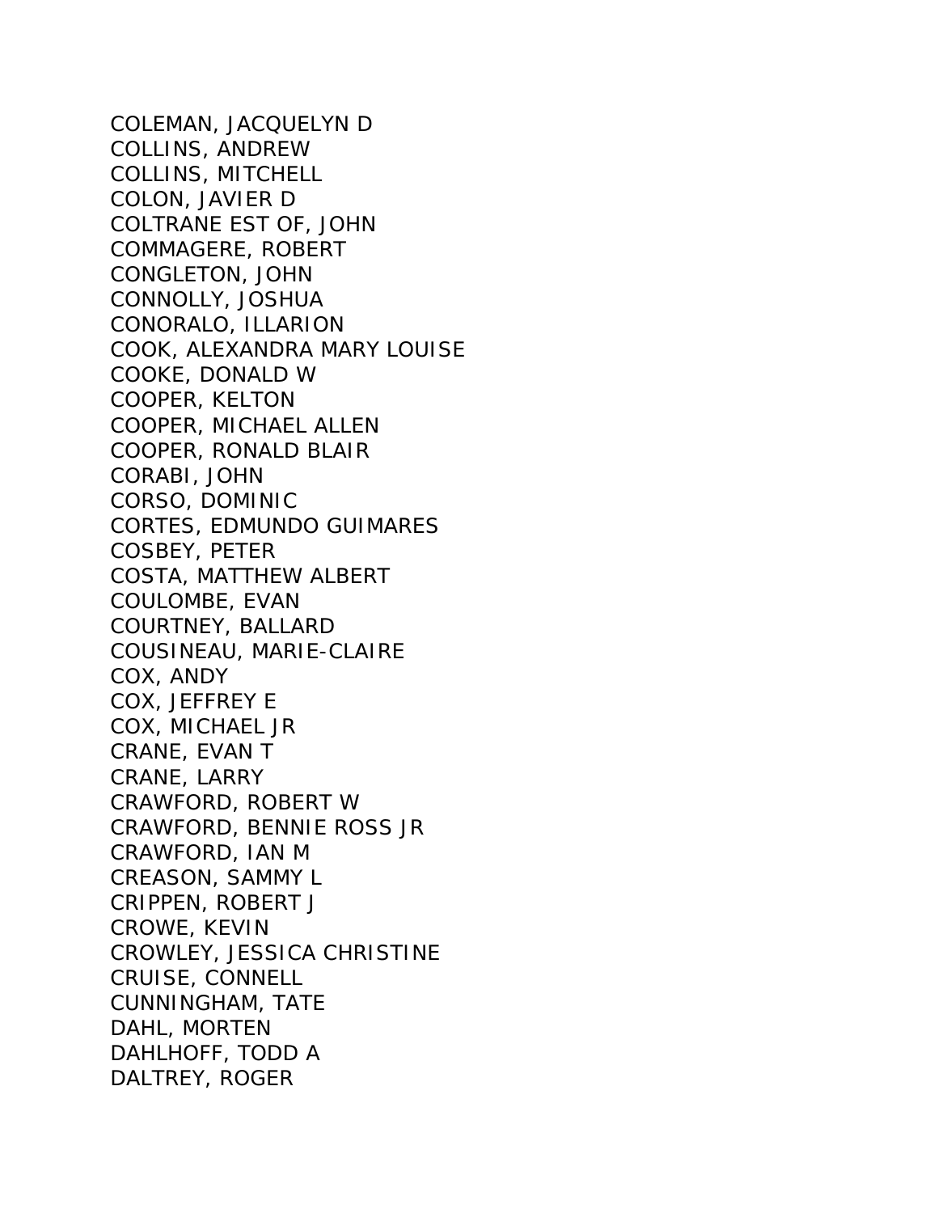COLEMAN, JACQUELYN D
COLLINS, ANDREW
COLLINS, MITCHELL
COLON, JAVIER D
COLTRANE EST OF, JOHN
COMMAGERE, ROBERT
CONGLETON, JOHN
CONNOLLY, JOSHUA
CONORALO, ILLARION
COOK, ALEXANDRA MARY LOUISE
COOKE, DONALD W
COOPER, KELTON
COOPER, MICHAEL ALLEN
COOPER, RONALD BLAIR
CORABI, JOHN
CORSO, DOMINIC
CORTES, EDMUNDO GUIMARES
COSBEY, PETER
COSTA, MATTHEW ALBERT
COULOMBE, EVAN
COURTNEY, BALLARD
COUSINEAU, MARIE-CLAIRE
COX, ANDY
COX, JEFFREY E
COX, MICHAEL JR
CRANE, EVAN T
CRANE, LARRY
CRAWFORD, ROBERT W
CRAWFORD, BENNIE ROSS JR
CRAWFORD, IAN M
CREASON, SAMMY L
CRIPPEN, ROBERT J
CROWE, KEVIN
CROWLEY, JESSICA CHRISTINE
CRUISE, CONNELL
CUNNINGHAM, TATE
DAHL, MORTEN
DAHLHOFF, TODD A
DALTREY, ROGER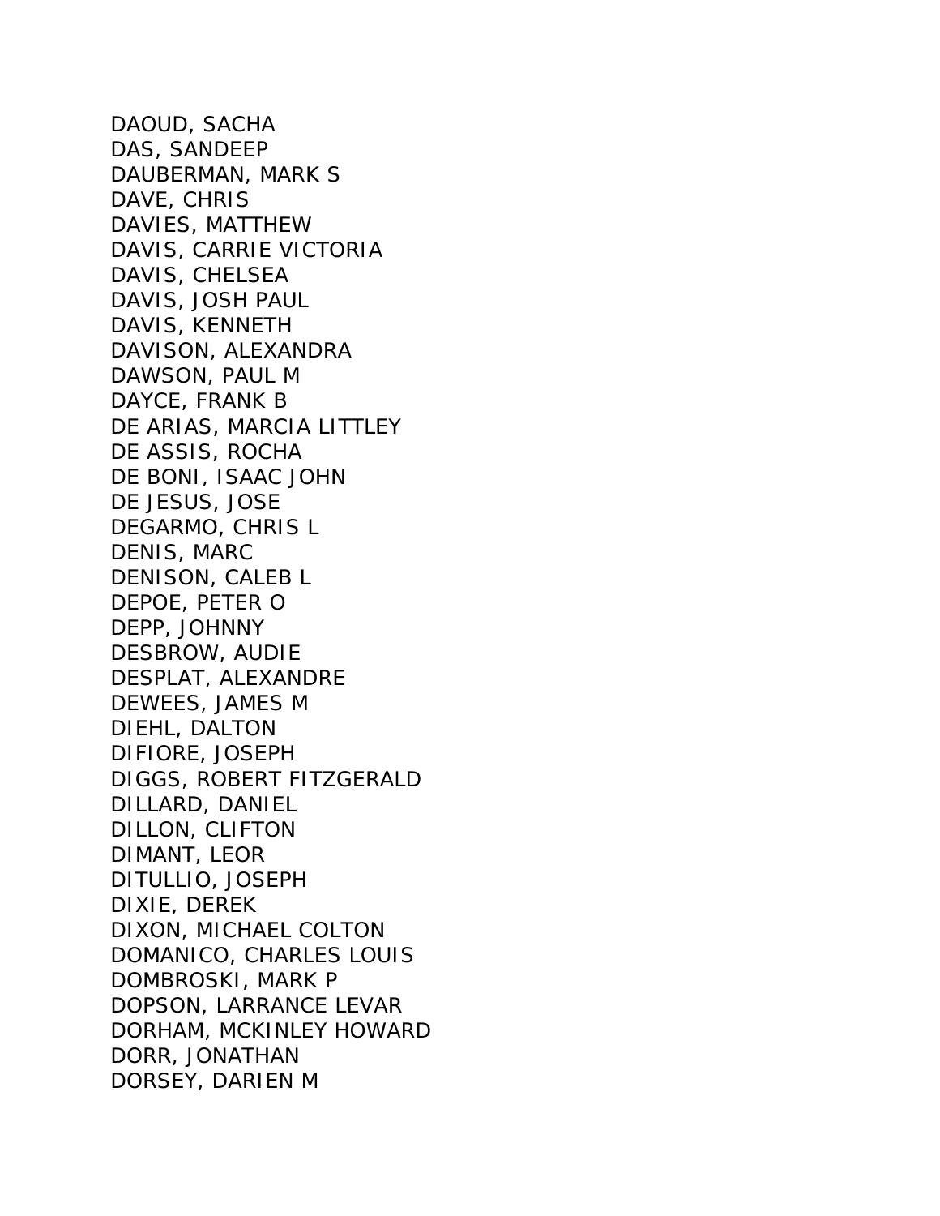DAOUD, SACHA
DAS, SANDEEP
DAUBERMAN, MARK S
DAVE, CHRIS
DAVIES, MATTHEW
DAVIS, CARRIE VICTORIA
DAVIS, CHELSEA
DAVIS, JOSH PAUL
DAVIS, KENNETH
DAVISON, ALEXANDRA
DAWSON, PAUL M
DAYCE, FRANK B
DE ARIAS, MARCIA LITTLEY
DE ASSIS, ROCHA
DE BONI, ISAAC JOHN
DE JESUS, JOSE
DEGARMO, CHRIS L
DENIS, MARC
DENISON, CALEB L
DEPOE, PETER O
DEPP, JOHNNY
DESBROW, AUDIE
DESPLAT, ALEXANDRE
DEWEES, JAMES M
DIEHL, DALTON
DIFIORE, JOSEPH
DIGGS, ROBERT FITZGERALD
DILLARD, DANIEL
DILLON, CLIFTON
DIMANT, LEOR
DITULLIO, JOSEPH
DIXIE, DEREK
DIXON, MICHAEL COLTON
DOMANICO, CHARLES LOUIS
DOMBROSKI, MARK P
DOPSON, LARRANCE LEVAR
DORHAM, MCKINLEY HOWARD
DORR, JONATHAN
DORSEY, DARIEN M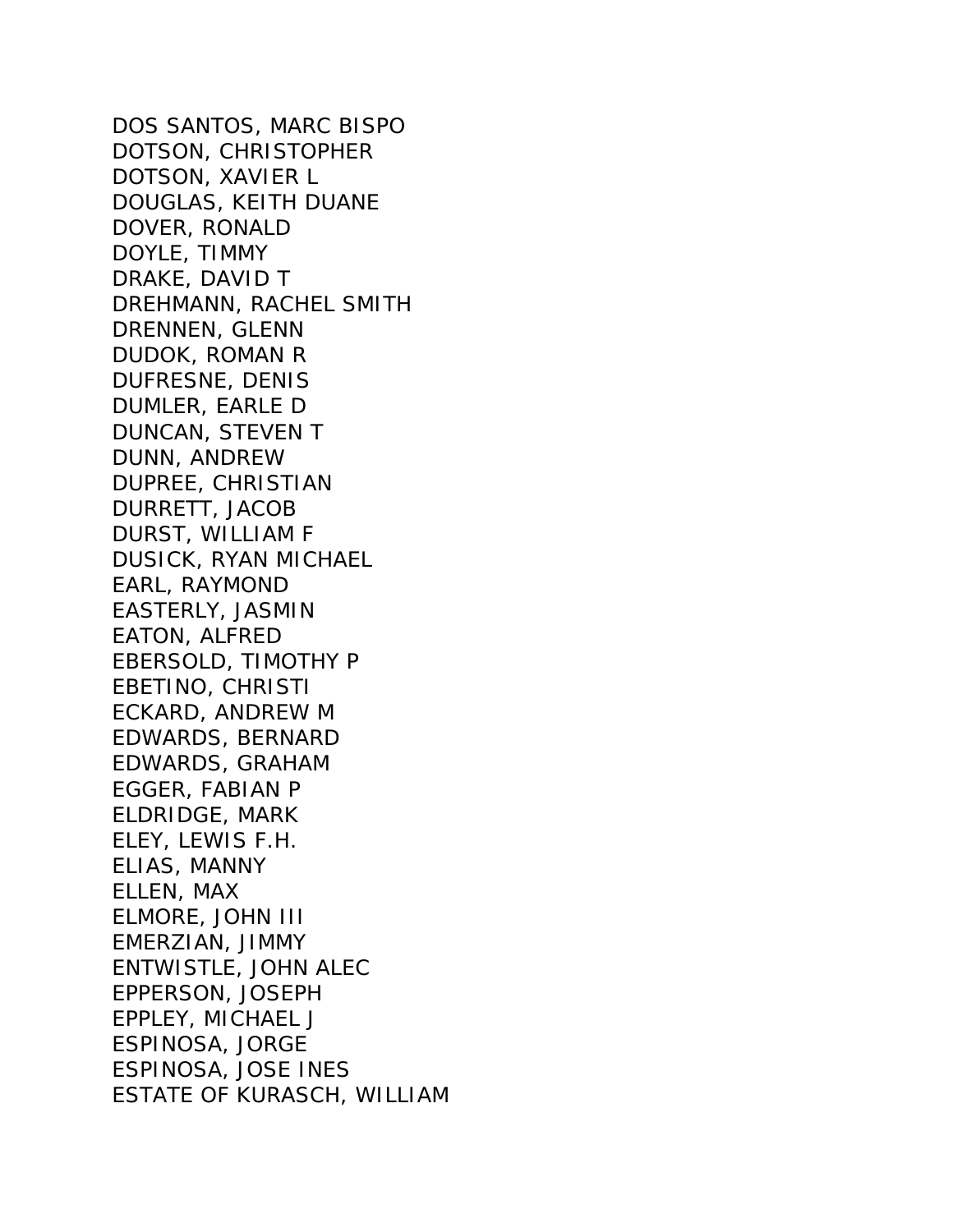DOS SANTOS, MARC BISPO
DOTSON, CHRISTOPHER
DOTSON, XAVIER L
DOUGLAS, KEITH DUANE
DOVER, RONALD
DOYLE, TIMMY
DRAKE, DAVID T
DREHMANN, RACHEL SMITH
DRENNEN, GLENN
DUDOK, ROMAN R
DUFRESNE, DENIS
DUMLER, EARLE D
DUNCAN, STEVEN T
DUNN, ANDREW
DUPREE, CHRISTIAN
DURRETT, JACOB
DURST, WILLIAM F
DUSICK, RYAN MICHAEL
EARL, RAYMOND
EASTERLY, JASMIN
EATON, ALFRED
EBERSOLD, TIMOTHY P
EBETINO, CHRISTI
ECKARD, ANDREW M
EDWARDS, BERNARD
EDWARDS, GRAHAM
EGGER, FABIAN P
ELDRIDGE, MARK
ELEY, LEWIS F.H.
ELIAS, MANNY
ELLEN, MAX
ELMORE, JOHN III
EMERZIAN, JIMMY
ENTWISTLE, JOHN ALEC
EPPERSON, JOSEPH
EPPLEY, MICHAEL J
ESPINOSA, JORGE
ESPINOSA, JOSE INES
ESTATE OF KURASCH, WILLIAM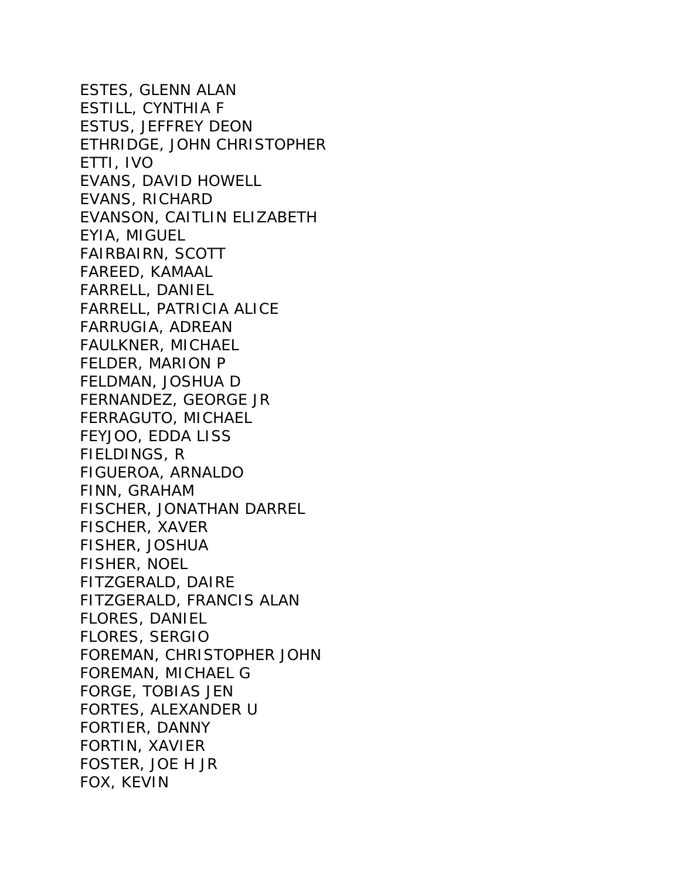ESTES, GLENN ALAN
ESTILL, CYNTHIA F
ESTUS, JEFFREY DEON
ETHRIDGE, JOHN CHRISTOPHER
ETTI, IVO
EVANS, DAVID HOWELL
EVANS, RICHARD
EVANSON, CAITLIN ELIZABETH
EYIA, MIGUEL
FAIRBAIRN, SCOTT
FAREED, KAMAAL
FARRELL, DANIEL
FARRELL, PATRICIA ALICE
FARRUGIA, ADREAN
FAULKNER, MICHAEL
FELDER, MARION P
FELDMAN, JOSHUA D
FERNANDEZ, GEORGE JR
FERRAGUTO, MICHAEL
FEYJOO, EDDA LISS
FIELDINGS, R
FIGUEROA, ARNALDO
FINN, GRAHAM
FISCHER, JONATHAN DARREL
FISCHER, XAVER
FISHER, JOSHUA
FISHER, NOEL
FITZGERALD, DAIRE
FITZGERALD, FRANCIS ALAN
FLORES, DANIEL
FLORES, SERGIO
FOREMAN, CHRISTOPHER JOHN
FOREMAN, MICHAEL G
FORGE, TOBIAS JEN
FORTES, ALEXANDER U
FORTIER, DANNY
FORTIN, XAVIER
FOSTER, JOE H JR
FOX, KEVIN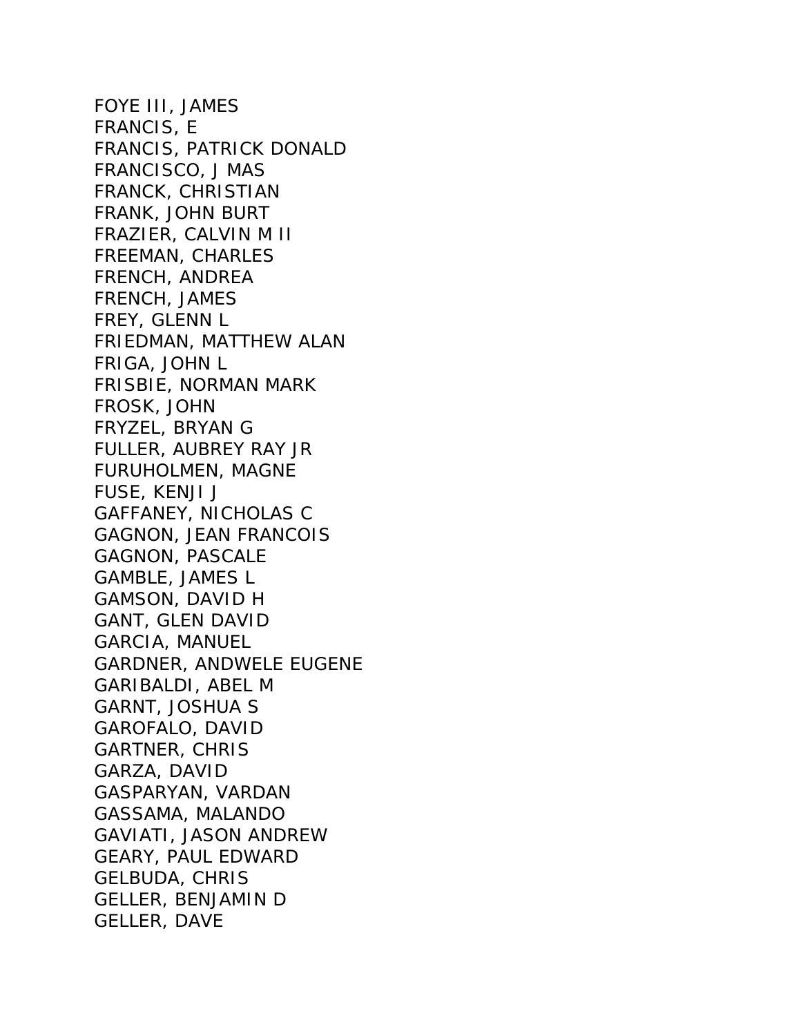FOYE III, JAMES
FRANCIS, E
FRANCIS, PATRICK DONALD
FRANCISCO, J MAS
FRANCK, CHRISTIAN
FRANK, JOHN BURT
FRAZIER, CALVIN M II
FREEMAN, CHARLES
FRENCH, ANDREA
FRENCH, JAMES
FREY, GLENN L
FRIEDMAN, MATTHEW ALAN
FRIGA, JOHN L
FRISBIE, NORMAN MARK
FROSK, JOHN
FRYZEL, BRYAN G
FULLER, AUBREY RAY JR
FURUHOLMEN, MAGNE
FUSE, KENJI J
GAFFANEY, NICHOLAS C
GAGNON, JEAN FRANCOIS
GAGNON, PASCALE
GAMBLE, JAMES L
GAMSON, DAVID H
GANT, GLEN DAVID
GARCIA, MANUEL
GARDNER, ANDWELE EUGENE
GARIBALDI, ABEL M
GARNT, JOSHUA S
GAROFALO, DAVID
GARTNER, CHRIS
GARZA, DAVID
GASPARYAN, VARDAN
GASSAMA, MALANDO
GAVIATI, JASON ANDREW
GEARY, PAUL EDWARD
GELBUDA, CHRIS
GELLER, BENJAMIN D
GELLER, DAVE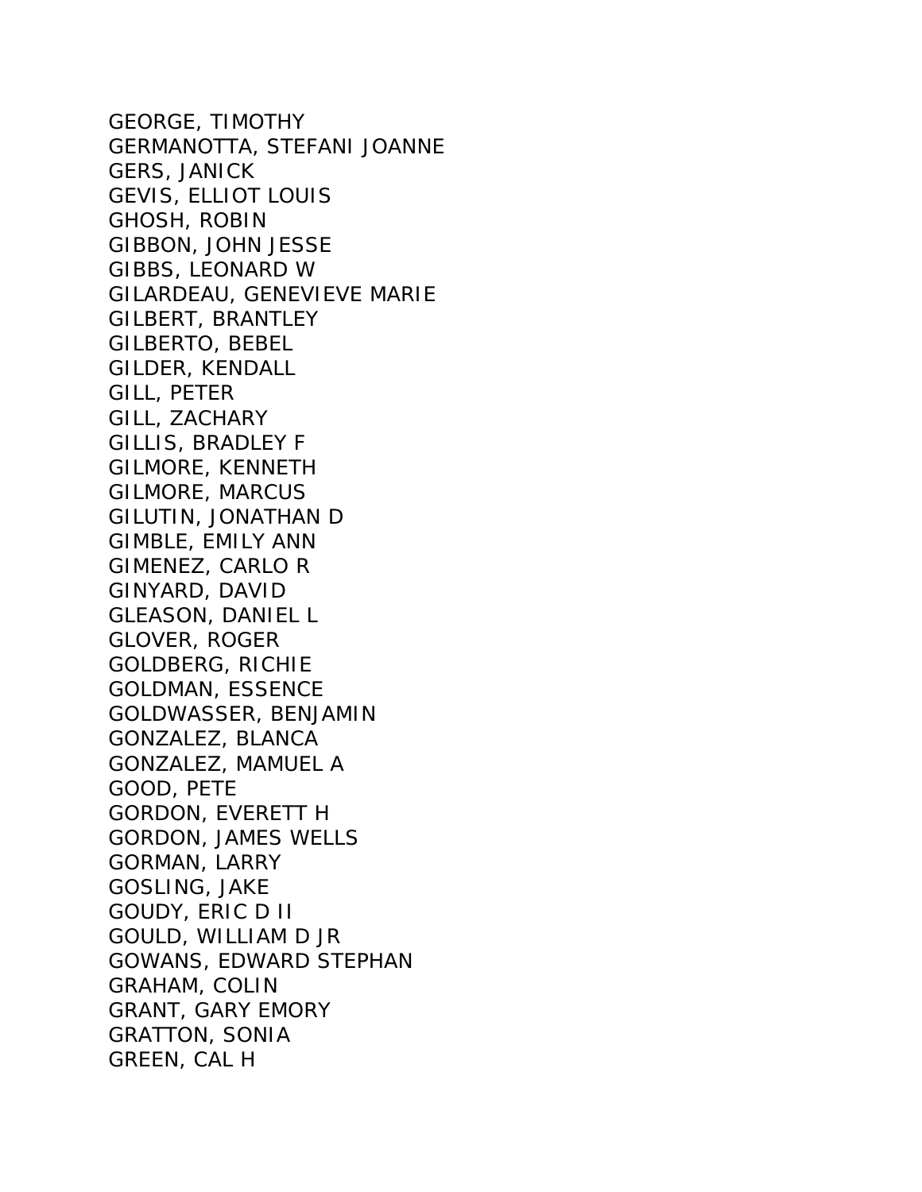GEORGE, TIMOTHY
GERMANOTTA, STEFANI JOANNE
GERS, JANICK
GEVIS, ELLIOT LOUIS
GHOSH, ROBIN
GIBBON, JOHN JESSE
GIBBS, LEONARD W
GILARDEAU, GENEVIEVE MARIE
GILBERT, BRANTLEY
GILBERTO, BEBEL
GILDER, KENDALL
GILL, PETER
GILL, ZACHARY
GILLIS, BRADLEY F
GILMORE, KENNETH
GILMORE, MARCUS
GILUTIN, JONATHAN D
GIMBLE, EMILY ANN
GIMENEZ, CARLO R
GINYARD, DAVID
GLEASON, DANIEL L
GLOVER, ROGER
GOLDBERG, RICHIE
GOLDMAN, ESSENCE
GOLDWASSER, BENJAMIN
GONZALEZ, BLANCA
GONZALEZ, MAMUEL A
GOOD, PETE
GORDON, EVERETT H
GORDON, JAMES WELLS
GORMAN, LARRY
GOSLING, JAKE
GOUDY, ERIC D II
GOULD, WILLIAM D JR
GOWANS, EDWARD STEPHAN
GRAHAM, COLIN
GRANT, GARY EMORY
GRATTON, SONIA
GREEN, CAL H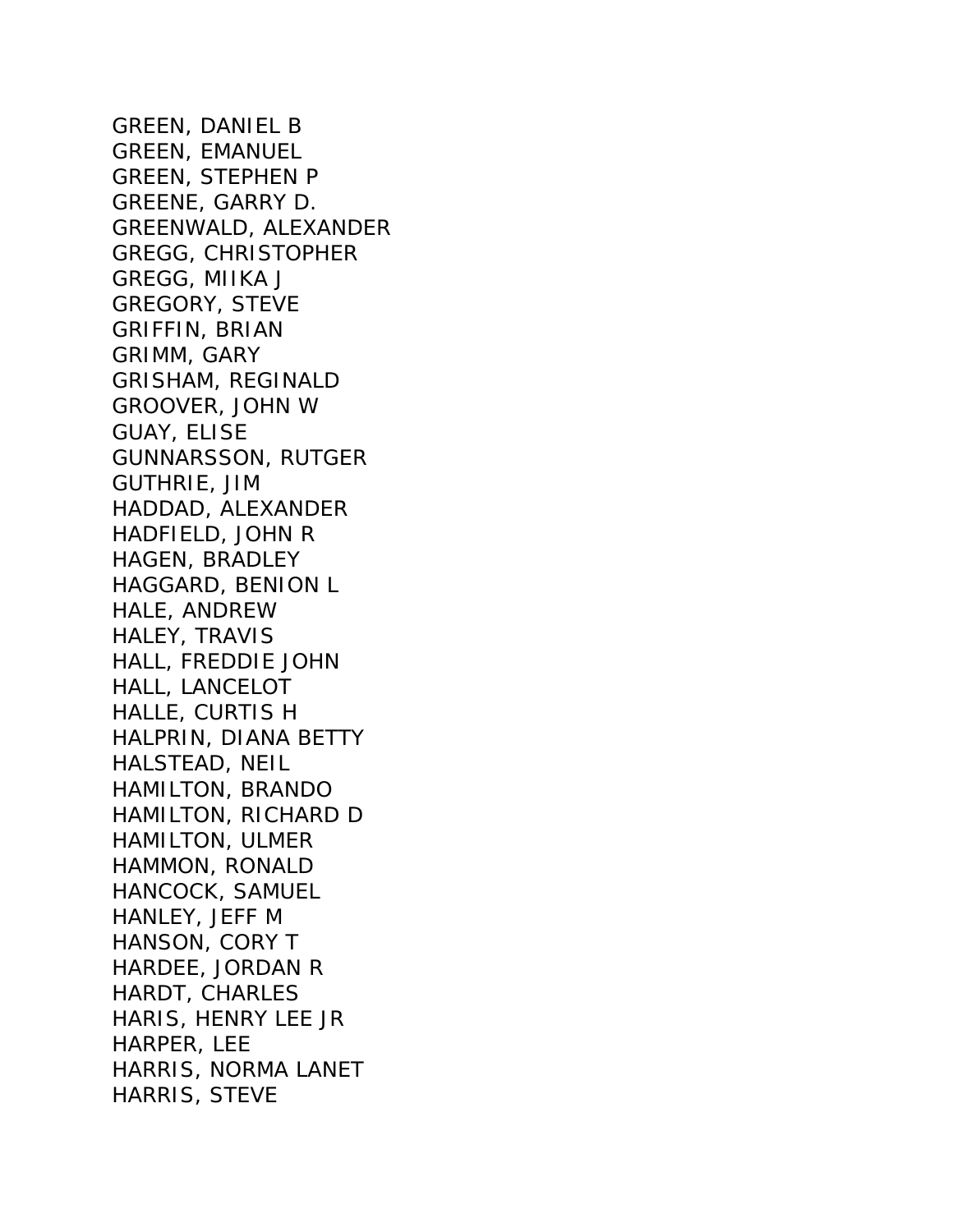GREEN, DANIEL B
GREEN, EMANUEL
GREEN, STEPHEN P
GREENE, GARRY D.
GREENWALD, ALEXANDER
GREGG, CHRISTOPHER
GREGG, MIIKA J
GREGORY, STEVE
GRIFFIN, BRIAN
GRIMM, GARY
GRISHAM, REGINALD
GROOVER, JOHN W
GUAY, ELISE
GUNNARSSON, RUTGER
GUTHRIE, JIM
HADDAD, ALEXANDER
HADFIELD, JOHN R
HAGEN, BRADLEY
HAGGARD, BENION L
HALE, ANDREW
HALEY, TRAVIS
HALL, FREDDIE JOHN
HALL, LANCELOT
HALLE, CURTIS H
HALPRIN, DIANA BETTY
HALSTEAD, NEIL
HAMILTON, BRANDO
HAMILTON, RICHARD D
HAMILTON, ULMER
HAMMON, RONALD
HANCOCK, SAMUEL
HANLEY, JEFF M
HANSON, CORY T
HARDEE, JORDAN R
HARDT, CHARLES
HARIS, HENRY LEE JR
HARPER, LEE
HARRIS, NORMA LANET
HARRIS, STEVE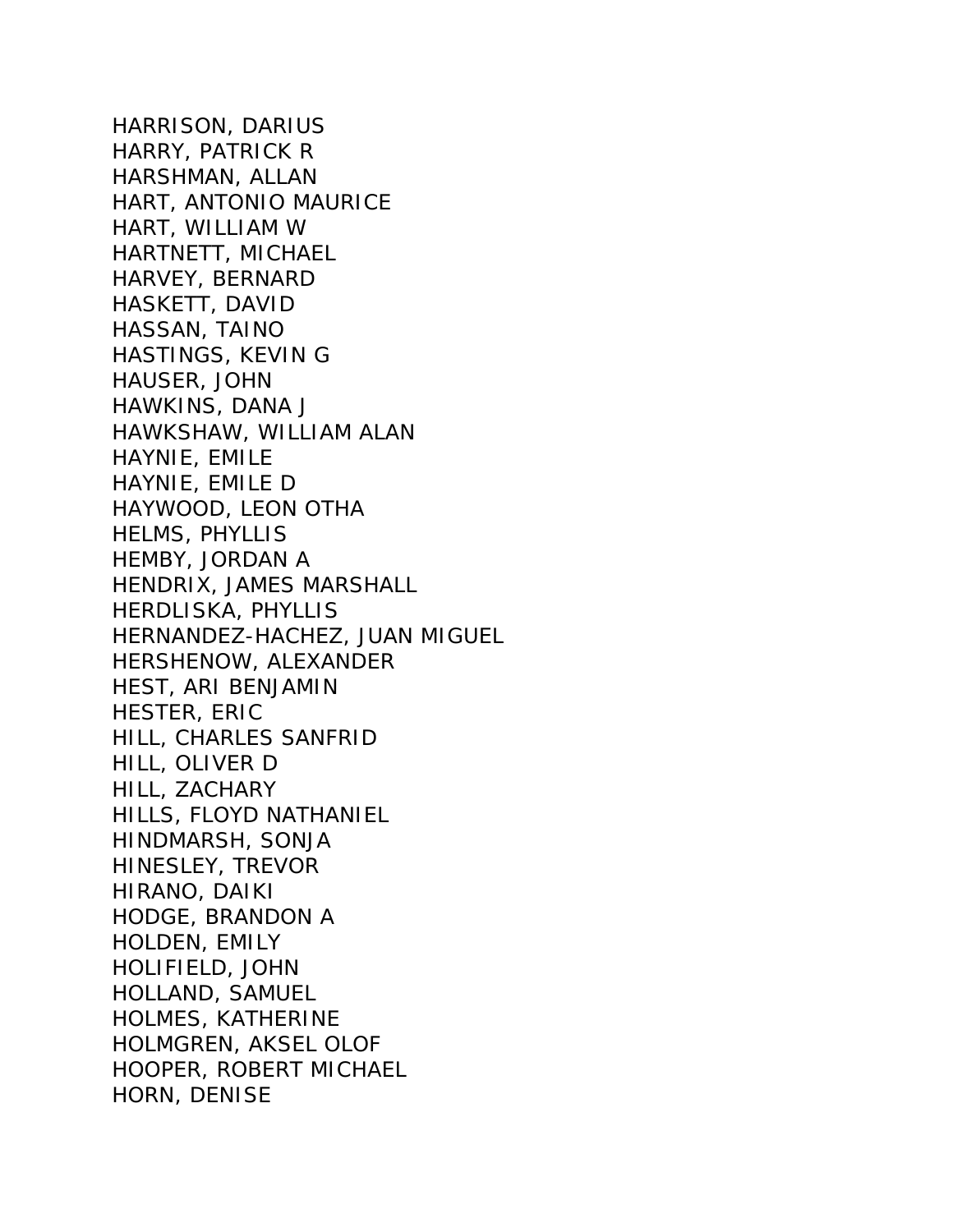HARRISON, DARIUS
HARRY, PATRICK R
HARSHMAN, ALLAN
HART, ANTONIO MAURICE
HART, WILLIAM W
HARTNETT, MICHAEL
HARVEY, BERNARD
HASKETT, DAVID
HASSAN, TAINO
HASTINGS, KEVIN G
HAUSER, JOHN
HAWKINS, DANA J
HAWKSHAW, WILLIAM ALAN
HAYNIE, EMILE
HAYNIE, EMILE D
HAYWOOD, LEON OTHA
HELMS, PHYLLIS
HEMBY, JORDAN A
HENDRIX, JAMES MARSHALL
HERDLISKA, PHYLLIS
HERNANDEZ-HACHEZ, JUAN MIGUEL
HERSHENOW, ALEXANDER
HEST, ARI BENJAMIN
HESTER, ERIC
HILL, CHARLES SANFRID
HILL, OLIVER D
HILL, ZACHARY
HILLS, FLOYD NATHANIEL
HINDMARSH, SONJA
HINESLEY, TREVOR
HIRANO, DAIKI
HODGE, BRANDON A
HOLDEN, EMILY
HOLIFIELD, JOHN
HOLLAND, SAMUEL
HOLMES, KATHERINE
HOLMGREN, AKSEL OLOF
HOOPER, ROBERT MICHAEL
HORN, DENISE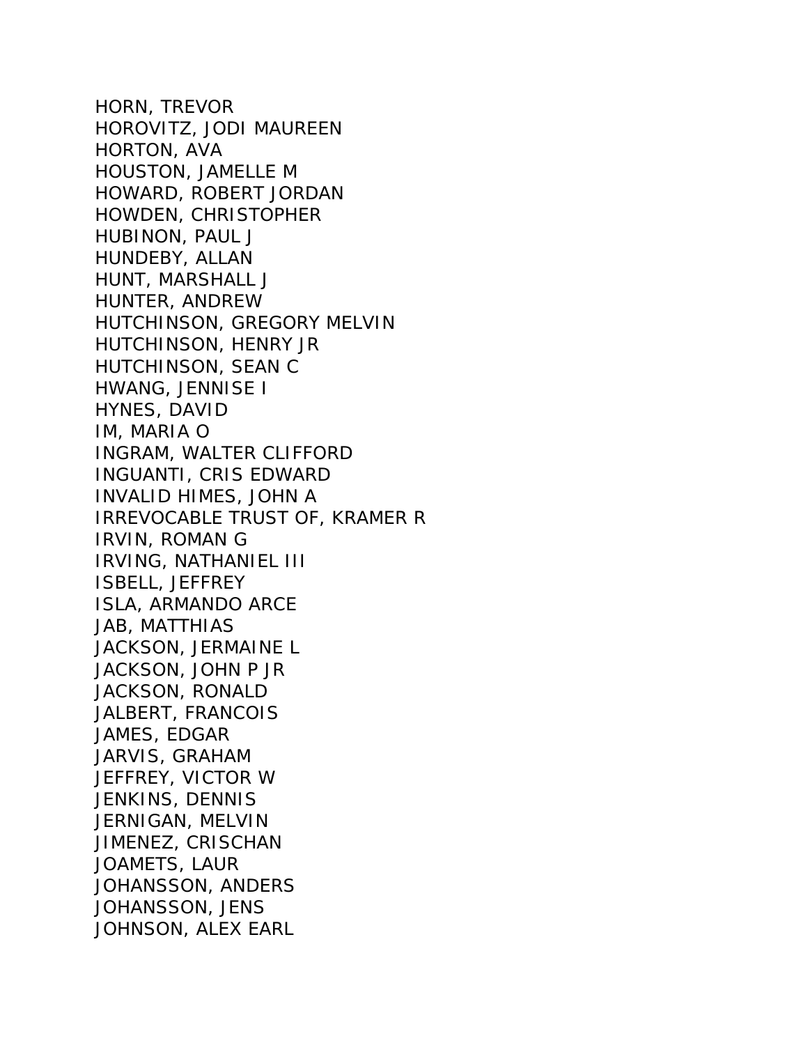HORN, TREVOR
HOROVITZ, JODI MAUREEN
HORTON, AVA
HOUSTON, JAMELLE M
HOWARD, ROBERT JORDAN
HOWDEN, CHRISTOPHER
HUBINON, PAUL J
HUNDEBY, ALLAN
HUNT, MARSHALL J
HUNTER, ANDREW
HUTCHINSON, GREGORY MELVIN
HUTCHINSON, HENRY JR
HUTCHINSON, SEAN C
HWANG, JENNISE I
HYNES, DAVID
IM, MARIA O
INGRAM, WALTER CLIFFORD
INGUANTI, CRIS EDWARD
INVALID HIMES, JOHN A
IRREVOCABLE TRUST OF, KRAMER R
IRVIN, ROMAN G
IRVING, NATHANIEL III
ISBELL, JEFFREY
ISLA, ARMANDO ARCE
JAB, MATTHIAS
JACKSON, JERMAINE L
JACKSON, JOHN P JR
JACKSON, RONALD
JALBERT, FRANCOIS
JAMES, EDGAR
JARVIS, GRAHAM
JEFFREY, VICTOR W
JENKINS, DENNIS
JERNIGAN, MELVIN
JIMENEZ, CRISCHAN
JOAMETS, LAUR
JOHANSSON, ANDERS
JOHANSSON, JENS
JOHNSON, ALEX EARL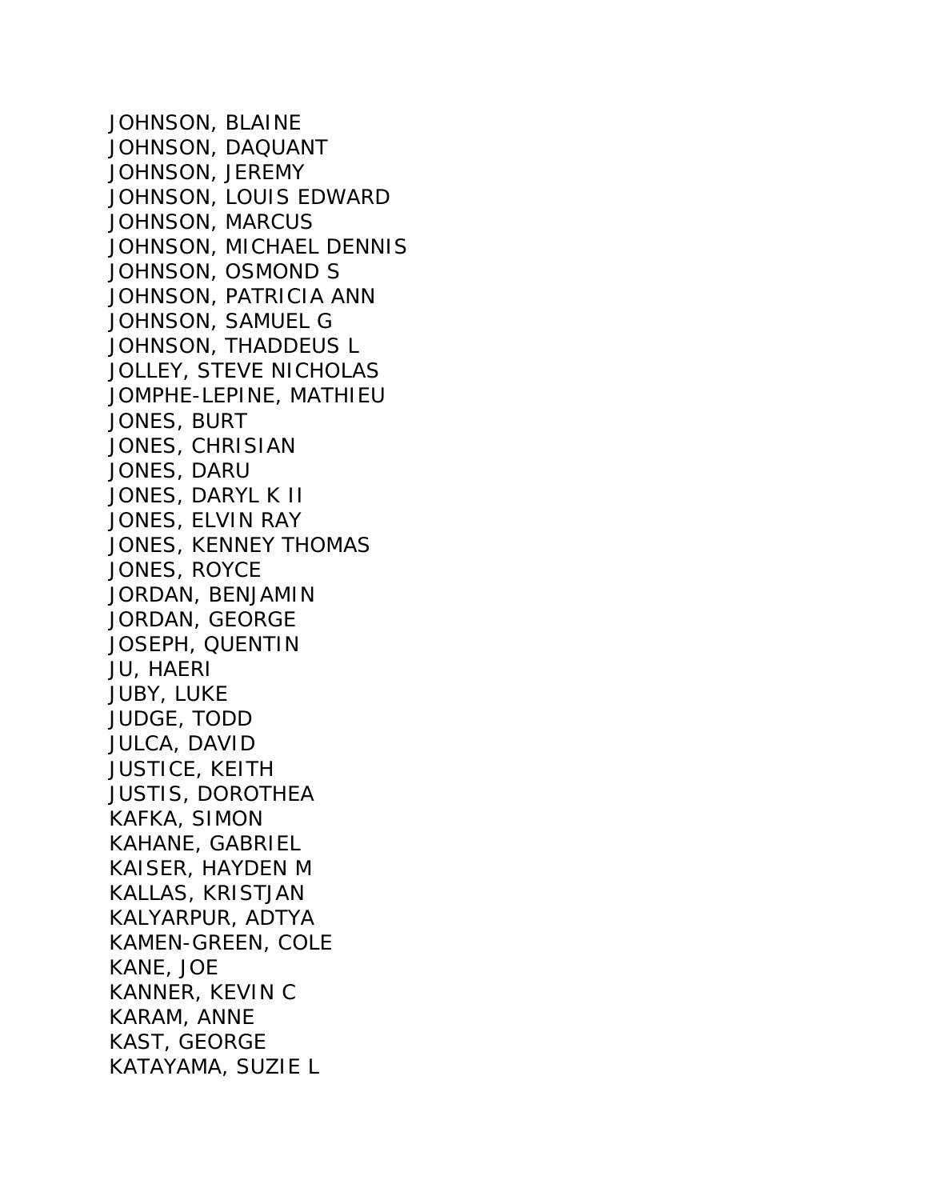JOHNSON, BLAINE
JOHNSON, DAQUANT
JOHNSON, JEREMY
JOHNSON, LOUIS EDWARD
JOHNSON, MARCUS
JOHNSON, MICHAEL DENNIS
JOHNSON, OSMOND S
JOHNSON, PATRICIA ANN
JOHNSON, SAMUEL G
JOHNSON, THADDEUS L
JOLLEY, STEVE NICHOLAS
JOMPHE-LEPINE, MATHIEU
JONES, BURT
JONES, CHRISIAN
JONES, DARU
JONES, DARYL K II
JONES, ELVIN RAY
JONES, KENNEY THOMAS
JONES, ROYCE
JORDAN, BENJAMIN
JORDAN, GEORGE
JOSEPH, QUENTIN
JU, HAERI
JUBY, LUKE
JUDGE, TODD
JULCA, DAVID
JUSTICE, KEITH
JUSTIS, DOROTHEA
KAFKA, SIMON
KAHANE, GABRIEL
KAISER, HAYDEN M
KALLAS, KRISTJAN
KALYARPUR, ADTYA
KAMEN-GREEN, COLE
KANE, JOE
KANNER, KEVIN C
KARAM, ANNE
KAST, GEORGE
KATAYAMA, SUZIE L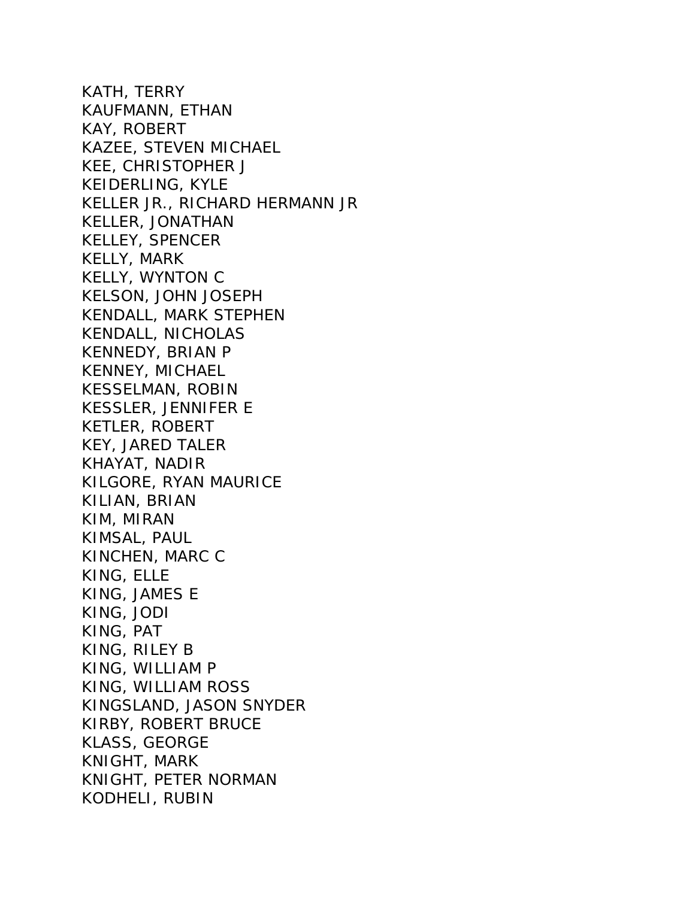KATH, TERRY
KAUFMANN, ETHAN
KAY, ROBERT
KAZEE, STEVEN MICHAEL
KEE, CHRISTOPHER J
KEIDERLING, KYLE
KELLER JR., RICHARD HERMANN JR
KELLER, JONATHAN
KELLEY, SPENCER
KELLY, MARK
KELLY, WYNTON C
KELSON, JOHN JOSEPH
KENDALL, MARK STEPHEN
KENDALL, NICHOLAS
KENNEDY, BRIAN P
KENNEY, MICHAEL
KESSELMAN, ROBIN
KESSLER, JENNIFER E
KETLER, ROBERT
KEY, JARED TALER
KHAYAT, NADIR
KILGORE, RYAN MAURICE
KILIAN, BRIAN
KIM, MIRAN
KIMSAL, PAUL
KINCHEN, MARC C
KING, ELLE
KING, JAMES E
KING, JODI
KING, PAT
KING, RILEY B
KING, WILLIAM P
KING, WILLIAM ROSS
KINGSLAND, JASON SNYDER
KIRBY, ROBERT BRUCE
KLASS, GEORGE
KNIGHT, MARK
KNIGHT, PETER NORMAN
KODHELI, RUBIN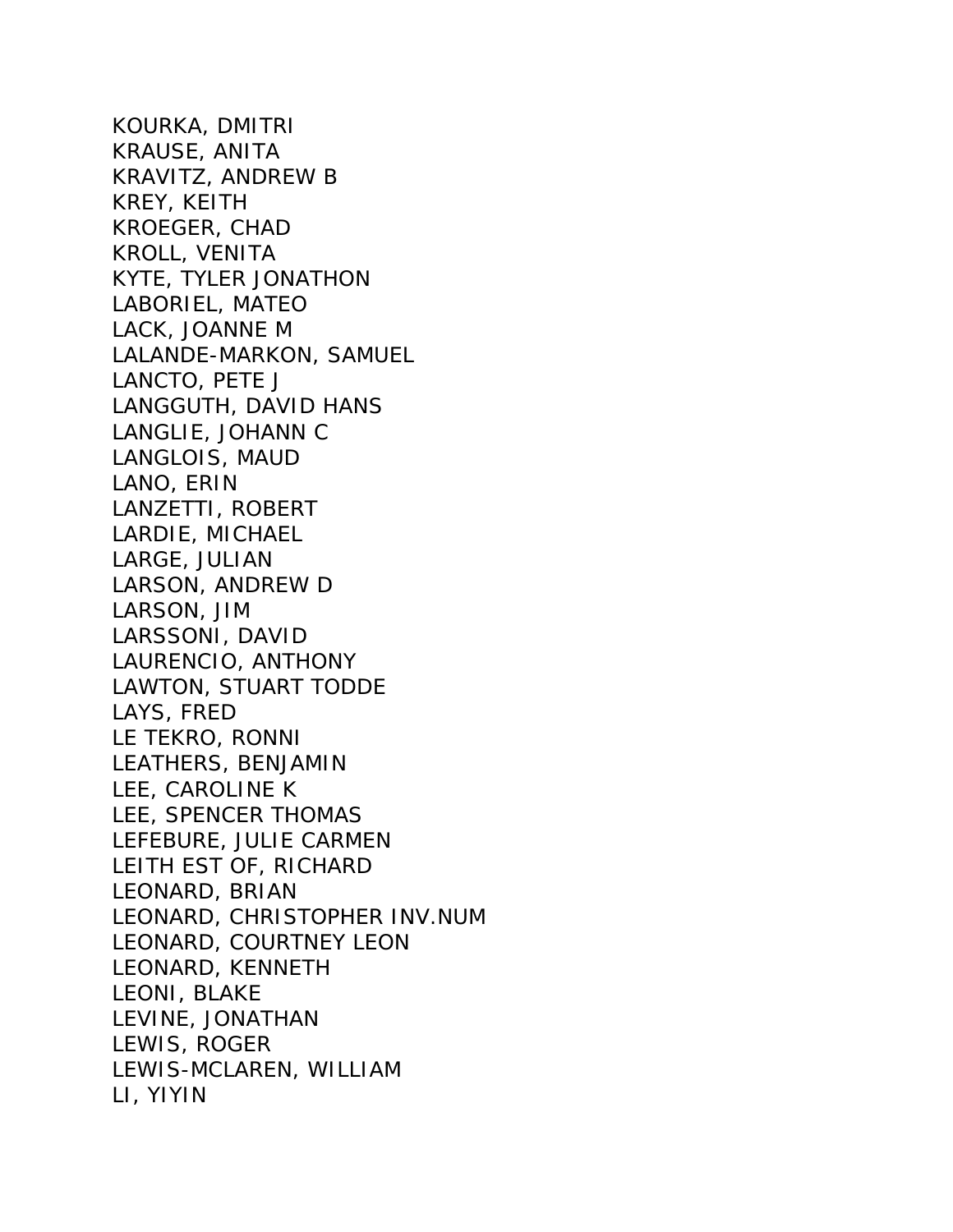KOURKA, DMITRI
KRAUSE, ANITA
KRAVITZ, ANDREW B
KREY, KEITH
KROEGER, CHAD
KROLL, VENITA
KYTE, TYLER JONATHON
LABORIEL, MATEO
LACK, JOANNE M
LALANDE-MARKON, SAMUEL
LANCTO, PETE J
LANGGUTH, DAVID HANS
LANGLIE, JOHANN C
LANGLOIS, MAUD
LANO, ERIN
LANZETTI, ROBERT
LARDIE, MICHAEL
LARGE, JULIAN
LARSON, ANDREW D
LARSON, JIM
LARSSONI, DAVID
LAURENCIO, ANTHONY
LAWTON, STUART TODDE
LAYS, FRED
LE TEKRO, RONNI
LEATHERS, BENJAMIN
LEE, CAROLINE K
LEE, SPENCER THOMAS
LEFEBURE, JULIE CARMEN
LEITH EST OF, RICHARD
LEONARD, BRIAN
LEONARD, CHRISTOPHER INV.NUM
LEONARD, COURTNEY LEON
LEONARD, KENNETH
LEONI, BLAKE
LEVINE, JONATHAN
LEWIS, ROGER
LEWIS-MCLAREN, WILLIAM
LI, YIYIN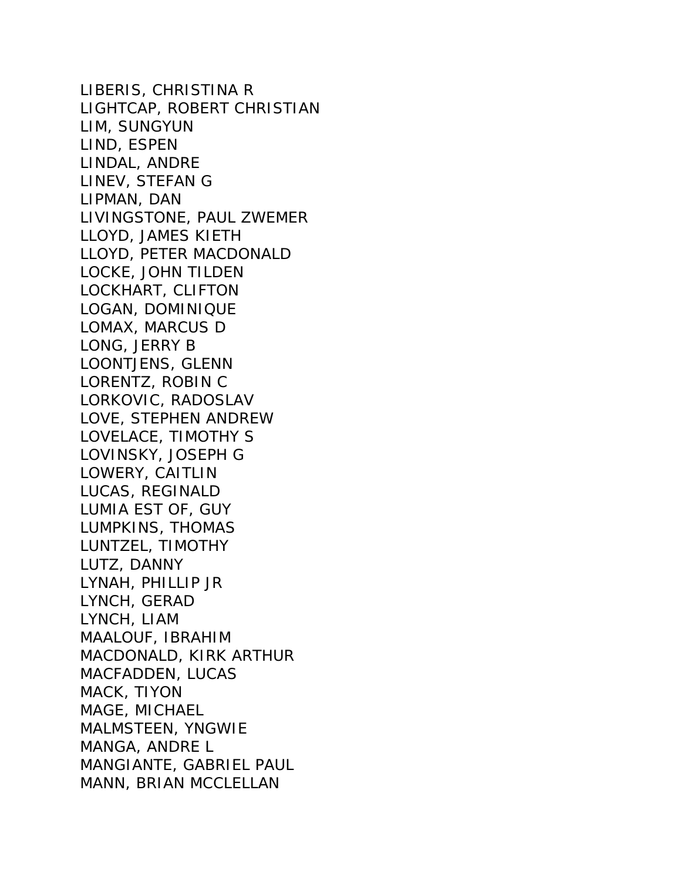LIBERIS, CHRISTINA R
LIGHTCAP, ROBERT CHRISTIAN
LIM, SUNGYUN
LIND, ESPEN
LINDAL, ANDRE
LINEV, STEFAN G
LIPMAN, DAN
LIVINGSTONE, PAUL ZWEMER
LLOYD, JAMES KIETH
LLOYD, PETER MACDONALD
LOCKE, JOHN TILDEN
LOCKHART, CLIFTON
LOGAN, DOMINIQUE
LOMAX, MARCUS D
LONG, JERRY B
LOONTJENS, GLENN
LORENTZ, ROBIN C
LORKOVIC, RADOSLAV
LOVE, STEPHEN ANDREW
LOVELACE, TIMOTHY S
LOVINSKY, JOSEPH G
LOWERY, CAITLIN
LUCAS, REGINALD
LUMIA EST OF, GUY
LUMPKINS, THOMAS
LUNTZEL, TIMOTHY
LUTZ, DANNY
LYNAH, PHILLIP JR
LYNCH, GERAD
LYNCH, LIAM
MAALOUF, IBRAHIM
MACDONALD, KIRK ARTHUR
MACFADDEN, LUCAS
MACK, TIYON
MAGE, MICHAEL
MALMSTEEN, YNGWIE
MANGA, ANDRE L
MANGIANTE, GABRIEL PAUL
MANN, BRIAN MCCLELLAN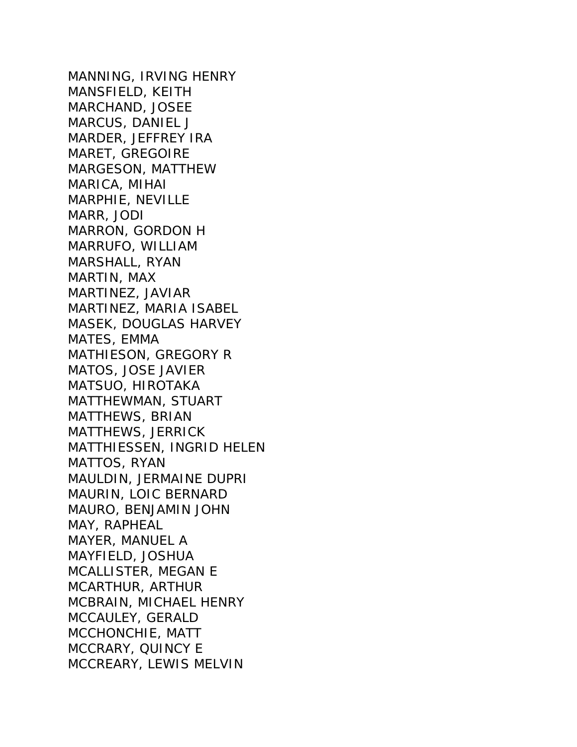MANNING, IRVING HENRY
MANSFIELD, KEITH
MARCHAND, JOSEE
MARCUS, DANIEL J
MARDER, JEFFREY IRA
MARET, GREGOIRE
MARGESON, MATTHEW
MARICA, MIHAI
MARPHIE, NEVILLE
MARR, JODI
MARRON, GORDON H
MARRUFO, WILLIAM
MARSHALL, RYAN
MARTIN, MAX
MARTINEZ, JAVIAR
MARTINEZ, MARIA ISABEL
MASEK, DOUGLAS HARVEY
MATES, EMMA
MATHIESON, GREGORY R
MATOS, JOSE JAVIER
MATSUO, HIROTAKA
MATTHEWMAN, STUART
MATTHEWS, BRIAN
MATTHEWS, JERRICK
MATTHIESSEN, INGRID HELEN
MATTOS, RYAN
MAULDIN, JERMAINE DUPRI
MAURIN, LOIC BERNARD
MAURO, BENJAMIN JOHN
MAY, RAPHEAL
MAYER, MANUEL A
MAYFIELD, JOSHUA
MCALLISTER, MEGAN E
MCARTHUR, ARTHUR
MCBRAIN, MICHAEL HENRY
MCCAULEY, GERALD
MCCHONCHIE, MATT
MCCRARY, QUINCY E
MCCREARY, LEWIS MELVIN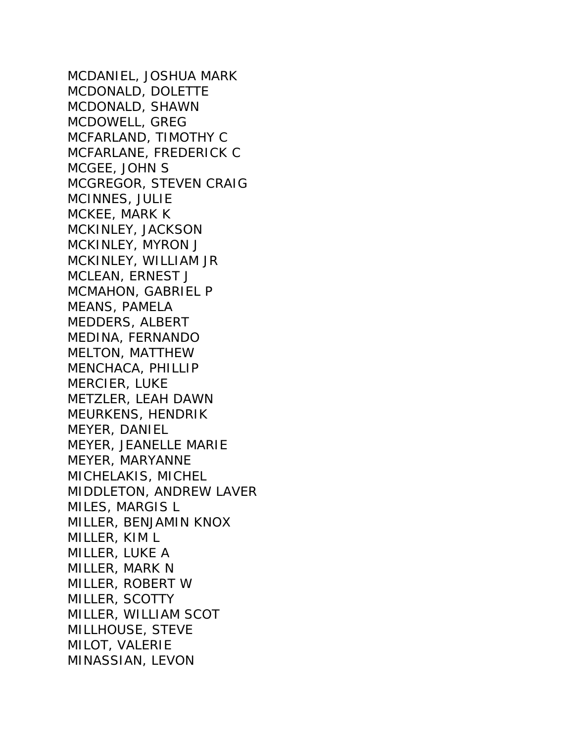MCDANIEL, JOSHUA MARK
MCDONALD, DOLETTE
MCDONALD, SHAWN
MCDOWELL, GREG
MCFARLAND, TIMOTHY C
MCFARLANE, FREDERICK C
MCGEE, JOHN S
MCGREGOR, STEVEN CRAIG
MCINNES, JULIE
MCKEE, MARK K
MCKINLEY, JACKSON
MCKINLEY, MYRON J
MCKINLEY, WILLIAM JR
MCLEAN, ERNEST J
MCMAHON, GABRIEL P
MEANS, PAMELA
MEDDERS, ALBERT
MEDINA, FERNANDO
MELTON, MATTHEW
MENCHACA, PHILLIP
MERCIER, LUKE
METZLER, LEAH DAWN
MEURKENS, HENDRIK
MEYER, DANIEL
MEYER, JEANELLE MARIE
MEYER, MARYANNE
MICHELAKIS, MICHEL
MIDDLETON, ANDREW LAVER
MILES, MARGIS L
MILLER, BENJAMIN KNOX
MILLER, KIM L
MILLER, LUKE A
MILLER, MARK N
MILLER, ROBERT W
MILLER, SCOTTY
MILLER, WILLIAM SCOT
MILLHOUSE, STEVE
MILOT, VALERIE
MINASSIAN, LEVON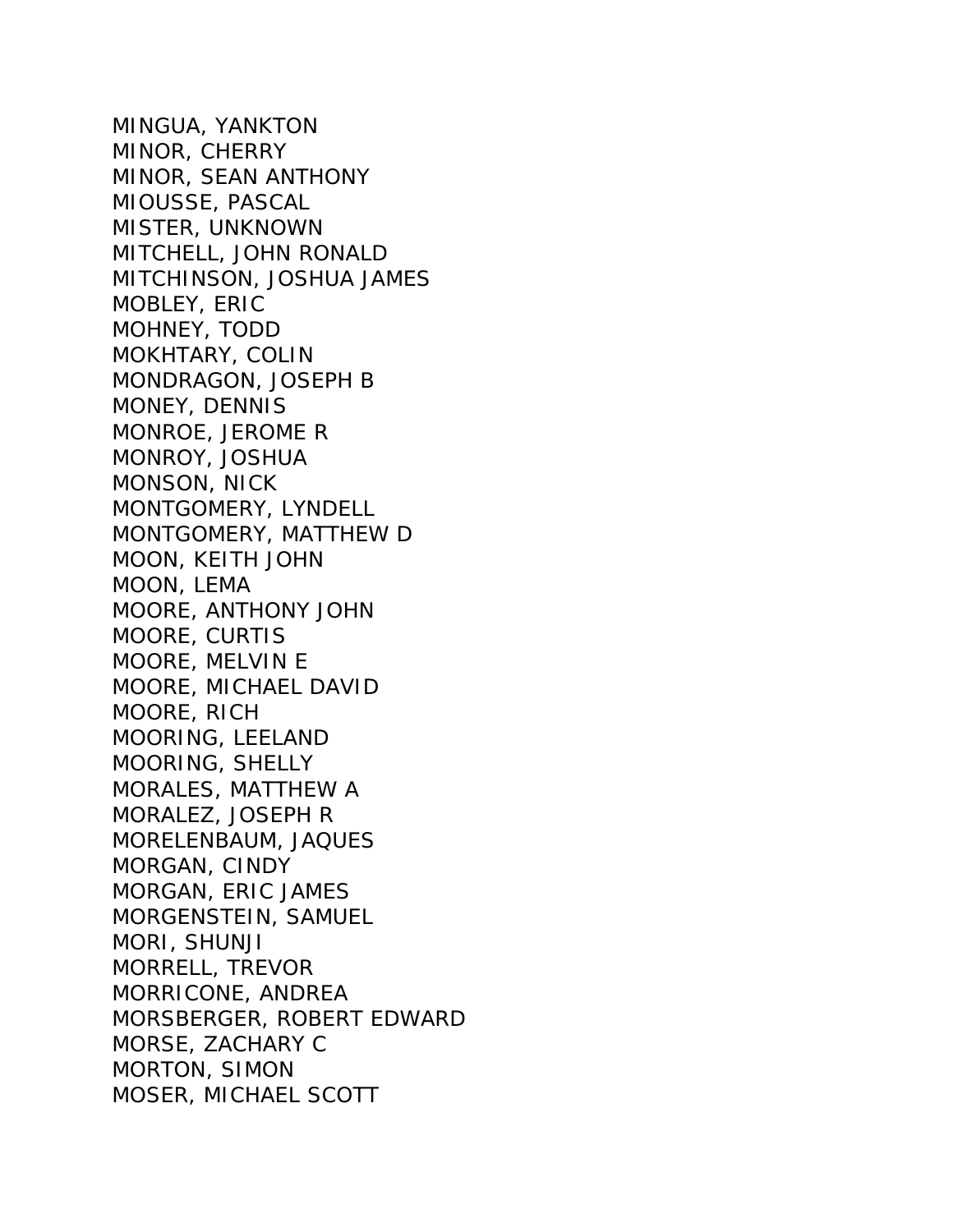MINGUA, YANKTON
MINOR, CHERRY
MINOR, SEAN ANTHONY
MIOUSSE, PASCAL
MISTER, UNKNOWN
MITCHELL, JOHN RONALD
MITCHINSON, JOSHUA JAMES
MOBLEY, ERIC
MOHNEY, TODD
MOKHTARY, COLIN
MONDRAGON, JOSEPH B
MONEY, DENNIS
MONROE, JEROME R
MONROY, JOSHUA
MONSON, NICK
MONTGOMERY, LYNDELL
MONTGOMERY, MATTHEW D
MOON, KEITH JOHN
MOON, LEMA
MOORE, ANTHONY JOHN
MOORE, CURTIS
MOORE, MELVIN E
MOORE, MICHAEL DAVID
MOORE, RICH
MOORING, LEELAND
MOORING, SHELLY
MORALES, MATTHEW A
MORALEZ, JOSEPH R
MORELENBAUM, JAQUES
MORGAN, CINDY
MORGAN, ERIC JAMES
MORGENSTEIN, SAMUEL
MORI, SHUNJI
MORRELL, TREVOR
MORRICONE, ANDREA
MORSBERGER, ROBERT EDWARD
MORSE, ZACHARY C
MORTON, SIMON
MOSER, MICHAEL SCOTT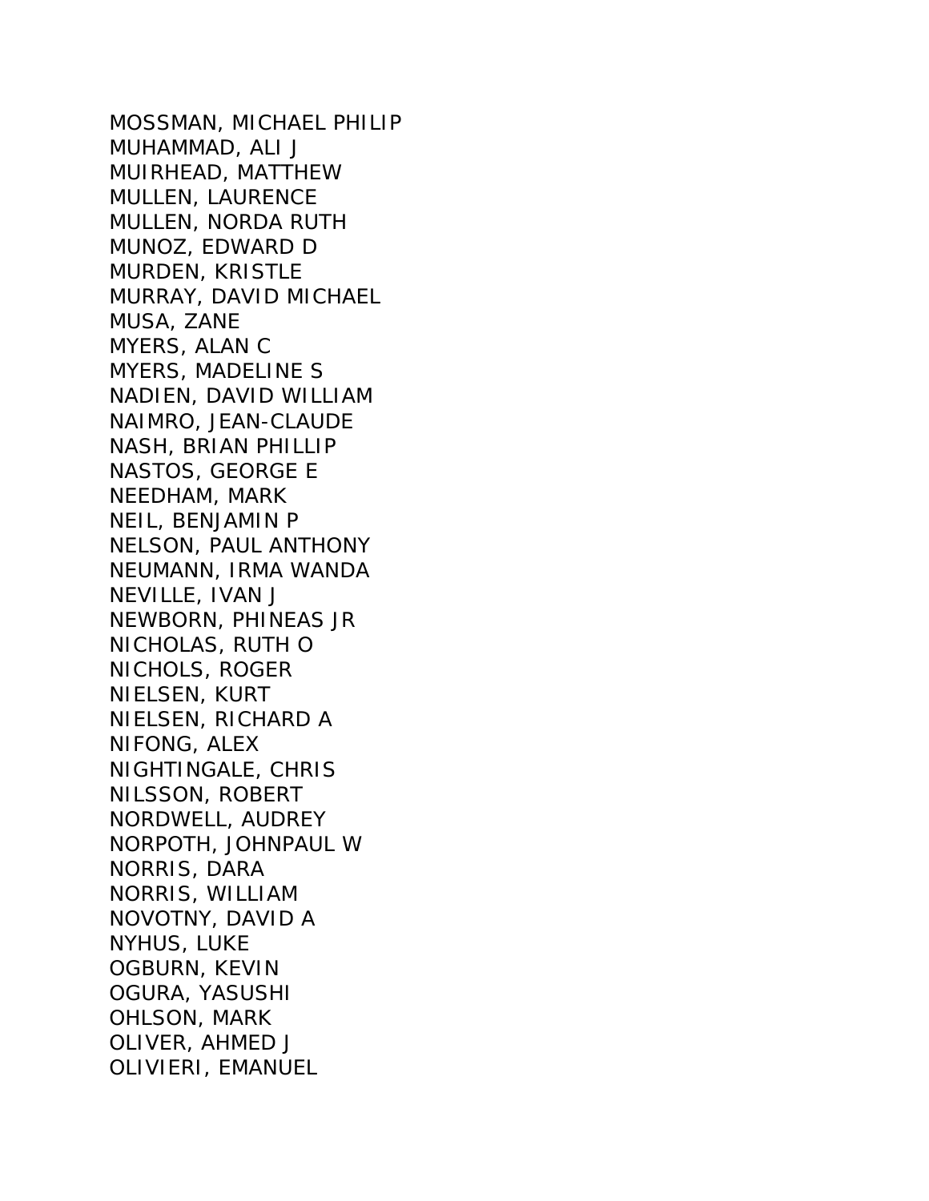MOSSMAN, MICHAEL PHILIP
MUHAMMAD, ALI J
MUIRHEAD, MATTHEW
MULLEN, LAURENCE
MULLEN, NORDA RUTH
MUNOZ, EDWARD D
MURDEN, KRISTLE
MURRAY, DAVID MICHAEL
MUSA, ZANE
MYERS, ALAN C
MYERS, MADELINE S
NADIEN, DAVID WILLIAM
NAIMRO, JEAN-CLAUDE
NASH, BRIAN PHILLIP
NASTOS, GEORGE E
NEEDHAM, MARK
NEIL, BENJAMIN P
NELSON, PAUL ANTHONY
NEUMANN, IRMA WANDA
NEVILLE, IVAN J
NEWBORN, PHINEAS JR
NICHOLAS, RUTH O
NICHOLS, ROGER
NIELSEN, KURT
NIELSEN, RICHARD A
NIFONG, ALEX
NIGHTINGALE, CHRIS
NILSSON, ROBERT
NORDWELL, AUDREY
NORPOTH, JOHNPAUL W
NORRIS, DARA
NORRIS, WILLIAM
NOVOTNY, DAVID A
NYHUS, LUKE
OGBURN, KEVIN
OGURA, YASUSHI
OHLSON, MARK
OLIVER, AHMED J
OLIVIERI, EMANUEL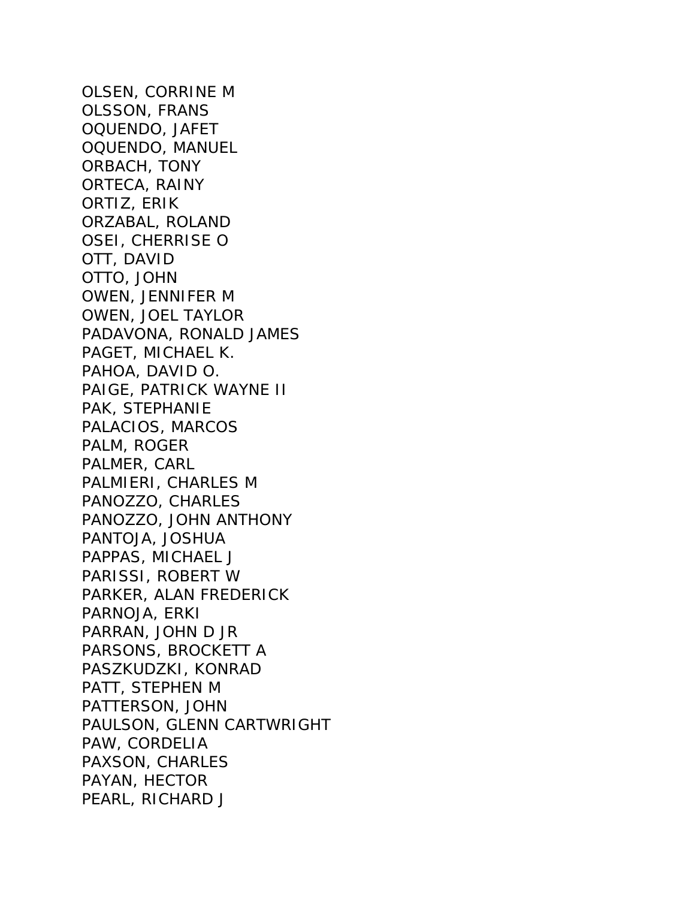OLSEN, CORRINE M
OLSSON, FRANS
OQUENDO, JAFET
OQUENDO, MANUEL
ORBACH, TONY
ORTECA, RAINY
ORTIZ, ERIK
ORZABAL, ROLAND
OSEI, CHERRISE O
OTT, DAVID
OTTO, JOHN
OWEN, JENNIFER M
OWEN, JOEL TAYLOR
PADAVONA, RONALD JAMES
PAGET, MICHAEL K.
PAHOA, DAVID O.
PAIGE, PATRICK WAYNE II
PAK, STEPHANIE
PALACIOS, MARCOS
PALM, ROGER
PALMER, CARL
PALMIERI, CHARLES M
PANOZZO, CHARLES
PANOZZO, JOHN ANTHONY
PANTOJA, JOSHUA
PAPPAS, MICHAEL J
PARISSI, ROBERT W
PARKER, ALAN FREDERICK
PARNOJA, ERKI
PARRAN, JOHN D JR
PARSONS, BROCKETT A
PASZKUDZKI, KONRAD
PATT, STEPHEN M
PATTERSON, JOHN
PAULSON, GLENN CARTWRIGHT
PAW, CORDELIA
PAXSON, CHARLES
PAYAN, HECTOR
PEARL, RICHARD J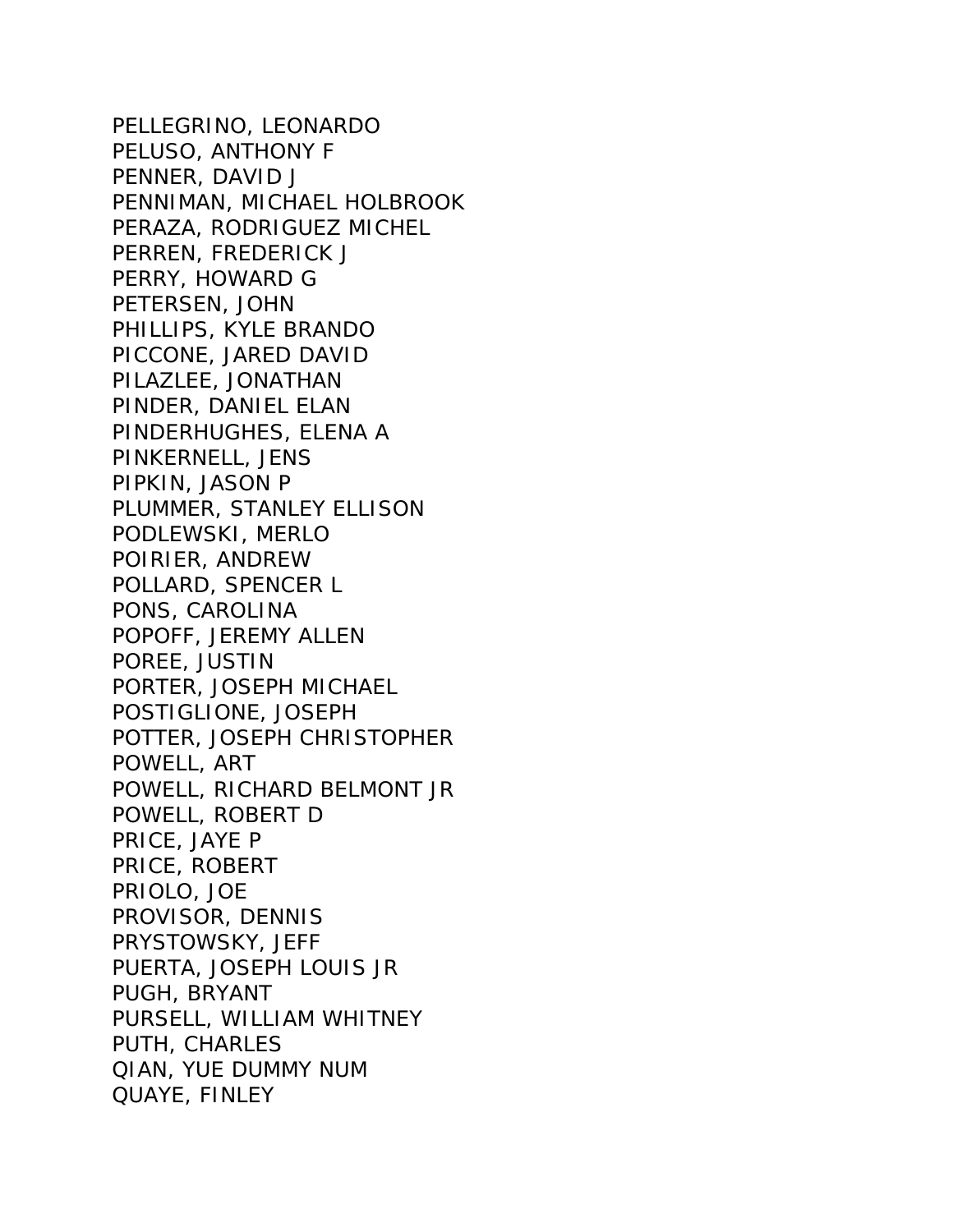PELLEGRINO, LEONARDO
PELUSO, ANTHONY F
PENNER, DAVID J
PENNIMAN, MICHAEL HOLBROOK
PERAZA, RODRIGUEZ MICHEL
PERREN, FREDERICK J
PERRY, HOWARD G
PETERSEN, JOHN
PHILLIPS, KYLE BRANDO
PICCONE, JARED DAVID
PILAZLEE, JONATHAN
PINDER, DANIEL ELAN
PINDERHUGHES, ELENA A
PINKERNELL, JENS
PIPKIN, JASON P
PLUMMER, STANLEY ELLISON
PODLEWSKI, MERLO
POIRIER, ANDREW
POLLARD, SPENCER L
PONS, CAROLINA
POPOFF, JEREMY ALLEN
POREE, JUSTIN
PORTER, JOSEPH MICHAEL
POSTIGLIONE, JOSEPH
POTTER, JOSEPH CHRISTOPHER
POWELL, ART
POWELL, RICHARD BELMONT JR
POWELL, ROBERT D
PRICE, JAYE P
PRICE, ROBERT
PRIOLO, JOE
PROVISOR, DENNIS
PRYSTOWSKY, JEFF
PUERTA, JOSEPH LOUIS JR
PUGH, BRYANT
PURSELL, WILLIAM WHITNEY
PUTH, CHARLES
QIAN, YUE DUMMY NUM
QUAYE, FINLEY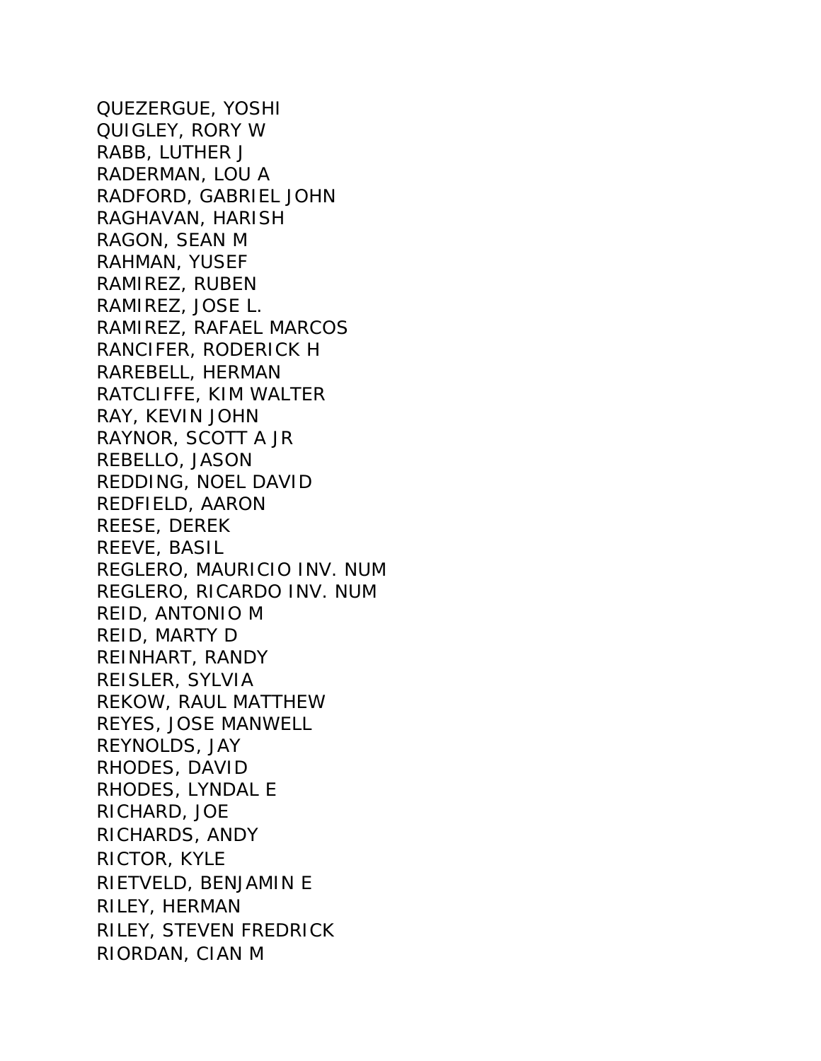QUEZERGUE, YOSHI
QUIGLEY, RORY W
RABB, LUTHER J
RADERMAN, LOU A
RADFORD, GABRIEL JOHN
RAGHAVAN, HARISH
RAGON, SEAN M
RAHMAN, YUSEF
RAMIREZ, RUBEN
RAMIREZ, JOSE L.
RAMIREZ, RAFAEL MARCOS
RANCIFER, RODERICK H
RAREBELL, HERMAN
RATCLIFFE, KIM WALTER
RAY, KEVIN JOHN
RAYNOR, SCOTT A JR
REBELLO, JASON
REDDING, NOEL DAVID
REDFIELD, AARON
REESE, DEREK
REEVE, BASIL
REGLERO, MAURICIO INV. NUM
REGLERO, RICARDO INV. NUM
REID, ANTONIO M
REID, MARTY D
REINHART, RANDY
REISLER, SYLVIA
REKOW, RAUL MATTHEW
REYES, JOSE MANWELL
REYNOLDS, JAY
RHODES, DAVID
RHODES, LYNDAL E
RICHARD, JOE
RICHARDS, ANDY
RICTOR, KYLE
RIETVELD, BENJAMIN E
RILEY, HERMAN
RILEY, STEVEN FREDRICK
RIORDAN, CIAN M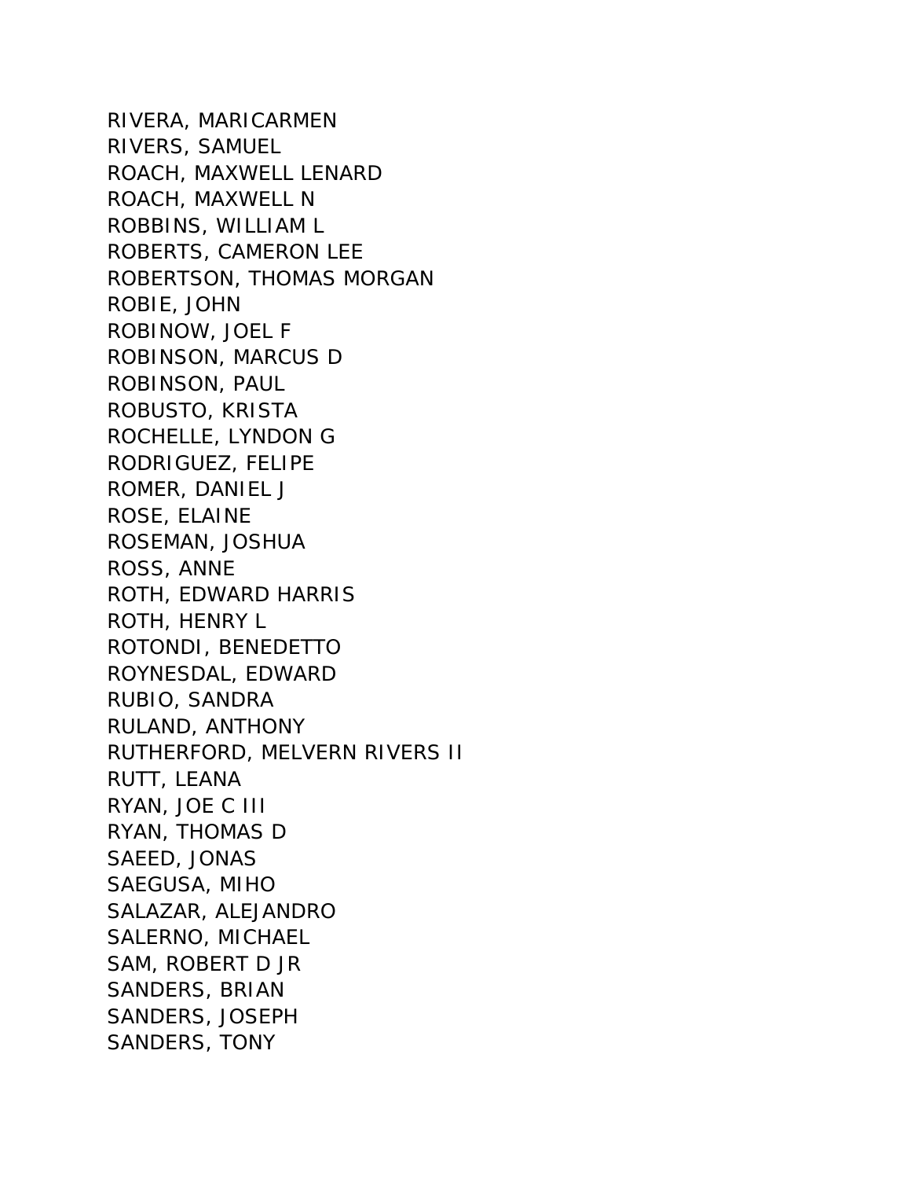RIVERA, MARICARMEN
RIVERS, SAMUEL
ROACH, MAXWELL LENARD
ROACH, MAXWELL N
ROBBINS, WILLIAM L
ROBERTS, CAMERON LEE
ROBERTSON, THOMAS MORGAN
ROBIE, JOHN
ROBINOW, JOEL F
ROBINSON, MARCUS D
ROBINSON, PAUL
ROBUSTO, KRISTA
ROCHELLE, LYNDON G
RODRIGUEZ, FELIPE
ROMER, DANIEL J
ROSE, ELAINE
ROSEMAN, JOSHUA
ROSS, ANNE
ROTH, EDWARD HARRIS
ROTH, HENRY L
ROTONDI, BENEDETTO
ROYNESDAL, EDWARD
RUBIO, SANDRA
RULAND, ANTHONY
RUTHERFORD, MELVERN RIVERS II
RUTT, LEANA
RYAN, JOE C III
RYAN, THOMAS D
SAEED, JONAS
SAEGUSA, MIHO
SALAZAR, ALEJANDRO
SALERNO, MICHAEL
SAM, ROBERT D JR
SANDERS, BRIAN
SANDERS, JOSEPH
SANDERS, TONY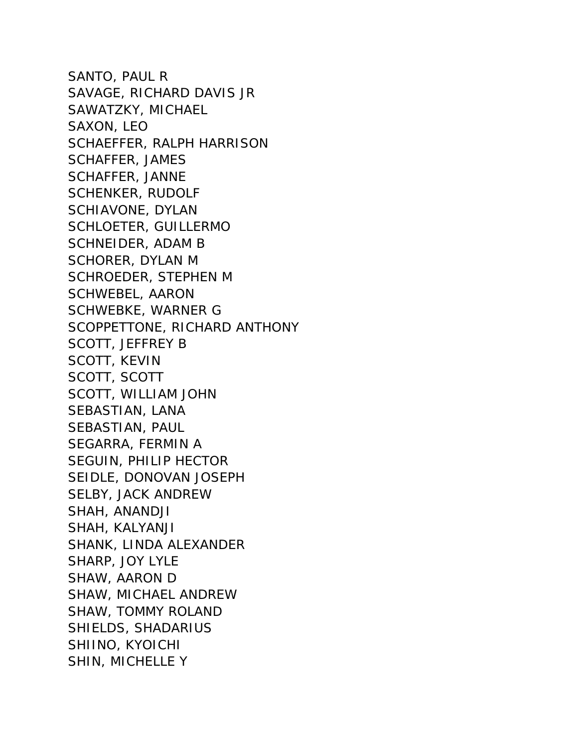SANTO, PAUL R
SAVAGE, RICHARD DAVIS JR
SAWATZKY, MICHAEL
SAXON, LEO
SCHAEFFER, RALPH HARRISON
SCHAFFER, JAMES
SCHAFFER, JANNE
SCHENKER, RUDOLF
SCHIAVONE, DYLAN
SCHLOETER, GUILLERMO
SCHNEIDER, ADAM B
SCHORER, DYLAN M
SCHROEDER, STEPHEN M
SCHWEBEL, AARON
SCHWEBKE, WARNER G
SCOPPETTONE, RICHARD ANTHONY
SCOTT, JEFFREY B
SCOTT, KEVIN
SCOTT, SCOTT
SCOTT, WILLIAM JOHN
SEBASTIAN, LANA
SEBASTIAN, PAUL
SEGARRA, FERMIN A
SEGUIN, PHILIP HECTOR
SEIDLE, DONOVAN JOSEPH
SELBY, JACK ANDREW
SHAH, ANANDJI
SHAH, KALYANJI
SHANK, LINDA ALEXANDER
SHARP, JOY LYLE
SHAW, AARON D
SHAW, MICHAEL ANDREW
SHAW, TOMMY ROLAND
SHIELDS, SHADARIUS
SHIINO, KYOICHI
SHIN, MICHELLE Y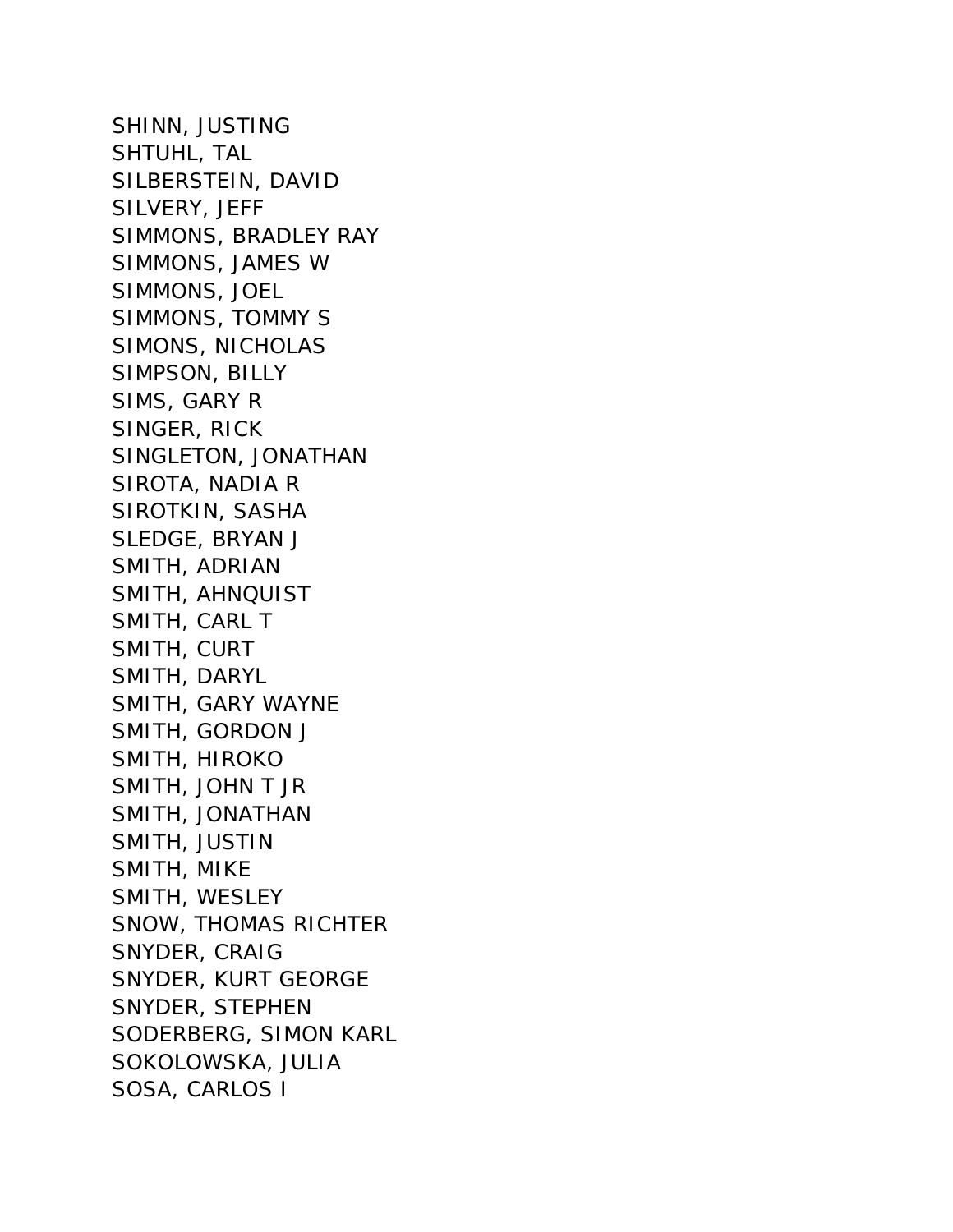SHINN, JUSTING
SHTUHL, TAL
SILBERSTEIN, DAVID
SILVERY, JEFF
SIMMONS, BRADLEY RAY
SIMMONS, JAMES W
SIMMONS, JOEL
SIMMONS, TOMMY S
SIMONS, NICHOLAS
SIMPSON, BILLY
SIMS, GARY R
SINGER, RICK
SINGLETON, JONATHAN
SIROTA, NADIA R
SIROTKIN, SASHA
SLEDGE, BRYAN J
SMITH, ADRIAN
SMITH, AHNQUIST
SMITH, CARL T
SMITH, CURT
SMITH, DARYL
SMITH, GARY WAYNE
SMITH, GORDON J
SMITH, HIROKO
SMITH, JOHN T JR
SMITH, JONATHAN
SMITH, JUSTIN
SMITH, MIKE
SMITH, WESLEY
SNOW, THOMAS RICHTER
SNYDER, CRAIG
SNYDER, KURT GEORGE
SNYDER, STEPHEN
SODERBERG, SIMON KARL
SOKOLOWSKA, JULIA
SOSA, CARLOS I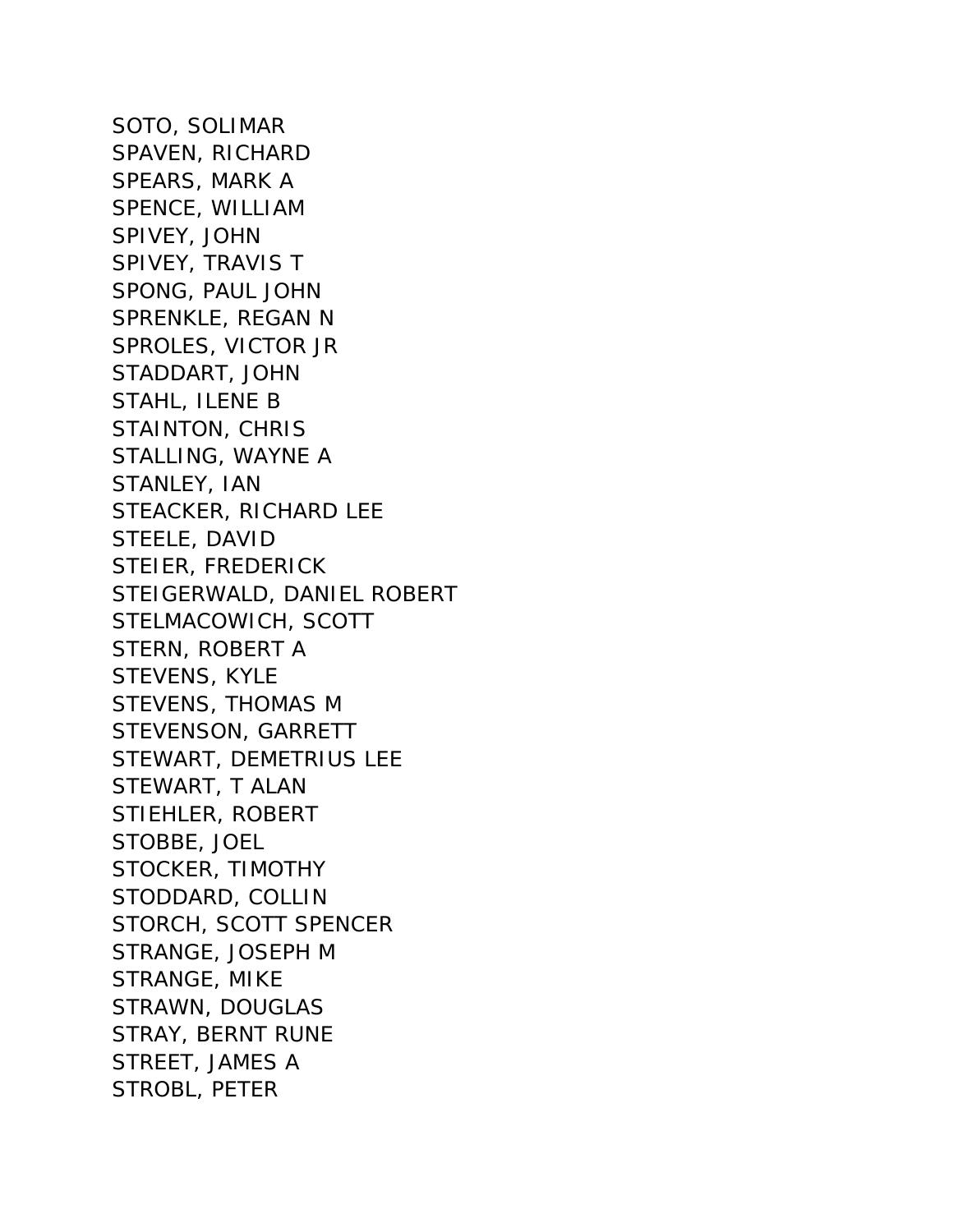SOTO, SOLIMAR
SPAVEN, RICHARD
SPEARS, MARK A
SPENCE, WILLIAM
SPIVEY, JOHN
SPIVEY, TRAVIS T
SPONG, PAUL JOHN
SPRENKLE, REGAN N
SPROLES, VICTOR JR
STADDART, JOHN
STAHL, ILENE B
STAINTON, CHRIS
STALLING, WAYNE A
STANLEY, IAN
STEACKER, RICHARD LEE
STEELE, DAVID
STEIER, FREDERICK
STEIGERWALD, DANIEL ROBERT
STELMACOWICH, SCOTT
STERN, ROBERT A
STEVENS, KYLE
STEVENS, THOMAS M
STEVENSON, GARRETT
STEWART, DEMETRIUS LEE
STEWART, T ALAN
STIEHLER, ROBERT
STOBBE, JOEL
STOCKER, TIMOTHY
STODDARD, COLLIN
STORCH, SCOTT SPENCER
STRANGE, JOSEPH M
STRANGE, MIKE
STRAWN, DOUGLAS
STRAY, BERNT RUNE
STREET, JAMES A
STROBL, PETER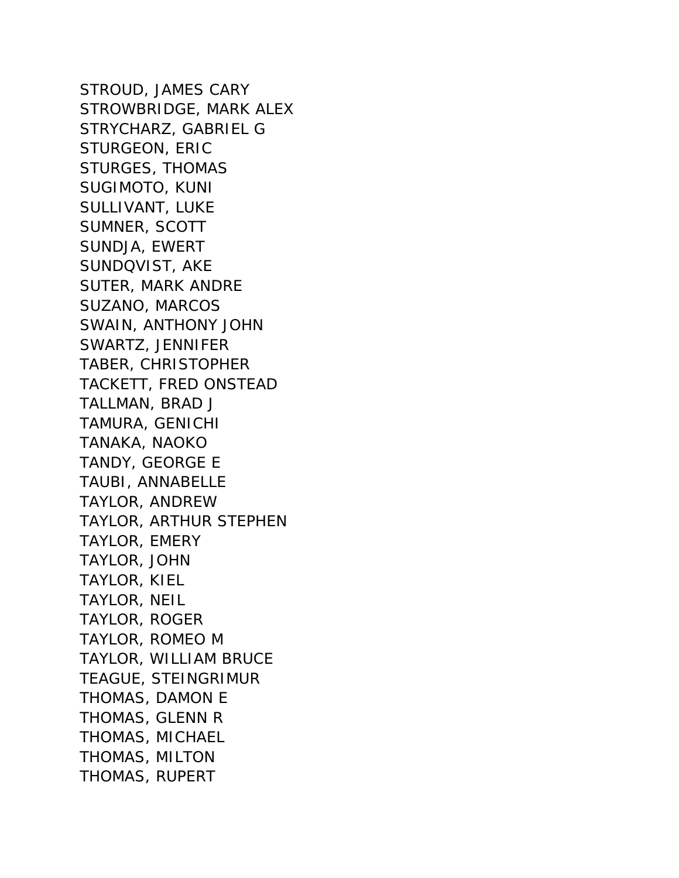STROUD, JAMES CARY
STROWBRIDGE, MARK ALEX
STRYCHARZ, GABRIEL G
STURGEON, ERIC
STURGES, THOMAS
SUGIMOTO, KUNI
SULLIVANT, LUKE
SUMNER, SCOTT
SUNDJA, EWERT
SUNDQVIST, AKE
SUTER, MARK ANDRE
SUZANO, MARCOS
SWAIN, ANTHONY JOHN
SWARTZ, JENNIFER
TABER, CHRISTOPHER
TACKETT, FRED ONSTEAD
TALLMAN, BRAD J
TAMURA, GENICHI
TANAKA, NAOKO
TANDY, GEORGE E
TAUBI, ANNABELLE
TAYLOR, ANDREW
TAYLOR, ARTHUR STEPHEN
TAYLOR, EMERY
TAYLOR, JOHN
TAYLOR, KIEL
TAYLOR, NEIL
TAYLOR, ROGER
TAYLOR, ROMEO M
TAYLOR, WILLIAM BRUCE
TEAGUE, STEINGRIMUR
THOMAS, DAMON E
THOMAS, GLENN R
THOMAS, MICHAEL
THOMAS, MILTON
THOMAS, RUPERT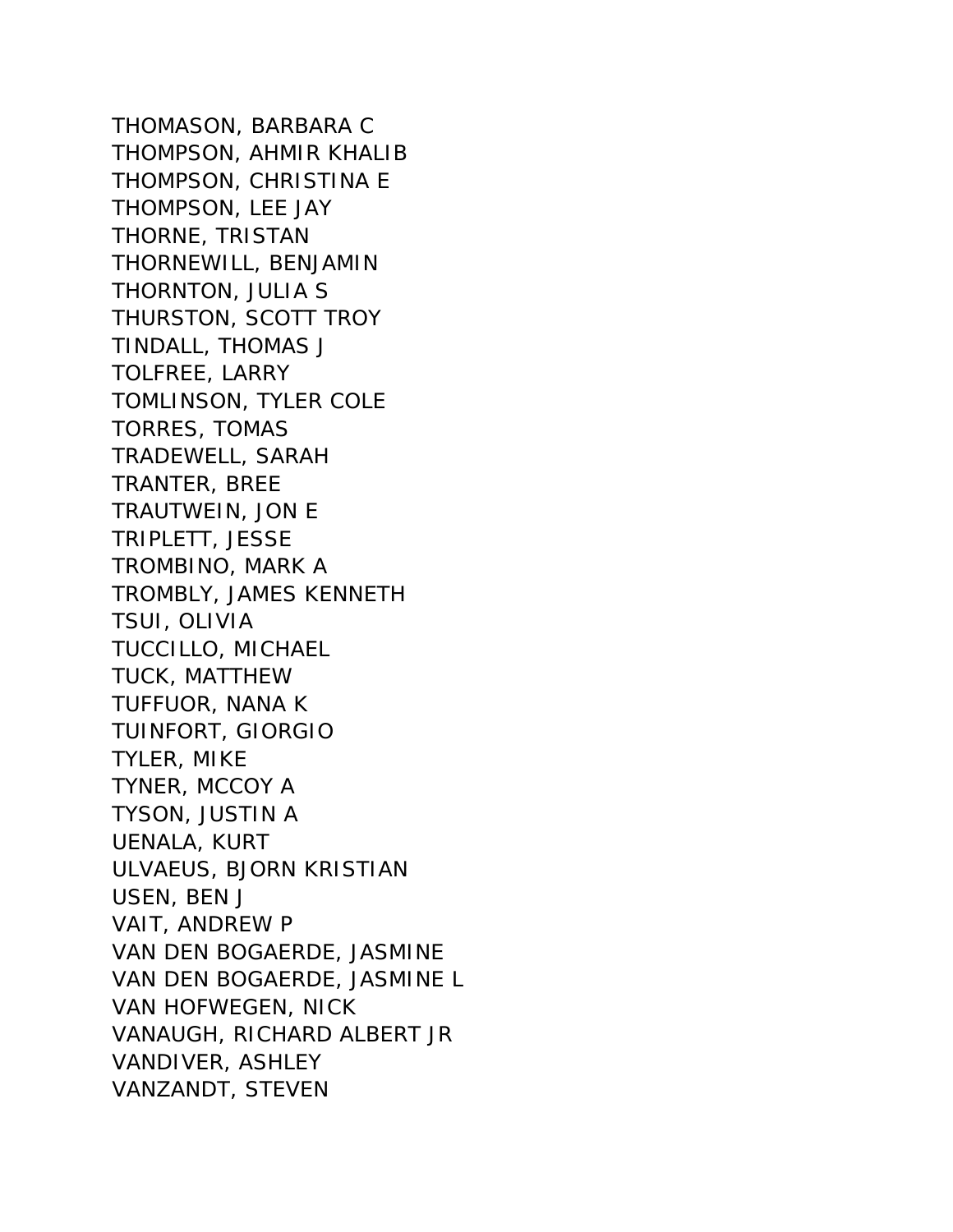THOMASON, BARBARA C
THOMPSON, AHMIR KHALIB
THOMPSON, CHRISTINA E
THOMPSON, LEE JAY
THORNE, TRISTAN
THORNEWILL, BENJAMIN
THORNTON, JULIA S
THURSTON, SCOTT TROY
TINDALL, THOMAS J
TOLFREE, LARRY
TOMLINSON, TYLER COLE
TORRES, TOMAS
TRADEWELL, SARAH
TRANTER, BREE
TRAUTWEIN, JON E
TRIPLETT, JESSE
TROMBINO, MARK A
TROMBLY, JAMES KENNETH
TSUI, OLIVIA
TUCCILLO, MICHAEL
TUCK, MATTHEW
TUFFUOR, NANA K
TUINFORT, GIORGIO
TYLER, MIKE
TYNER, MCCOY A
TYSON, JUSTIN A
UENALA, KURT
ULVAEUS, BJORN KRISTIAN
USEN, BEN J
VAIT, ANDREW P
VAN DEN BOGAERDE, JASMINE
VAN DEN BOGAERDE, JASMINE L
VAN HOFWEGEN, NICK
VANAUGH, RICHARD ALBERT JR
VANDIVER, ASHLEY
VANZANDT, STEVEN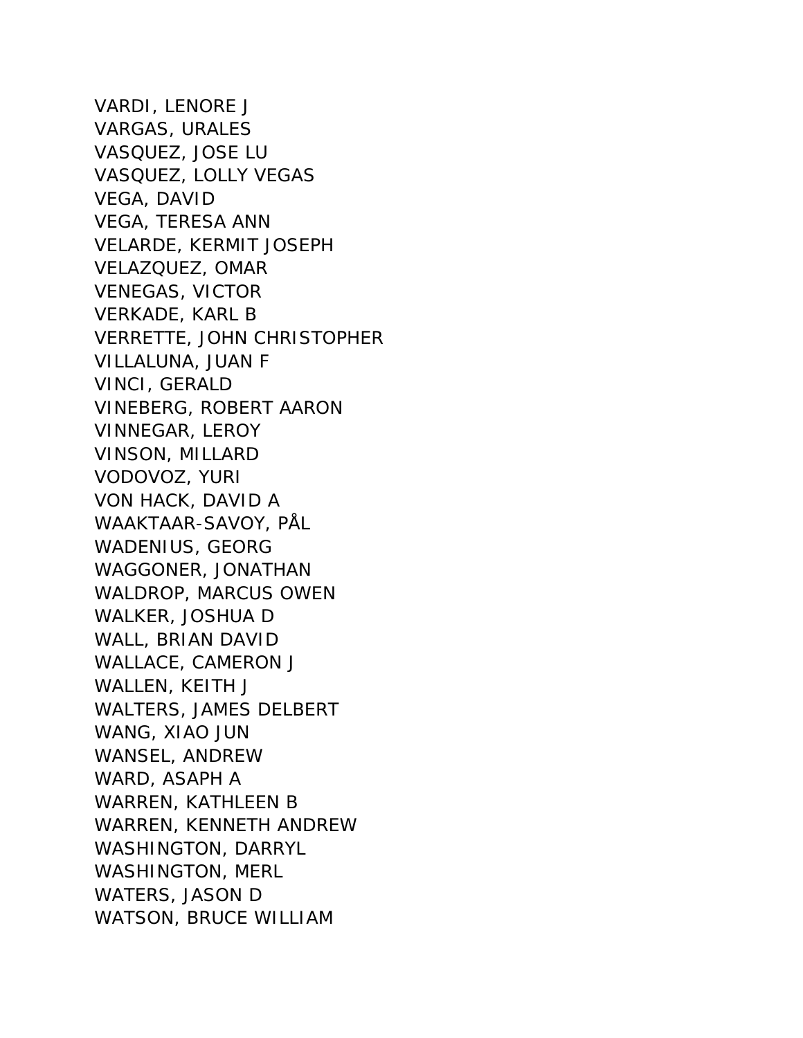VARDI, LENORE J
VARGAS, URALES
VASQUEZ, JOSE LU
VASQUEZ, LOLLY VEGAS
VEGA, DAVID
VEGA, TERESA ANN
VELARDE, KERMIT JOSEPH
VELAZQUEZ, OMAR
VENEGAS, VICTOR
VERKADE, KARL B
VERRETTE, JOHN CHRISTOPHER
VILLALUNA, JUAN F
VINCI, GERALD
VINEBERG, ROBERT AARON
VINNEGAR, LEROY
VINSON, MILLARD
VODOVOZ, YURI
VON HACK, DAVID A
WAAKTAAR-SAVOY, PÅL
WADENIUS, GEORG
WAGGONER, JONATHAN
WALDROP, MARCUS OWEN
WALKER, JOSHUA D
WALL, BRIAN DAVID
WALLACE, CAMERON J
WALLEN, KEITH J
WALTERS, JAMES DELBERT
WANG, XIAO JUN
WANSEL, ANDREW
WARD, ASAPH A
WARREN, KATHLEEN B
WARREN, KENNETH ANDREW
WASHINGTON, DARRYL
WASHINGTON, MERL
WATERS, JASON D
WATSON, BRUCE WILLIAM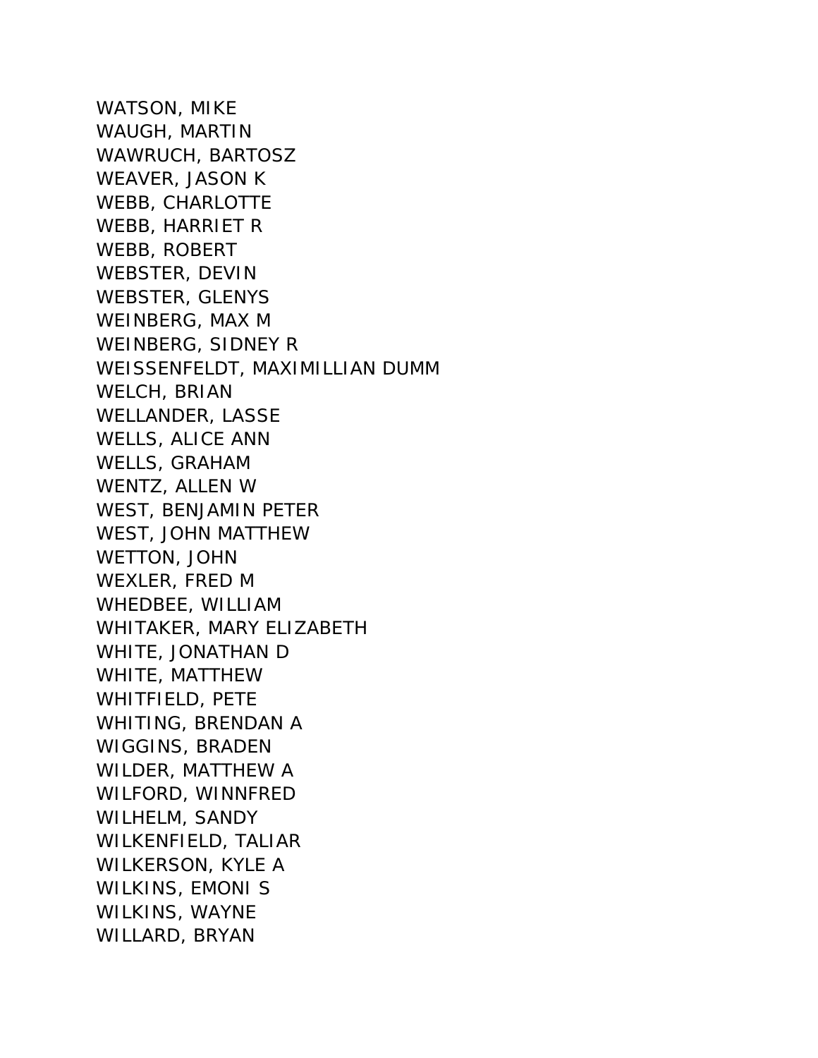WATSON, MIKE
WAUGH, MARTIN
WAWRUCH, BARTOSZ
WEAVER, JASON K
WEBB, CHARLOTTE
WEBB, HARRIET R
WEBB, ROBERT
WEBSTER, DEVIN
WEBSTER, GLENYS
WEINBERG, MAX M
WEINBERG, SIDNEY R
WEISSENFELDT, MAXIMILLIAN DUMM
WELCH, BRIAN
WELLANDER, LASSE
WELLS, ALICE ANN
WELLS, GRAHAM
WENTZ, ALLEN W
WEST, BENJAMIN PETER
WEST, JOHN MATTHEW
WETTON, JOHN
WEXLER, FRED M
WHEDBEE, WILLIAM
WHITAKER, MARY ELIZABETH
WHITE, JONATHAN D
WHITE, MATTHEW
WHITFIELD, PETE
WHITING, BRENDAN A
WIGGINS, BRADEN
WILDER, MATTHEW A
WILFORD, WINNFRED
WILHELM, SANDY
WILKENFIELD, TALIAR
WILKERSON, KYLE A
WILKINS, EMONI S
WILKINS, WAYNE
WILLARD, BRYAN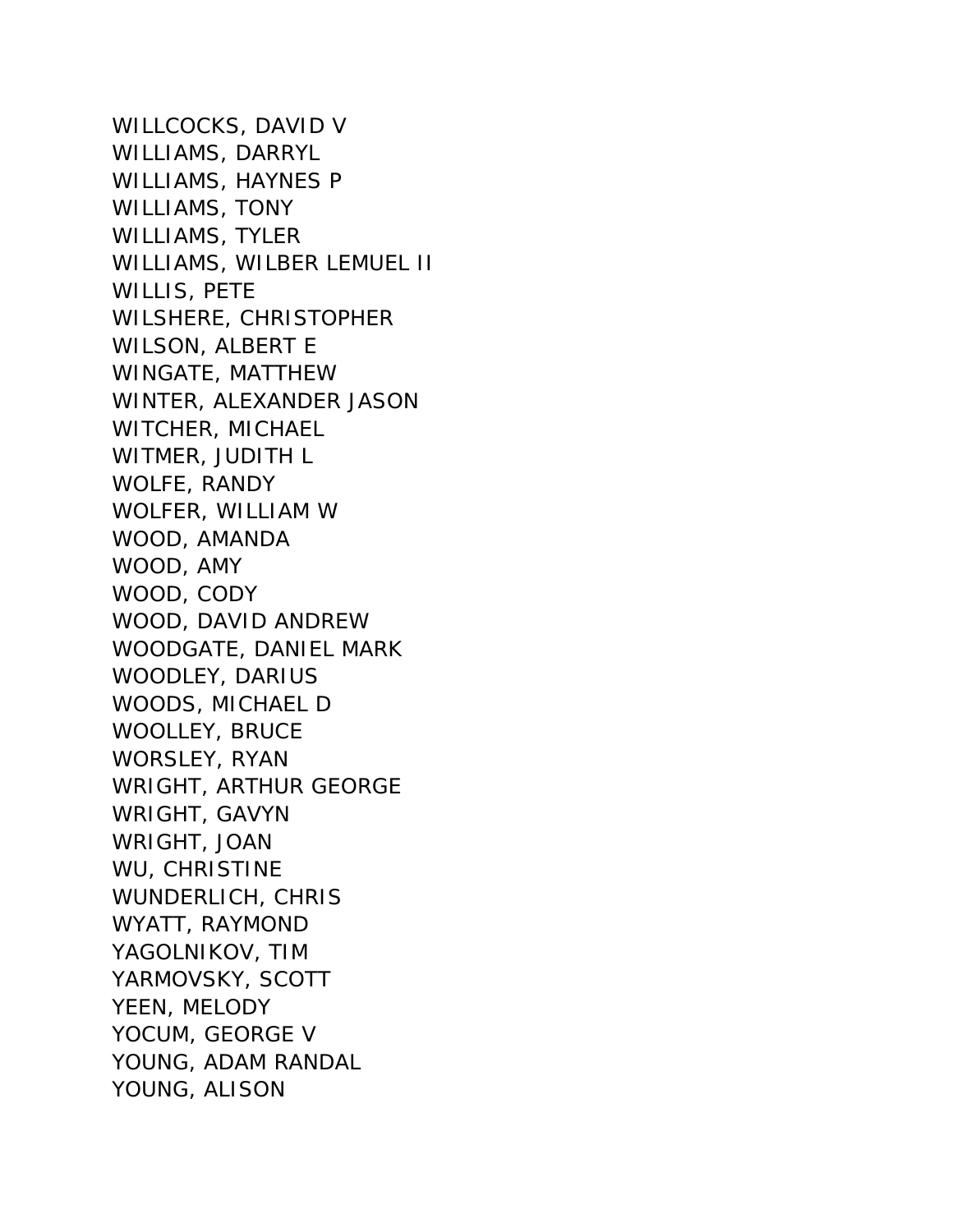WILLCOCKS, DAVID V
WILLIAMS, DARRYL
WILLIAMS, HAYNES P
WILLIAMS, TONY
WILLIAMS, TYLER
WILLIAMS, WILBER LEMUEL II
WILLIS, PETE
WILSHERE, CHRISTOPHER
WILSON, ALBERT E
WINGATE, MATTHEW
WINTER, ALEXANDER JASON
WITCHER, MICHAEL
WITMER, JUDITH L
WOLFE, RANDY
WOLFER, WILLIAM W
WOOD, AMANDA
WOOD, AMY
WOOD, CODY
WOOD, DAVID ANDREW
WOODGATE, DANIEL MARK
WOODLEY, DARIUS
WOODS, MICHAEL D
WOOLLEY, BRUCE
WORSLEY, RYAN
WRIGHT, ARTHUR GEORGE
WRIGHT, GAVYN
WRIGHT, JOAN
WU, CHRISTINE
WUNDERLICH, CHRIS
WYATT, RAYMOND
YAGOLNIKOV, TIM
YARMOVSKY, SCOTT
YEEN, MELODY
YOCUM, GEORGE V
YOUNG, ADAM RANDAL
YOUNG, ALISON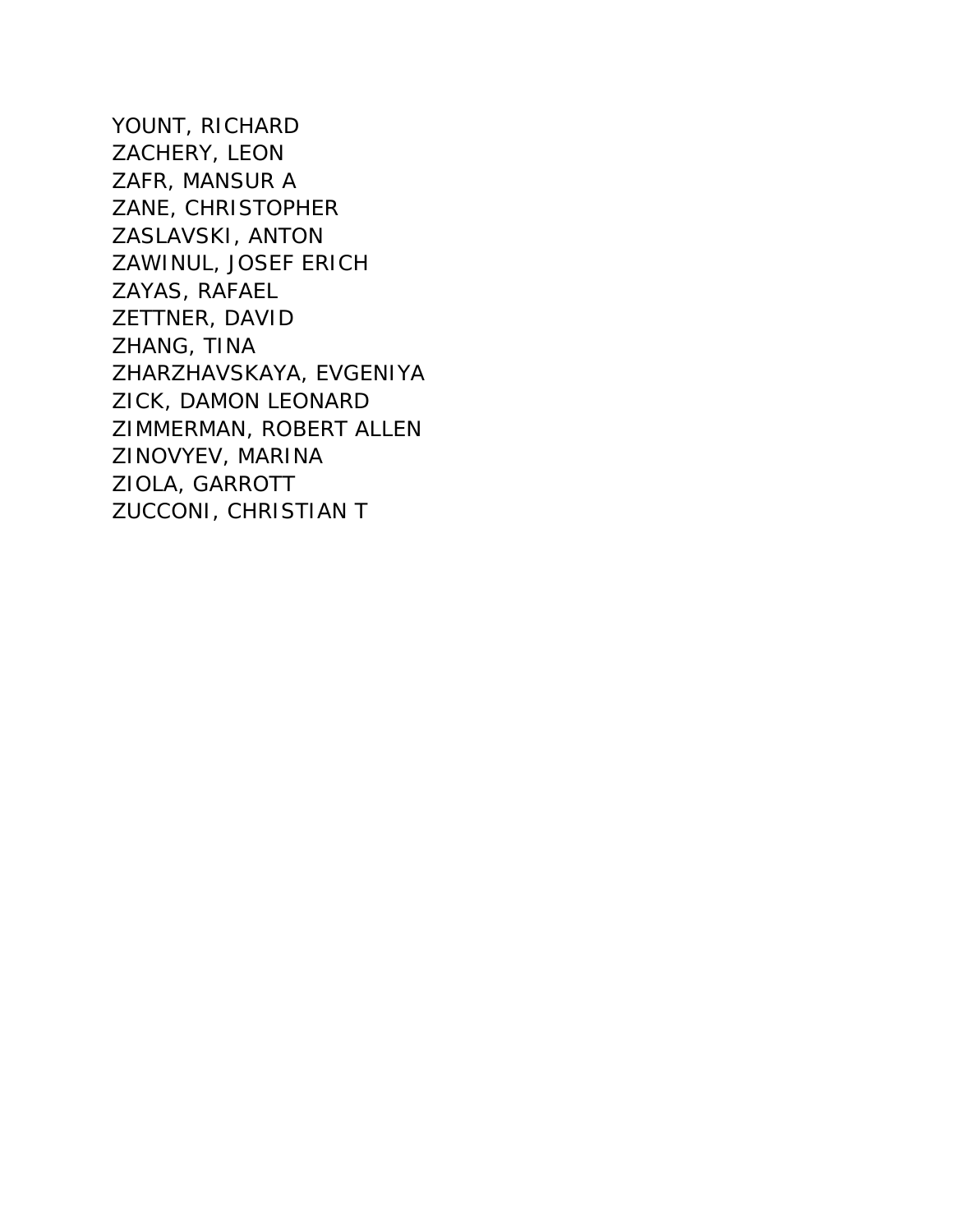YOUNT, RICHARD
ZACHERY, LEON
ZAFR, MANSUR A
ZANE, CHRISTOPHER
ZASLAVSKI, ANTON
ZAWINUL, JOSEF ERICH
ZAYAS, RAFAEL
ZETTNER, DAVID
ZHANG, TINA
ZHARZHAVSKAYA, EVGENIYA
ZICK, DAMON LEONARD
ZIMMERMAN, ROBERT ALLEN
ZINOVYEV, MARINA
ZIOLA, GARROTT
ZUCCONI, CHRISTIAN T